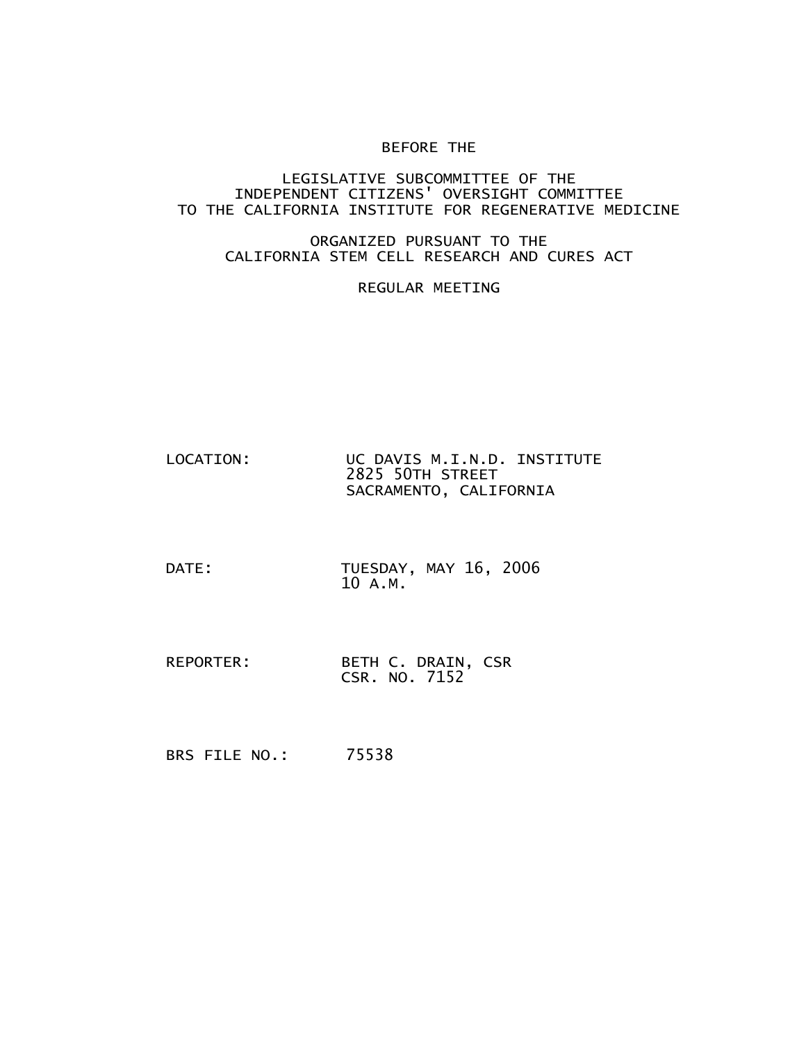BEFORE THE

LEGISLATIVE SUBCOMMITTEE OF THE
INDEPENDENT CITIZENS' OVERSIGHT COMMITTEE
TO THE CALIFORNIA INSTITUTE FOR REGENERATIVE MEDICINE

ORGANIZED PURSUANT TO THE
CALIFORNIA STEM CELL RESEARCH AND CURES ACT

REGULAR MEETING

LOCATION: UC DAVIS M.I.N.D. INSTITUTE
2825 50TH STREET
SACRAMENTO, CALIFORNIA

DATE: TUESDAY, MAY 16, 2006
10 A.M.

REPORTER: BETH C. DRAIN, CSR
CSR. NO. 7152

BRS FILE NO.: 75538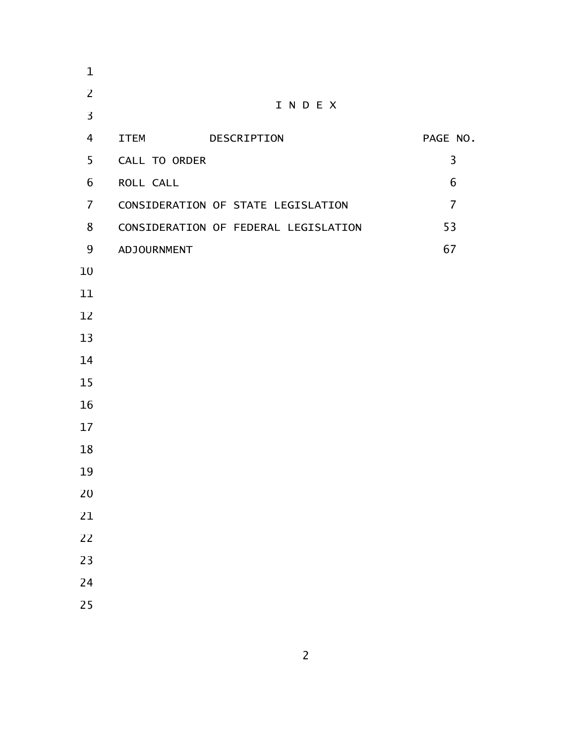# I N D E X

| ITEM DESCRIPTION | PAGE NO. |
| --- | --- |
| CALL TO ORDER | 3 |
| ROLL CALL | 6 |
| CONSIDERATION OF STATE LEGISLATION | 7 |
| CONSIDERATION OF FEDERAL LEGISLATION | 53 |
| ADJOURNMENT | 67 |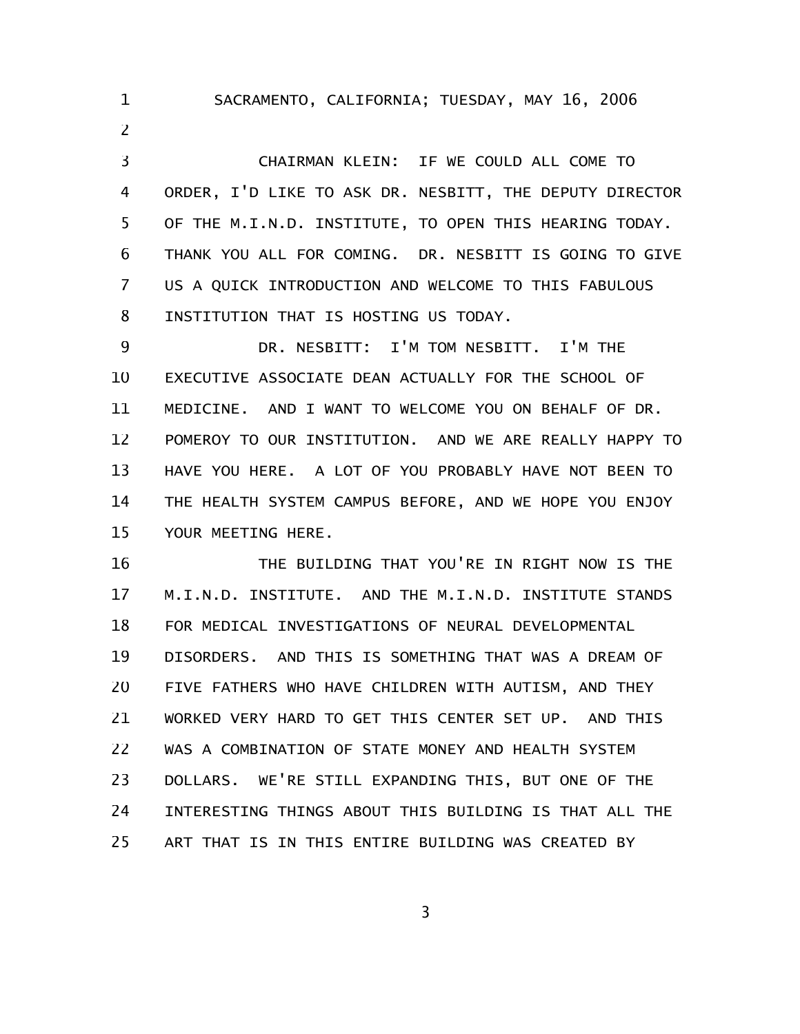SACRAMENTO, CALIFORNIA; TUESDAY, MAY 16, 2006

CHAIRMAN KLEIN: IF WE COULD ALL COME TO ORDER, I'D LIKE TO ASK DR. NESBITT, THE DEPUTY DIRECTOR OF THE M.I.N.D. INSTITUTE, TO OPEN THIS HEARING TODAY. THANK YOU ALL FOR COMING. DR. NESBITT IS GOING TO GIVE US A QUICK INTRODUCTION AND WELCOME TO THIS FABULOUS INSTITUTION THAT IS HOSTING US TODAY.

DR. NESBITT: I'M TOM NESBITT. I'M THE EXECUTIVE ASSOCIATE DEAN ACTUALLY FOR THE SCHOOL OF MEDICINE. AND I WANT TO WELCOME YOU ON BEHALF OF DR. POMEROY TO OUR INSTITUTION. AND WE ARE REALLY HAPPY TO HAVE YOU HERE. A LOT OF YOU PROBABLY HAVE NOT BEEN TO THE HEALTH SYSTEM CAMPUS BEFORE, AND WE HOPE YOU ENJOY YOUR MEETING HERE.

THE BUILDING THAT YOU'RE IN RIGHT NOW IS THE M.I.N.D. INSTITUTE. AND THE M.I.N.D. INSTITUTE STANDS FOR MEDICAL INVESTIGATIONS OF NEURAL DEVELOPMENTAL DISORDERS. AND THIS IS SOMETHING THAT WAS A DREAM OF FIVE FATHERS WHO HAVE CHILDREN WITH AUTISM, AND THEY WORKED VERY HARD TO GET THIS CENTER SET UP. AND THIS WAS A COMBINATION OF STATE MONEY AND HEALTH SYSTEM DOLLARS. WE'RE STILL EXPANDING THIS, BUT ONE OF THE INTERESTING THINGS ABOUT THIS BUILDING IS THAT ALL THE ART THAT IS IN THIS ENTIRE BUILDING WAS CREATED BY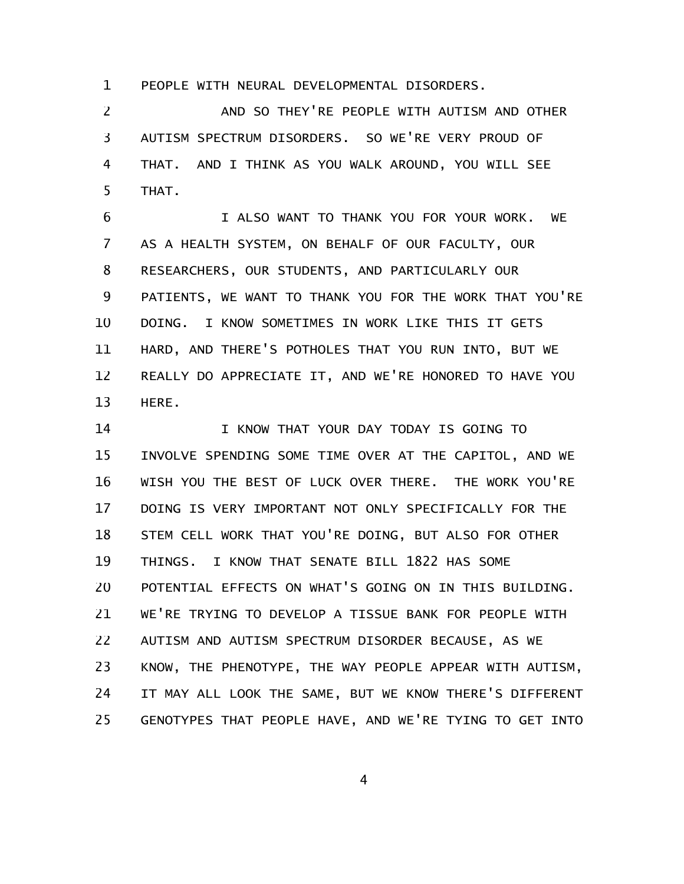PEOPLE WITH NEURAL DEVELOPMENTAL DISORDERS.

AND SO THEY'RE PEOPLE WITH AUTISM AND OTHER AUTISM SPECTRUM DISORDERS. SO WE'RE VERY PROUD OF THAT. AND I THINK AS YOU WALK AROUND, YOU WILL SEE THAT.

I ALSO WANT TO THANK YOU FOR YOUR WORK. WE AS A HEALTH SYSTEM, ON BEHALF OF OUR FACULTY, OUR RESEARCHERS, OUR STUDENTS, AND PARTICULARLY OUR PATIENTS, WE WANT TO THANK YOU FOR THE WORK THAT YOU'RE DOING. I KNOW SOMETIMES IN WORK LIKE THIS IT GETS HARD, AND THERE'S POTHOLES THAT YOU RUN INTO, BUT WE REALLY DO APPRECIATE IT, AND WE'RE HONORED TO HAVE YOU HERE.

I KNOW THAT YOUR DAY TODAY IS GOING TO INVOLVE SPENDING SOME TIME OVER AT THE CAPITOL, AND WE WISH YOU THE BEST OF LUCK OVER THERE. THE WORK YOU'RE DOING IS VERY IMPORTANT NOT ONLY SPECIFICALLY FOR THE STEM CELL WORK THAT YOU'RE DOING, BUT ALSO FOR OTHER THINGS. I KNOW THAT SENATE BILL 1822 HAS SOME POTENTIAL EFFECTS ON WHAT'S GOING ON IN THIS BUILDING. WE'RE TRYING TO DEVELOP A TISSUE BANK FOR PEOPLE WITH AUTISM AND AUTISM SPECTRUM DISORDER BECAUSE, AS WE KNOW, THE PHENOTYPE, THE WAY PEOPLE APPEAR WITH AUTISM, IT MAY ALL LOOK THE SAME, BUT WE KNOW THERE'S DIFFERENT GENOTYPES THAT PEOPLE HAVE, AND WE'RE TYING TO GET INTO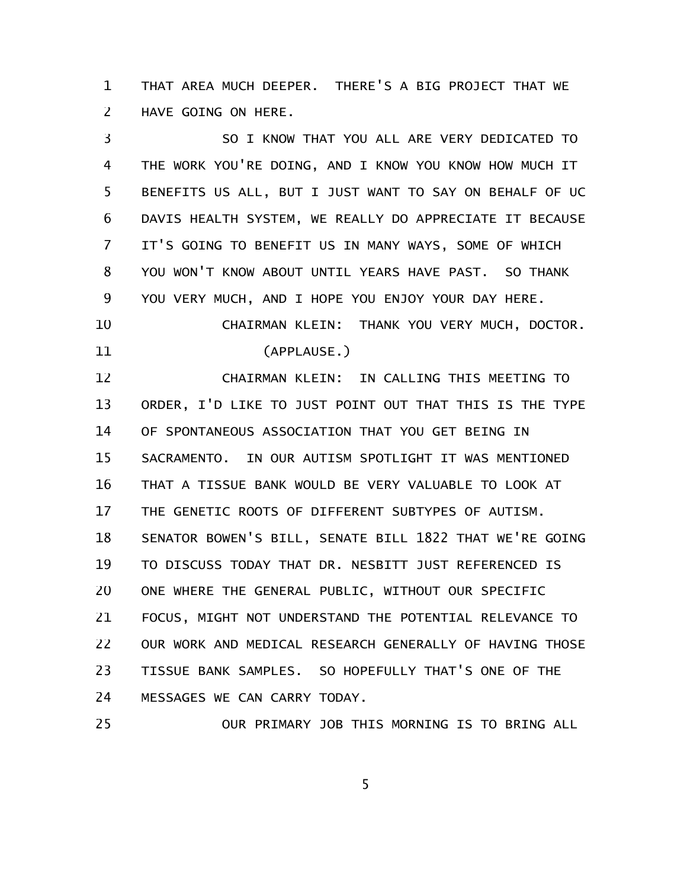THAT AREA MUCH DEEPER. THERE'S A BIG PROJECT THAT WE HAVE GOING ON HERE.

SO I KNOW THAT YOU ALL ARE VERY DEDICATED TO THE WORK YOU'RE DOING, AND I KNOW YOU KNOW HOW MUCH IT BENEFITS US ALL, BUT I JUST WANT TO SAY ON BEHALF OF UC DAVIS HEALTH SYSTEM, WE REALLY DO APPRECIATE IT BECAUSE IT'S GOING TO BENEFIT US IN MANY WAYS, SOME OF WHICH YOU WON'T KNOW ABOUT UNTIL YEARS HAVE PAST. SO THANK YOU VERY MUCH, AND I HOPE YOU ENJOY YOUR DAY HERE.

CHAIRMAN KLEIN: THANK YOU VERY MUCH, DOCTOR.

(APPLAUSE.)

CHAIRMAN KLEIN: IN CALLING THIS MEETING TO ORDER, I'D LIKE TO JUST POINT OUT THAT THIS IS THE TYPE OF SPONTANEOUS ASSOCIATION THAT YOU GET BEING IN SACRAMENTO. IN OUR AUTISM SPOTLIGHT IT WAS MENTIONED THAT A TISSUE BANK WOULD BE VERY VALUABLE TO LOOK AT THE GENETIC ROOTS OF DIFFERENT SUBTYPES OF AUTISM. SENATOR BOWEN'S BILL, SENATE BILL 1822 THAT WE'RE GOING TO DISCUSS TODAY THAT DR. NESBITT JUST REFERENCED IS ONE WHERE THE GENERAL PUBLIC, WITHOUT OUR SPECIFIC FOCUS, MIGHT NOT UNDERSTAND THE POTENTIAL RELEVANCE TO OUR WORK AND MEDICAL RESEARCH GENERALLY OF HAVING THOSE TISSUE BANK SAMPLES. SO HOPEFULLY THAT'S ONE OF THE MESSAGES WE CAN CARRY TODAY.

OUR PRIMARY JOB THIS MORNING IS TO BRING ALL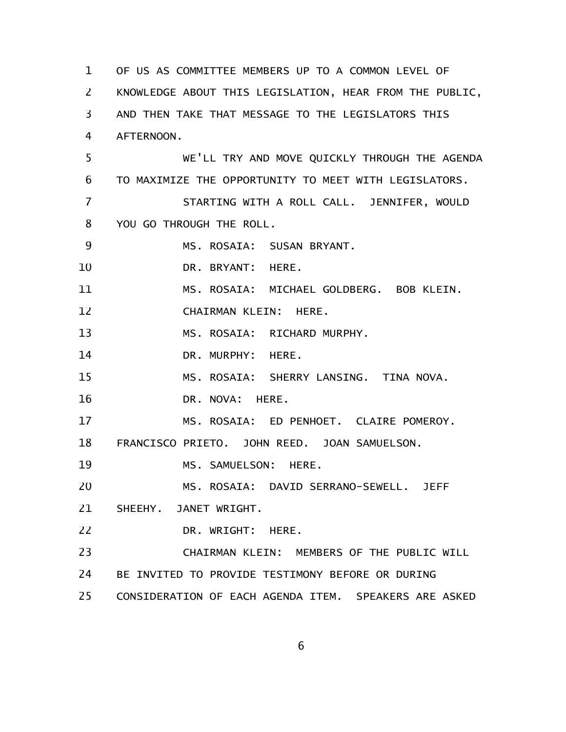OF US AS COMMITTEE MEMBERS UP TO A COMMON LEVEL OF KNOWLEDGE ABOUT THIS LEGISLATION, HEAR FROM THE PUBLIC, AND THEN TAKE THAT MESSAGE TO THE LEGISLATORS THIS AFTERNOON.

WE'LL TRY AND MOVE QUICKLY THROUGH THE AGENDA TO MAXIMIZE THE OPPORTUNITY TO MEET WITH LEGISLATORS.

STARTING WITH A ROLL CALL. JENNIFER, WOULD YOU GO THROUGH THE ROLL.

MS. ROSAIA: SUSAN BRYANT.

DR. BRYANT: HERE.

MS. ROSAIA: MICHAEL GOLDBERG. BOB KLEIN.

CHAIRMAN KLEIN: HERE.

MS. ROSAIA: RICHARD MURPHY.

DR. MURPHY: HERE.

MS. ROSAIA: SHERRY LANSING. TINA NOVA.

DR. NOVA: HERE.

MS. ROSAIA: ED PENHOET. CLAIRE POMEROY. FRANCISCO PRIETO. JOHN REED. JOAN SAMUELSON.

MS. SAMUELSON: HERE.

MS. ROSAIA: DAVID SERRANO-SEWELL. JEFF SHEEHY. JANET WRIGHT.

DR. WRIGHT: HERE.

CHAIRMAN KLEIN: MEMBERS OF THE PUBLIC WILL BE INVITED TO PROVIDE TESTIMONY BEFORE OR DURING CONSIDERATION OF EACH AGENDA ITEM. SPEAKERS ARE ASKED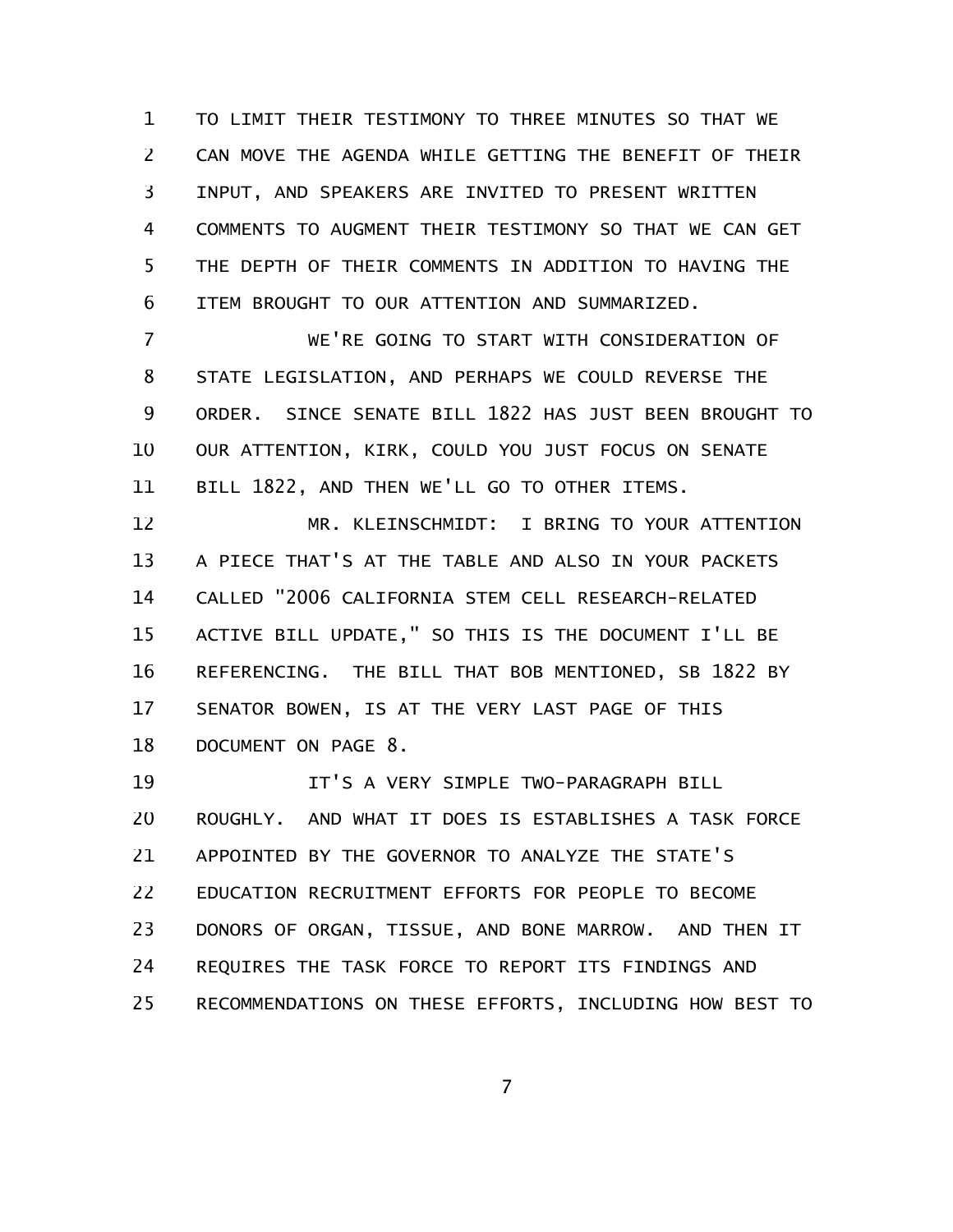TO LIMIT THEIR TESTIMONY TO THREE MINUTES SO THAT WE CAN MOVE THE AGENDA WHILE GETTING THE BENEFIT OF THEIR INPUT, AND SPEAKERS ARE INVITED TO PRESENT WRITTEN COMMENTS TO AUGMENT THEIR TESTIMONY SO THAT WE CAN GET THE DEPTH OF THEIR COMMENTS IN ADDITION TO HAVING THE ITEM BROUGHT TO OUR ATTENTION AND SUMMARIZED.

WE'RE GOING TO START WITH CONSIDERATION OF STATE LEGISLATION, AND PERHAPS WE COULD REVERSE THE ORDER. SINCE SENATE BILL 1822 HAS JUST BEEN BROUGHT TO OUR ATTENTION, KIRK, COULD YOU JUST FOCUS ON SENATE BILL 1822, AND THEN WE'LL GO TO OTHER ITEMS.

MR. KLEINSCHMIDT: I BRING TO YOUR ATTENTION A PIECE THAT'S AT THE TABLE AND ALSO IN YOUR PACKETS CALLED "2006 CALIFORNIA STEM CELL RESEARCH-RELATED ACTIVE BILL UPDATE," SO THIS IS THE DOCUMENT I'LL BE REFERENCING. THE BILL THAT BOB MENTIONED, SB 1822 BY SENATOR BOWEN, IS AT THE VERY LAST PAGE OF THIS DOCUMENT ON PAGE 8.

IT'S A VERY SIMPLE TWO-PARAGRAPH BILL ROUGHLY. AND WHAT IT DOES IS ESTABLISHES A TASK FORCE APPOINTED BY THE GOVERNOR TO ANALYZE THE STATE'S EDUCATION RECRUITMENT EFFORTS FOR PEOPLE TO BECOME DONORS OF ORGAN, TISSUE, AND BONE MARROW. AND THEN IT REQUIRES THE TASK FORCE TO REPORT ITS FINDINGS AND RECOMMENDATIONS ON THESE EFFORTS, INCLUDING HOW BEST TO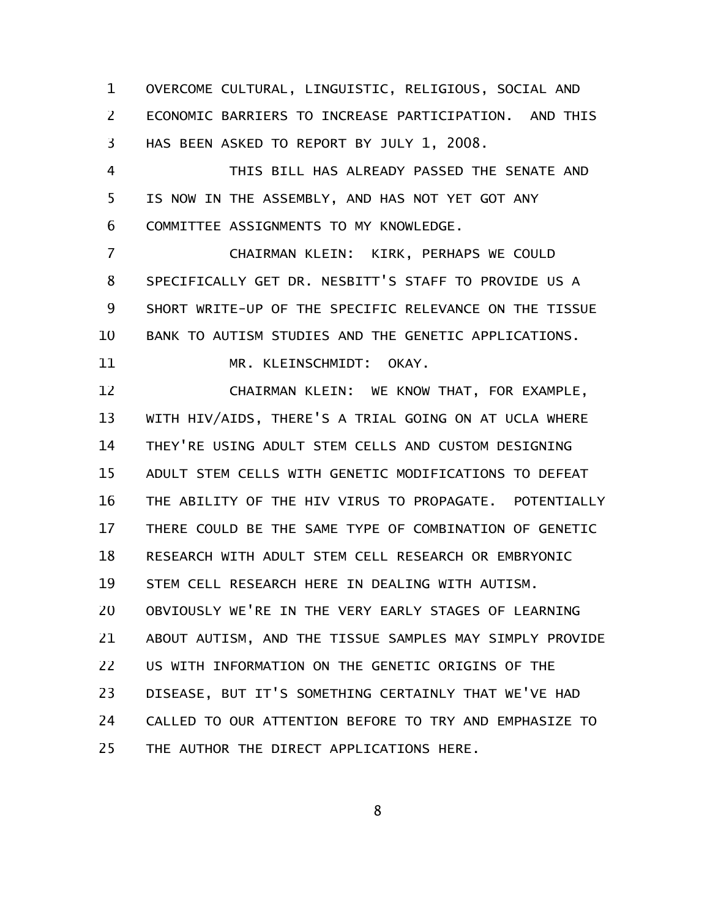OVERCOME CULTURAL, LINGUISTIC, RELIGIOUS, SOCIAL AND ECONOMIC BARRIERS TO INCREASE PARTICIPATION. AND THIS HAS BEEN ASKED TO REPORT BY JULY 1, 2008.

THIS BILL HAS ALREADY PASSED THE SENATE AND IS NOW IN THE ASSEMBLY, AND HAS NOT YET GOT ANY COMMITTEE ASSIGNMENTS TO MY KNOWLEDGE.

CHAIRMAN KLEIN: KIRK, PERHAPS WE COULD SPECIFICALLY GET DR. NESBITT'S STAFF TO PROVIDE US A SHORT WRITE-UP OF THE SPECIFIC RELEVANCE ON THE TISSUE BANK TO AUTISM STUDIES AND THE GENETIC APPLICATIONS.

MR. KLEINSCHMIDT: OKAY.

CHAIRMAN KLEIN: WE KNOW THAT, FOR EXAMPLE, WITH HIV/AIDS, THERE'S A TRIAL GOING ON AT UCLA WHERE THEY'RE USING ADULT STEM CELLS AND CUSTOM DESIGNING ADULT STEM CELLS WITH GENETIC MODIFICATIONS TO DEFEAT THE ABILITY OF THE HIV VIRUS TO PROPAGATE. POTENTIALLY THERE COULD BE THE SAME TYPE OF COMBINATION OF GENETIC RESEARCH WITH ADULT STEM CELL RESEARCH OR EMBRYONIC STEM CELL RESEARCH HERE IN DEALING WITH AUTISM. OBVIOUSLY WE'RE IN THE VERY EARLY STAGES OF LEARNING ABOUT AUTISM, AND THE TISSUE SAMPLES MAY SIMPLY PROVIDE US WITH INFORMATION ON THE GENETIC ORIGINS OF THE DISEASE, BUT IT'S SOMETHING CERTAINLY THAT WE'VE HAD CALLED TO OUR ATTENTION BEFORE TO TRY AND EMPHASIZE TO THE AUTHOR THE DIRECT APPLICATIONS HERE.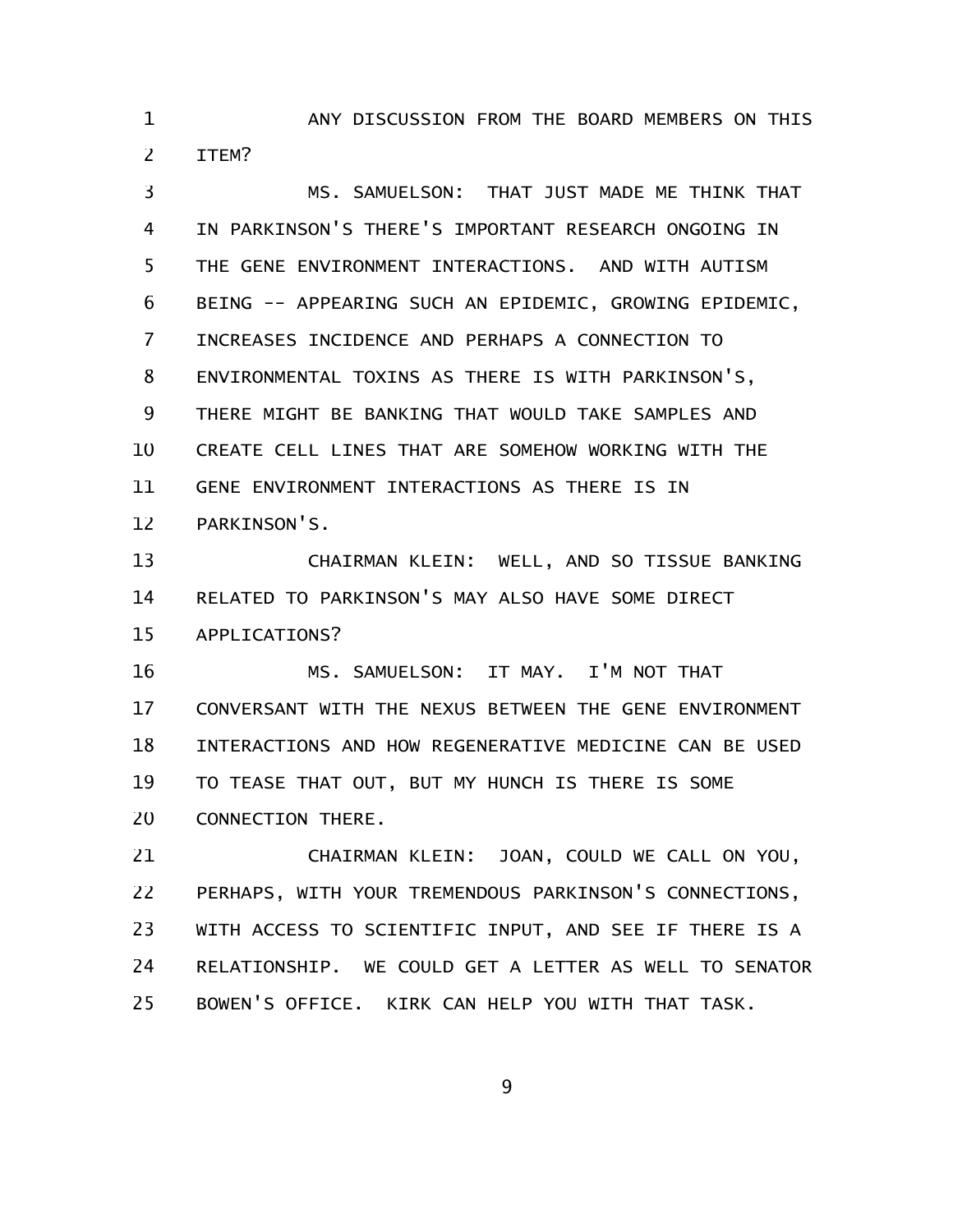ANY DISCUSSION FROM THE BOARD MEMBERS ON THIS ITEM?

MS. SAMUELSON: THAT JUST MADE ME THINK THAT IN PARKINSON'S THERE'S IMPORTANT RESEARCH ONGOING IN THE GENE ENVIRONMENT INTERACTIONS. AND WITH AUTISM BEING -- APPEARING SUCH AN EPIDEMIC, GROWING EPIDEMIC, INCREASES INCIDENCE AND PERHAPS A CONNECTION TO ENVIRONMENTAL TOXINS AS THERE IS WITH PARKINSON'S, THERE MIGHT BE BANKING THAT WOULD TAKE SAMPLES AND CREATE CELL LINES THAT ARE SOMEHOW WORKING WITH THE GENE ENVIRONMENT INTERACTIONS AS THERE IS IN PARKINSON'S.

CHAIRMAN KLEIN: WELL, AND SO TISSUE BANKING RELATED TO PARKINSON'S MAY ALSO HAVE SOME DIRECT APPLICATIONS?

MS. SAMUELSON: IT MAY. I'M NOT THAT CONVERSANT WITH THE NEXUS BETWEEN THE GENE ENVIRONMENT INTERACTIONS AND HOW REGENERATIVE MEDICINE CAN BE USED TO TEASE THAT OUT, BUT MY HUNCH IS THERE IS SOME CONNECTION THERE.

CHAIRMAN KLEIN: JOAN, COULD WE CALL ON YOU, PERHAPS, WITH YOUR TREMENDOUS PARKINSON'S CONNECTIONS, WITH ACCESS TO SCIENTIFIC INPUT, AND SEE IF THERE IS A RELATIONSHIP. WE COULD GET A LETTER AS WELL TO SENATOR BOWEN'S OFFICE. KIRK CAN HELP YOU WITH THAT TASK.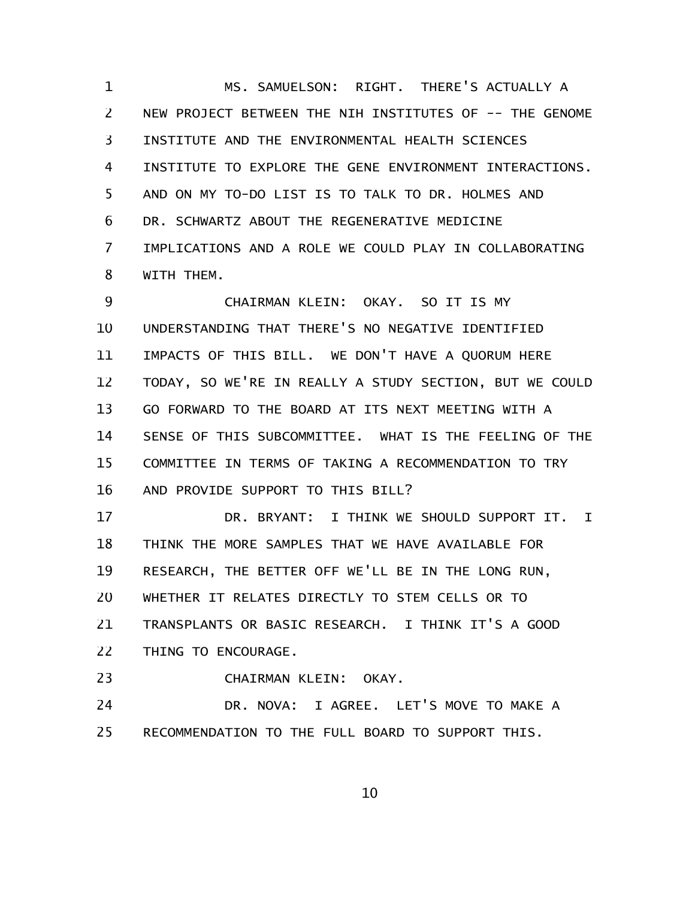MS. SAMUELSON: RIGHT. THERE'S ACTUALLY A NEW PROJECT BETWEEN THE NIH INSTITUTES OF -- THE GENOME INSTITUTE AND THE ENVIRONMENTAL HEALTH SCIENCES INSTITUTE TO EXPLORE THE GENE ENVIRONMENT INTERACTIONS. AND ON MY TO-DO LIST IS TO TALK TO DR. HOLMES AND DR. SCHWARTZ ABOUT THE REGENERATIVE MEDICINE IMPLICATIONS AND A ROLE WE COULD PLAY IN COLLABORATING WITH THEM.

CHAIRMAN KLEIN: OKAY. SO IT IS MY UNDERSTANDING THAT THERE'S NO NEGATIVE IDENTIFIED IMPACTS OF THIS BILL. WE DON'T HAVE A QUORUM HERE TODAY, SO WE'RE IN REALLY A STUDY SECTION, BUT WE COULD GO FORWARD TO THE BOARD AT ITS NEXT MEETING WITH A SENSE OF THIS SUBCOMMITTEE. WHAT IS THE FEELING OF THE COMMITTEE IN TERMS OF TAKING A RECOMMENDATION TO TRY AND PROVIDE SUPPORT TO THIS BILL?

DR. BRYANT: I THINK WE SHOULD SUPPORT IT. I THINK THE MORE SAMPLES THAT WE HAVE AVAILABLE FOR RESEARCH, THE BETTER OFF WE'LL BE IN THE LONG RUN, WHETHER IT RELATES DIRECTLY TO STEM CELLS OR TO TRANSPLANTS OR BASIC RESEARCH. I THINK IT'S A GOOD THING TO ENCOURAGE.

CHAIRMAN KLEIN: OKAY.

DR. NOVA: I AGREE. LET'S MOVE TO MAKE A RECOMMENDATION TO THE FULL BOARD TO SUPPORT THIS.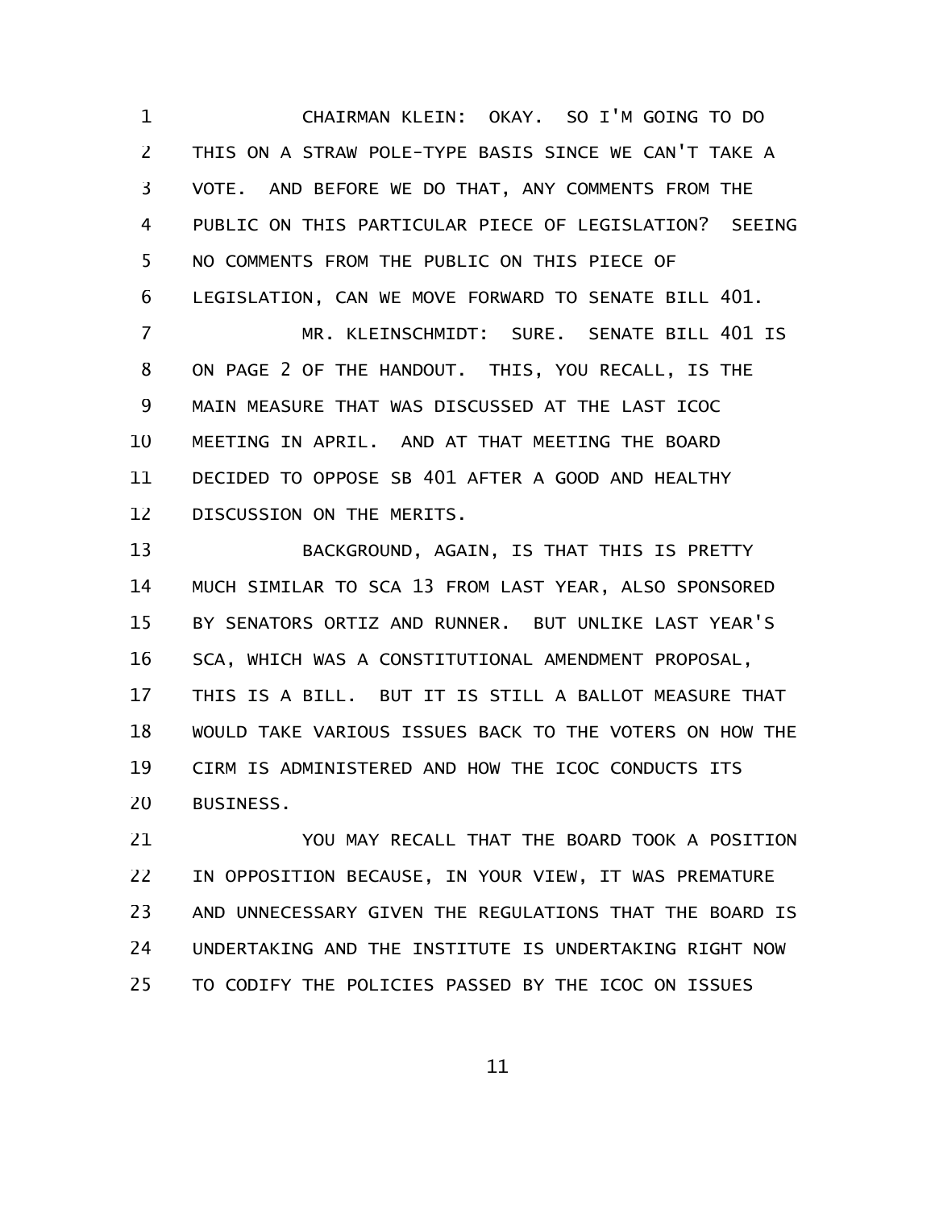CHAIRMAN KLEIN: OKAY. SO I'M GOING TO DO THIS ON A STRAW POLE-TYPE BASIS SINCE WE CAN'T TAKE A VOTE. AND BEFORE WE DO THAT, ANY COMMENTS FROM THE PUBLIC ON THIS PARTICULAR PIECE OF LEGISLATION? SEEING NO COMMENTS FROM THE PUBLIC ON THIS PIECE OF LEGISLATION, CAN WE MOVE FORWARD TO SENATE BILL 401.

MR. KLEINSCHMIDT: SURE. SENATE BILL 401 IS ON PAGE 2 OF THE HANDOUT. THIS, YOU RECALL, IS THE MAIN MEASURE THAT WAS DISCUSSED AT THE LAST ICOC MEETING IN APRIL. AND AT THAT MEETING THE BOARD DECIDED TO OPPOSE SB 401 AFTER A GOOD AND HEALTHY DISCUSSION ON THE MERITS.

BACKGROUND, AGAIN, IS THAT THIS IS PRETTY MUCH SIMILAR TO SCA 13 FROM LAST YEAR, ALSO SPONSORED BY SENATORS ORTIZ AND RUNNER. BUT UNLIKE LAST YEAR'S SCA, WHICH WAS A CONSTITUTIONAL AMENDMENT PROPOSAL, THIS IS A BILL. BUT IT IS STILL A BALLOT MEASURE THAT WOULD TAKE VARIOUS ISSUES BACK TO THE VOTERS ON HOW THE CIRM IS ADMINISTERED AND HOW THE ICOC CONDUCTS ITS BUSINESS.

YOU MAY RECALL THAT THE BOARD TOOK A POSITION IN OPPOSITION BECAUSE, IN YOUR VIEW, IT WAS PREMATURE AND UNNECESSARY GIVEN THE REGULATIONS THAT THE BOARD IS UNDERTAKING AND THE INSTITUTE IS UNDERTAKING RIGHT NOW TO CODIFY THE POLICIES PASSED BY THE ICOC ON ISSUES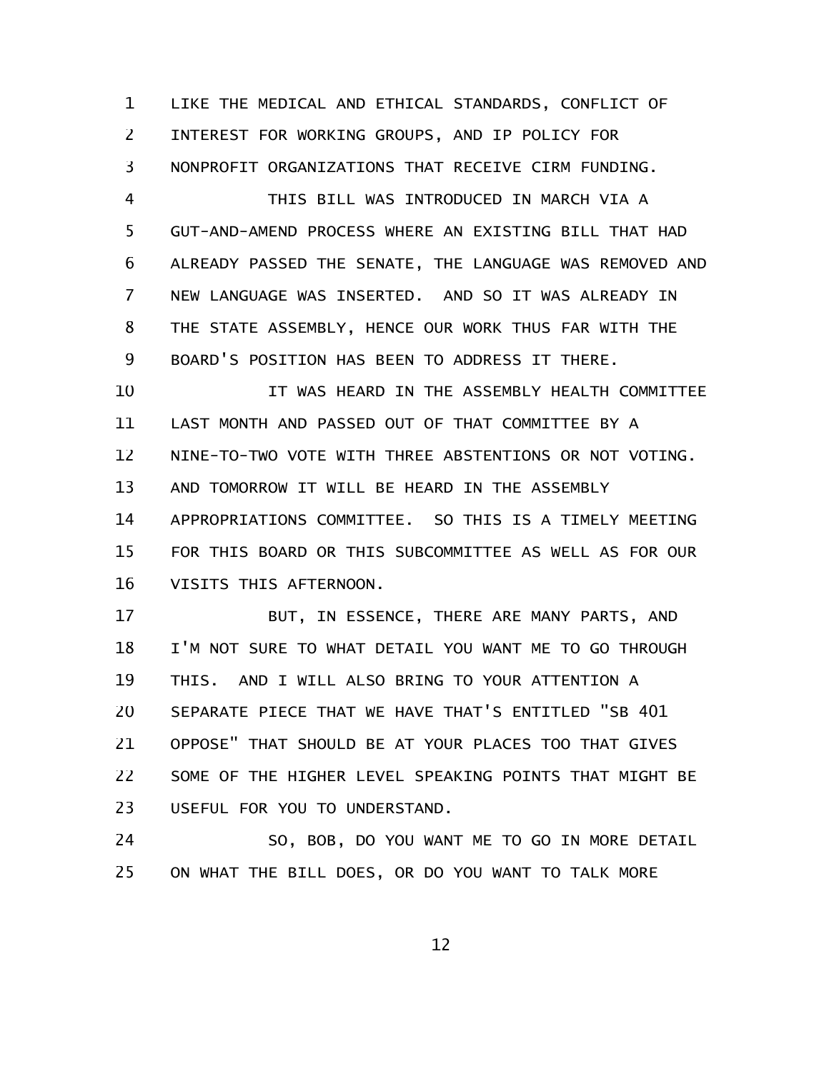LIKE THE MEDICAL AND ETHICAL STANDARDS, CONFLICT OF INTEREST FOR WORKING GROUPS, AND IP POLICY FOR NONPROFIT ORGANIZATIONS THAT RECEIVE CIRM FUNDING.

THIS BILL WAS INTRODUCED IN MARCH VIA A GUT-AND-AMEND PROCESS WHERE AN EXISTING BILL THAT HAD ALREADY PASSED THE SENATE, THE LANGUAGE WAS REMOVED AND NEW LANGUAGE WAS INSERTED. AND SO IT WAS ALREADY IN THE STATE ASSEMBLY, HENCE OUR WORK THUS FAR WITH THE BOARD'S POSITION HAS BEEN TO ADDRESS IT THERE.

IT WAS HEARD IN THE ASSEMBLY HEALTH COMMITTEE LAST MONTH AND PASSED OUT OF THAT COMMITTEE BY A NINE-TO-TWO VOTE WITH THREE ABSTENTIONS OR NOT VOTING. AND TOMORROW IT WILL BE HEARD IN THE ASSEMBLY APPROPRIATIONS COMMITTEE. SO THIS IS A TIMELY MEETING FOR THIS BOARD OR THIS SUBCOMMITTEE AS WELL AS FOR OUR VISITS THIS AFTERNOON.

BUT, IN ESSENCE, THERE ARE MANY PARTS, AND I'M NOT SURE TO WHAT DETAIL YOU WANT ME TO GO THROUGH THIS. AND I WILL ALSO BRING TO YOUR ATTENTION A SEPARATE PIECE THAT WE HAVE THAT'S ENTITLED "SB 401 OPPOSE" THAT SHOULD BE AT YOUR PLACES TOO THAT GIVES SOME OF THE HIGHER LEVEL SPEAKING POINTS THAT MIGHT BE USEFUL FOR YOU TO UNDERSTAND.

SO, BOB, DO YOU WANT ME TO GO IN MORE DETAIL ON WHAT THE BILL DOES, OR DO YOU WANT TO TALK MORE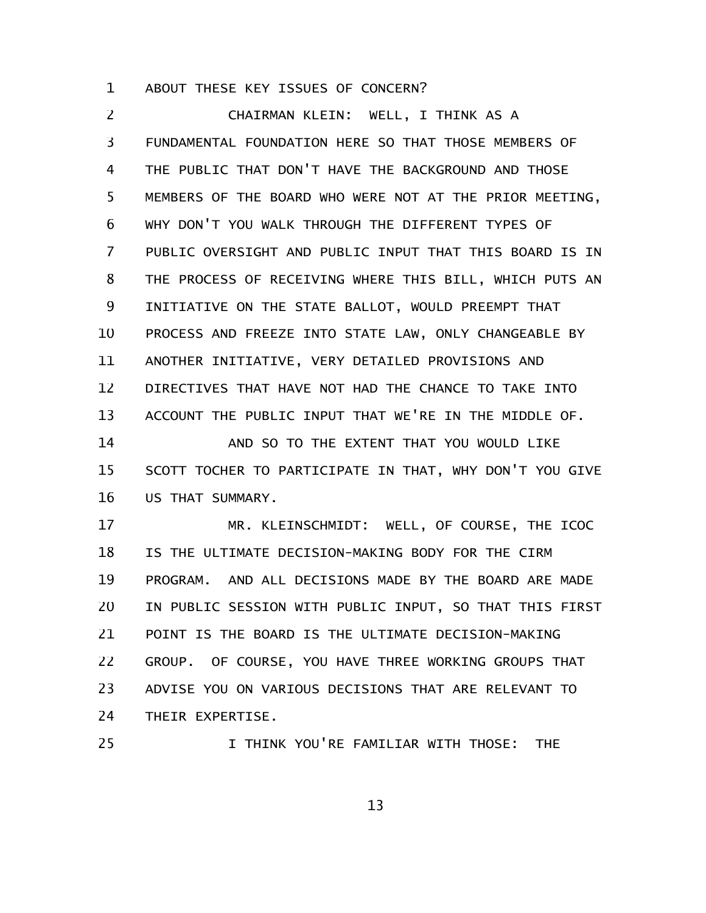ABOUT THESE KEY ISSUES OF CONCERN?

CHAIRMAN KLEIN: WELL, I THINK AS A FUNDAMENTAL FOUNDATION HERE SO THAT THOSE MEMBERS OF THE PUBLIC THAT DON'T HAVE THE BACKGROUND AND THOSE MEMBERS OF THE BOARD WHO WERE NOT AT THE PRIOR MEETING, WHY DON'T YOU WALK THROUGH THE DIFFERENT TYPES OF PUBLIC OVERSIGHT AND PUBLIC INPUT THAT THIS BOARD IS IN THE PROCESS OF RECEIVING WHERE THIS BILL, WHICH PUTS AN INITIATIVE ON THE STATE BALLOT, WOULD PREEMPT THAT PROCESS AND FREEZE INTO STATE LAW, ONLY CHANGEABLE BY ANOTHER INITIATIVE, VERY DETAILED PROVISIONS AND DIRECTIVES THAT HAVE NOT HAD THE CHANCE TO TAKE INTO ACCOUNT THE PUBLIC INPUT THAT WE'RE IN THE MIDDLE OF.

AND SO TO THE EXTENT THAT YOU WOULD LIKE SCOTT TOCHER TO PARTICIPATE IN THAT, WHY DON'T YOU GIVE US THAT SUMMARY.

MR. KLEINSCHMIDT: WELL, OF COURSE, THE ICOC IS THE ULTIMATE DECISION-MAKING BODY FOR THE CIRM PROGRAM. AND ALL DECISIONS MADE BY THE BOARD ARE MADE IN PUBLIC SESSION WITH PUBLIC INPUT, SO THAT THIS FIRST POINT IS THE BOARD IS THE ULTIMATE DECISION-MAKING GROUP. OF COURSE, YOU HAVE THREE WORKING GROUPS THAT ADVISE YOU ON VARIOUS DECISIONS THAT ARE RELEVANT TO THEIR EXPERTISE.

I THINK YOU'RE FAMILIAR WITH THOSE: THE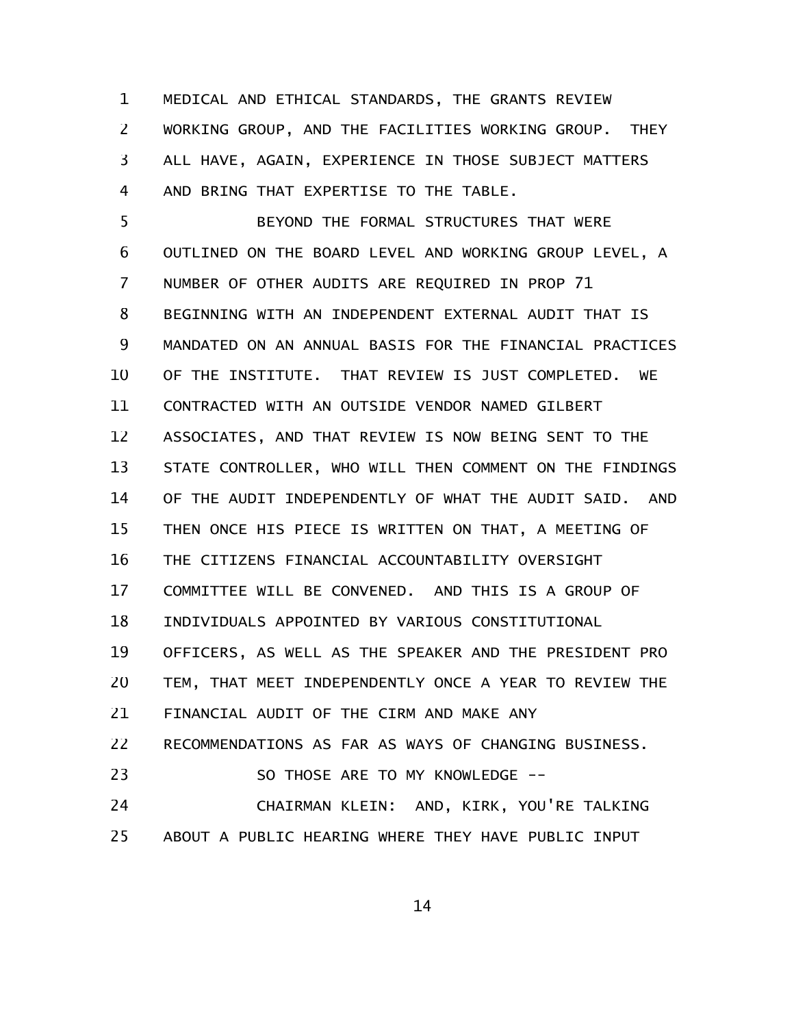MEDICAL AND ETHICAL STANDARDS, THE GRANTS REVIEW WORKING GROUP, AND THE FACILITIES WORKING GROUP. THEY ALL HAVE, AGAIN, EXPERIENCE IN THOSE SUBJECT MATTERS AND BRING THAT EXPERTISE TO THE TABLE.

BEYOND THE FORMAL STRUCTURES THAT WERE OUTLINED ON THE BOARD LEVEL AND WORKING GROUP LEVEL, A NUMBER OF OTHER AUDITS ARE REQUIRED IN PROP 71 BEGINNING WITH AN INDEPENDENT EXTERNAL AUDIT THAT IS MANDATED ON AN ANNUAL BASIS FOR THE FINANCIAL PRACTICES OF THE INSTITUTE. THAT REVIEW IS JUST COMPLETED. WE CONTRACTED WITH AN OUTSIDE VENDOR NAMED GILBERT ASSOCIATES, AND THAT REVIEW IS NOW BEING SENT TO THE STATE CONTROLLER, WHO WILL THEN COMMENT ON THE FINDINGS OF THE AUDIT INDEPENDENTLY OF WHAT THE AUDIT SAID. AND THEN ONCE HIS PIECE IS WRITTEN ON THAT, A MEETING OF THE CITIZENS FINANCIAL ACCOUNTABILITY OVERSIGHT COMMITTEE WILL BE CONVENED. AND THIS IS A GROUP OF INDIVIDUALS APPOINTED BY VARIOUS CONSTITUTIONAL OFFICERS, AS WELL AS THE SPEAKER AND THE PRESIDENT PRO TEM, THAT MEET INDEPENDENTLY ONCE A YEAR TO REVIEW THE FINANCIAL AUDIT OF THE CIRM AND MAKE ANY RECOMMENDATIONS AS FAR AS WAYS OF CHANGING BUSINESS.

SO THOSE ARE TO MY KNOWLEDGE --

CHAIRMAN KLEIN: AND, KIRK, YOU'RE TALKING ABOUT A PUBLIC HEARING WHERE THEY HAVE PUBLIC INPUT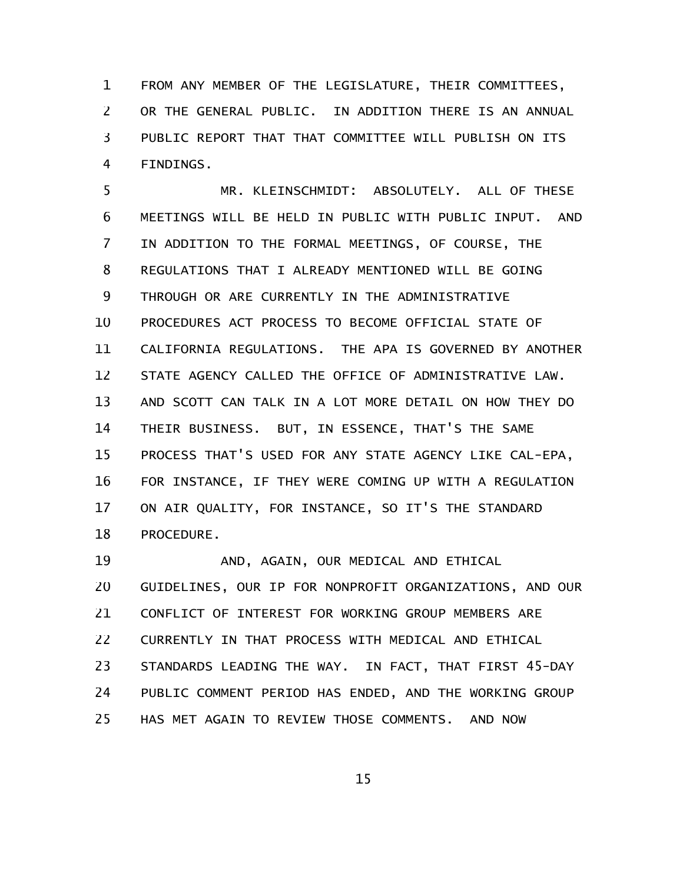FROM ANY MEMBER OF THE LEGISLATURE, THEIR COMMITTEES, OR THE GENERAL PUBLIC. IN ADDITION THERE IS AN ANNUAL PUBLIC REPORT THAT THAT COMMITTEE WILL PUBLISH ON ITS FINDINGS.

MR. KLEINSCHMIDT: ABSOLUTELY. ALL OF THESE MEETINGS WILL BE HELD IN PUBLIC WITH PUBLIC INPUT. AND IN ADDITION TO THE FORMAL MEETINGS, OF COURSE, THE REGULATIONS THAT I ALREADY MENTIONED WILL BE GOING THROUGH OR ARE CURRENTLY IN THE ADMINISTRATIVE PROCEDURES ACT PROCESS TO BECOME OFFICIAL STATE OF CALIFORNIA REGULATIONS. THE APA IS GOVERNED BY ANOTHER STATE AGENCY CALLED THE OFFICE OF ADMINISTRATIVE LAW. AND SCOTT CAN TALK IN A LOT MORE DETAIL ON HOW THEY DO THEIR BUSINESS. BUT, IN ESSENCE, THAT'S THE SAME PROCESS THAT'S USED FOR ANY STATE AGENCY LIKE CAL-EPA, FOR INSTANCE, IF THEY WERE COMING UP WITH A REGULATION ON AIR QUALITY, FOR INSTANCE, SO IT'S THE STANDARD PROCEDURE.

AND, AGAIN, OUR MEDICAL AND ETHICAL GUIDELINES, OUR IP FOR NONPROFIT ORGANIZATIONS, AND OUR CONFLICT OF INTEREST FOR WORKING GROUP MEMBERS ARE CURRENTLY IN THAT PROCESS WITH MEDICAL AND ETHICAL STANDARDS LEADING THE WAY. IN FACT, THAT FIRST 45-DAY PUBLIC COMMENT PERIOD HAS ENDED, AND THE WORKING GROUP HAS MET AGAIN TO REVIEW THOSE COMMENTS. AND NOW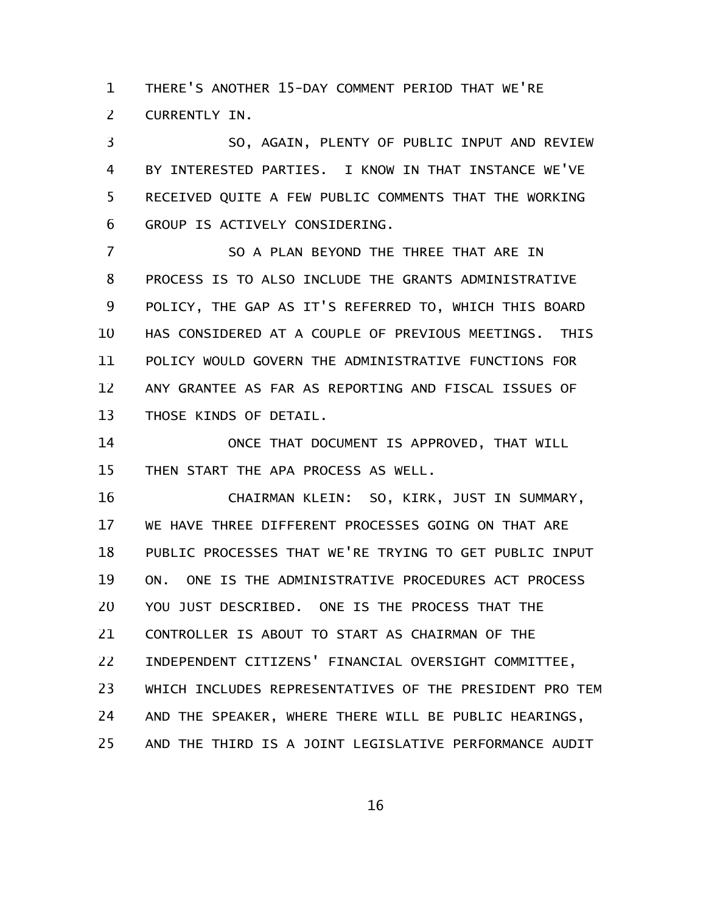THERE'S ANOTHER 15-DAY COMMENT PERIOD THAT WE'RE CURRENTLY IN.

SO, AGAIN, PLENTY OF PUBLIC INPUT AND REVIEW BY INTERESTED PARTIES. I KNOW IN THAT INSTANCE WE'VE RECEIVED QUITE A FEW PUBLIC COMMENTS THAT THE WORKING GROUP IS ACTIVELY CONSIDERING.

SO A PLAN BEYOND THE THREE THAT ARE IN PROCESS IS TO ALSO INCLUDE THE GRANTS ADMINISTRATIVE POLICY, THE GAP AS IT'S REFERRED TO, WHICH THIS BOARD HAS CONSIDERED AT A COUPLE OF PREVIOUS MEETINGS. THIS POLICY WOULD GOVERN THE ADMINISTRATIVE FUNCTIONS FOR ANY GRANTEE AS FAR AS REPORTING AND FISCAL ISSUES OF THOSE KINDS OF DETAIL.

ONCE THAT DOCUMENT IS APPROVED, THAT WILL THEN START THE APA PROCESS AS WELL.

CHAIRMAN KLEIN: SO, KIRK, JUST IN SUMMARY, WE HAVE THREE DIFFERENT PROCESSES GOING ON THAT ARE PUBLIC PROCESSES THAT WE'RE TRYING TO GET PUBLIC INPUT ON. ONE IS THE ADMINISTRATIVE PROCEDURES ACT PROCESS YOU JUST DESCRIBED. ONE IS THE PROCESS THAT THE CONTROLLER IS ABOUT TO START AS CHAIRMAN OF THE INDEPENDENT CITIZENS' FINANCIAL OVERSIGHT COMMITTEE, WHICH INCLUDES REPRESENTATIVES OF THE PRESIDENT PRO TEM AND THE SPEAKER, WHERE THERE WILL BE PUBLIC HEARINGS, AND THE THIRD IS A JOINT LEGISLATIVE PERFORMANCE AUDIT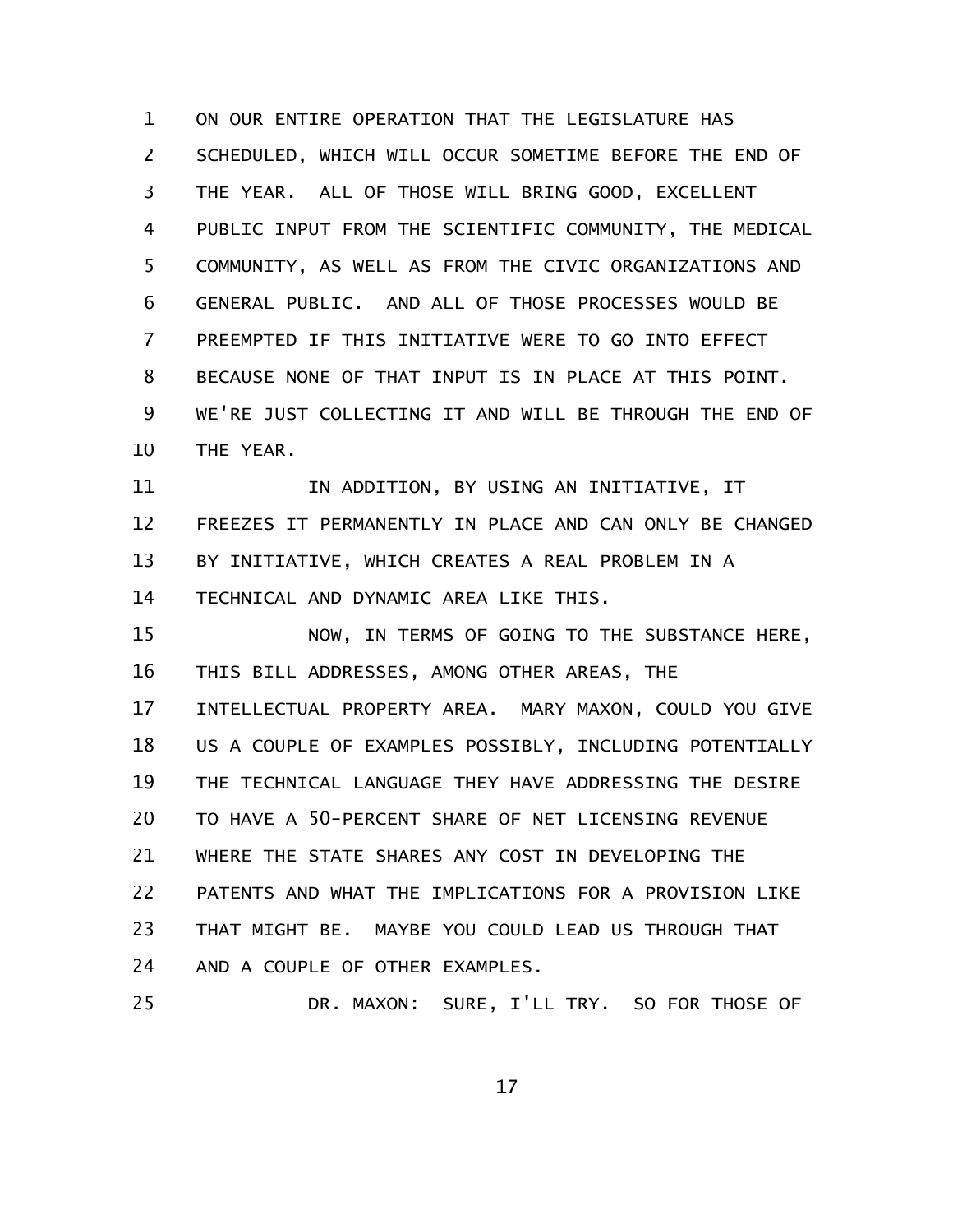ON OUR ENTIRE OPERATION THAT THE LEGISLATURE HAS SCHEDULED, WHICH WILL OCCUR SOMETIME BEFORE THE END OF THE YEAR. ALL OF THOSE WILL BRING GOOD, EXCELLENT PUBLIC INPUT FROM THE SCIENTIFIC COMMUNITY, THE MEDICAL COMMUNITY, AS WELL AS FROM THE CIVIC ORGANIZATIONS AND GENERAL PUBLIC. AND ALL OF THOSE PROCESSES WOULD BE PREEMPTED IF THIS INITIATIVE WERE TO GO INTO EFFECT BECAUSE NONE OF THAT INPUT IS IN PLACE AT THIS POINT. WE'RE JUST COLLECTING IT AND WILL BE THROUGH THE END OF THE YEAR.

IN ADDITION, BY USING AN INITIATIVE, IT FREEZES IT PERMANENTLY IN PLACE AND CAN ONLY BE CHANGED BY INITIATIVE, WHICH CREATES A REAL PROBLEM IN A TECHNICAL AND DYNAMIC AREA LIKE THIS.

NOW, IN TERMS OF GOING TO THE SUBSTANCE HERE, THIS BILL ADDRESSES, AMONG OTHER AREAS, THE INTELLECTUAL PROPERTY AREA. MARY MAXON, COULD YOU GIVE US A COUPLE OF EXAMPLES POSSIBLY, INCLUDING POTENTIALLY THE TECHNICAL LANGUAGE THEY HAVE ADDRESSING THE DESIRE TO HAVE A 50-PERCENT SHARE OF NET LICENSING REVENUE WHERE THE STATE SHARES ANY COST IN DEVELOPING THE PATENTS AND WHAT THE IMPLICATIONS FOR A PROVISION LIKE THAT MIGHT BE. MAYBE YOU COULD LEAD US THROUGH THAT AND A COUPLE OF OTHER EXAMPLES.

DR. MAXON: SURE, I'LL TRY. SO FOR THOSE OF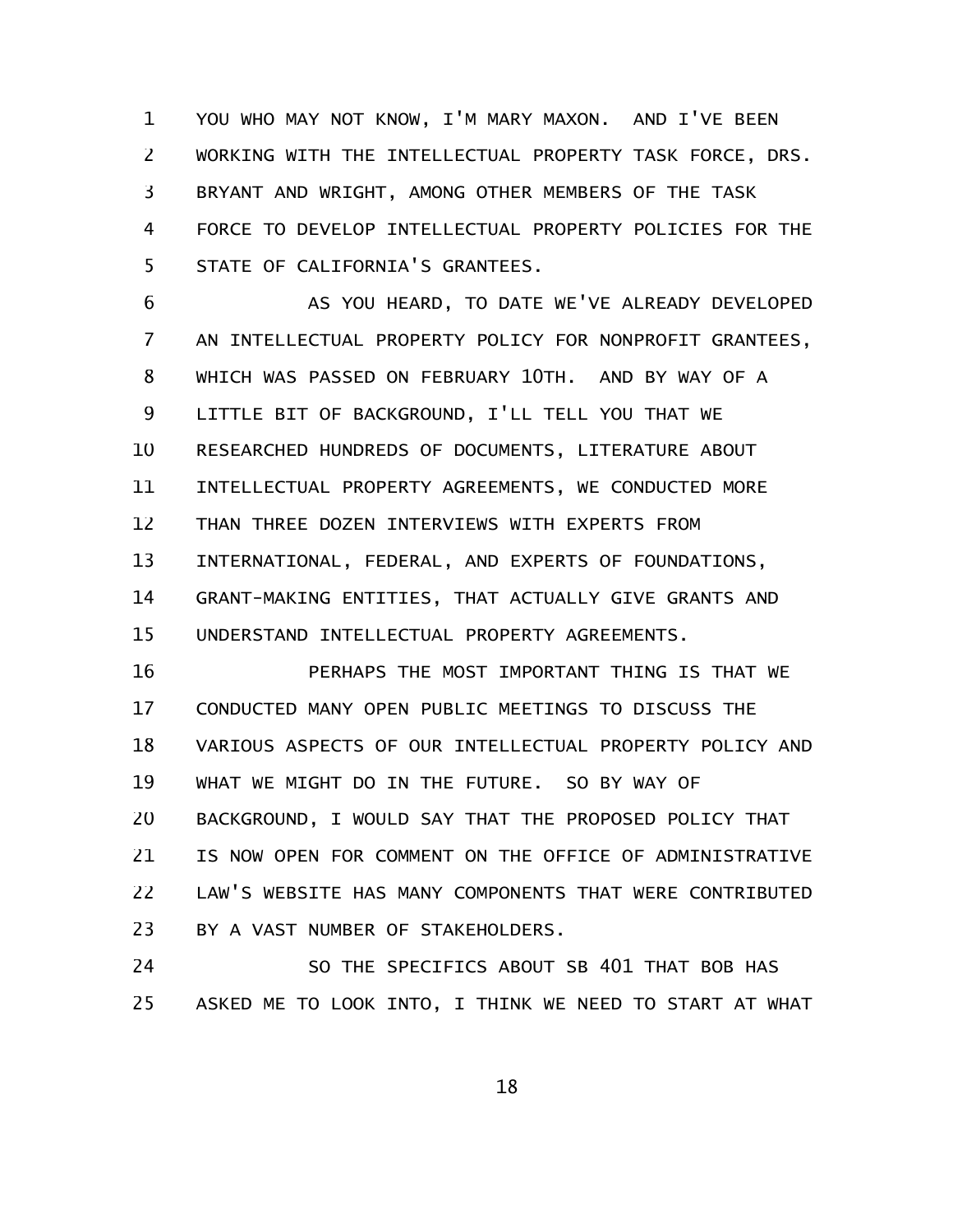YOU WHO MAY NOT KNOW, I'M MARY MAXON. AND I'VE BEEN WORKING WITH THE INTELLECTUAL PROPERTY TASK FORCE, DRS. BRYANT AND WRIGHT, AMONG OTHER MEMBERS OF THE TASK FORCE TO DEVELOP INTELLECTUAL PROPERTY POLICIES FOR THE STATE OF CALIFORNIA'S GRANTEES.

AS YOU HEARD, TO DATE WE'VE ALREADY DEVELOPED AN INTELLECTUAL PROPERTY POLICY FOR NONPROFIT GRANTEES, WHICH WAS PASSED ON FEBRUARY 10TH. AND BY WAY OF A LITTLE BIT OF BACKGROUND, I'LL TELL YOU THAT WE RESEARCHED HUNDREDS OF DOCUMENTS, LITERATURE ABOUT INTELLECTUAL PROPERTY AGREEMENTS, WE CONDUCTED MORE THAN THREE DOZEN INTERVIEWS WITH EXPERTS FROM INTERNATIONAL, FEDERAL, AND EXPERTS OF FOUNDATIONS, GRANT-MAKING ENTITIES, THAT ACTUALLY GIVE GRANTS AND UNDERSTAND INTELLECTUAL PROPERTY AGREEMENTS.

PERHAPS THE MOST IMPORTANT THING IS THAT WE CONDUCTED MANY OPEN PUBLIC MEETINGS TO DISCUSS THE VARIOUS ASPECTS OF OUR INTELLECTUAL PROPERTY POLICY AND WHAT WE MIGHT DO IN THE FUTURE. SO BY WAY OF BACKGROUND, I WOULD SAY THAT THE PROPOSED POLICY THAT IS NOW OPEN FOR COMMENT ON THE OFFICE OF ADMINISTRATIVE LAW'S WEBSITE HAS MANY COMPONENTS THAT WERE CONTRIBUTED BY A VAST NUMBER OF STAKEHOLDERS.

SO THE SPECIFICS ABOUT SB 401 THAT BOB HAS ASKED ME TO LOOK INTO, I THINK WE NEED TO START AT WHAT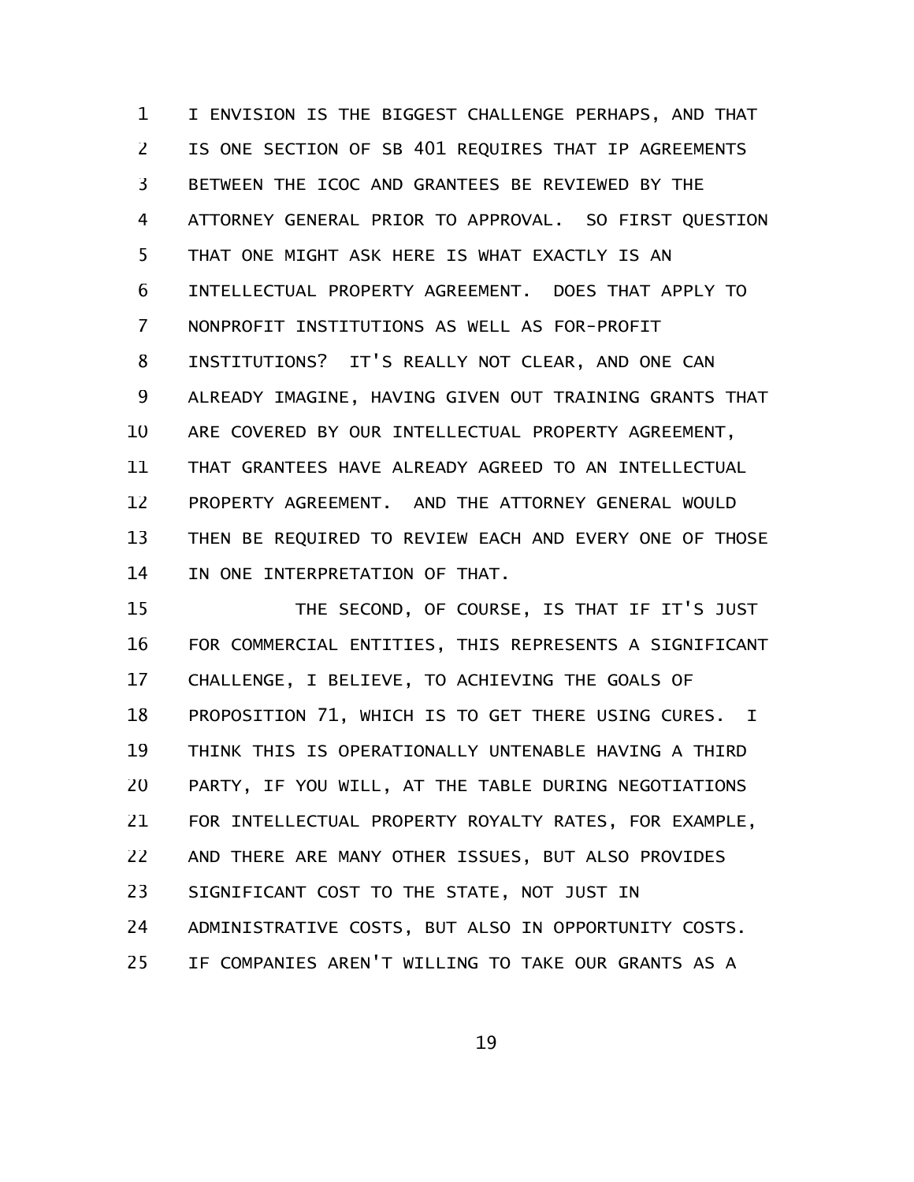I ENVISION IS THE BIGGEST CHALLENGE PERHAPS, AND THAT IS ONE SECTION OF SB 401 REQUIRES THAT IP AGREEMENTS BETWEEN THE ICOC AND GRANTEES BE REVIEWED BY THE ATTORNEY GENERAL PRIOR TO APPROVAL. SO FIRST QUESTION THAT ONE MIGHT ASK HERE IS WHAT EXACTLY IS AN INTELLECTUAL PROPERTY AGREEMENT. DOES THAT APPLY TO NONPROFIT INSTITUTIONS AS WELL AS FOR-PROFIT INSTITUTIONS? IT'S REALLY NOT CLEAR, AND ONE CAN ALREADY IMAGINE, HAVING GIVEN OUT TRAINING GRANTS THAT ARE COVERED BY OUR INTELLECTUAL PROPERTY AGREEMENT, THAT GRANTEES HAVE ALREADY AGREED TO AN INTELLECTUAL PROPERTY AGREEMENT. AND THE ATTORNEY GENERAL WOULD THEN BE REQUIRED TO REVIEW EACH AND EVERY ONE OF THOSE IN ONE INTERPRETATION OF THAT.

THE SECOND, OF COURSE, IS THAT IF IT'S JUST FOR COMMERCIAL ENTITIES, THIS REPRESENTS A SIGNIFICANT CHALLENGE, I BELIEVE, TO ACHIEVING THE GOALS OF PROPOSITION 71, WHICH IS TO GET THERE USING CURES. I THINK THIS IS OPERATIONALLY UNTENABLE HAVING A THIRD PARTY, IF YOU WILL, AT THE TABLE DURING NEGOTIATIONS FOR INTELLECTUAL PROPERTY ROYALTY RATES, FOR EXAMPLE, AND THERE ARE MANY OTHER ISSUES, BUT ALSO PROVIDES SIGNIFICANT COST TO THE STATE, NOT JUST IN ADMINISTRATIVE COSTS, BUT ALSO IN OPPORTUNITY COSTS. IF COMPANIES AREN'T WILLING TO TAKE OUR GRANTS AS A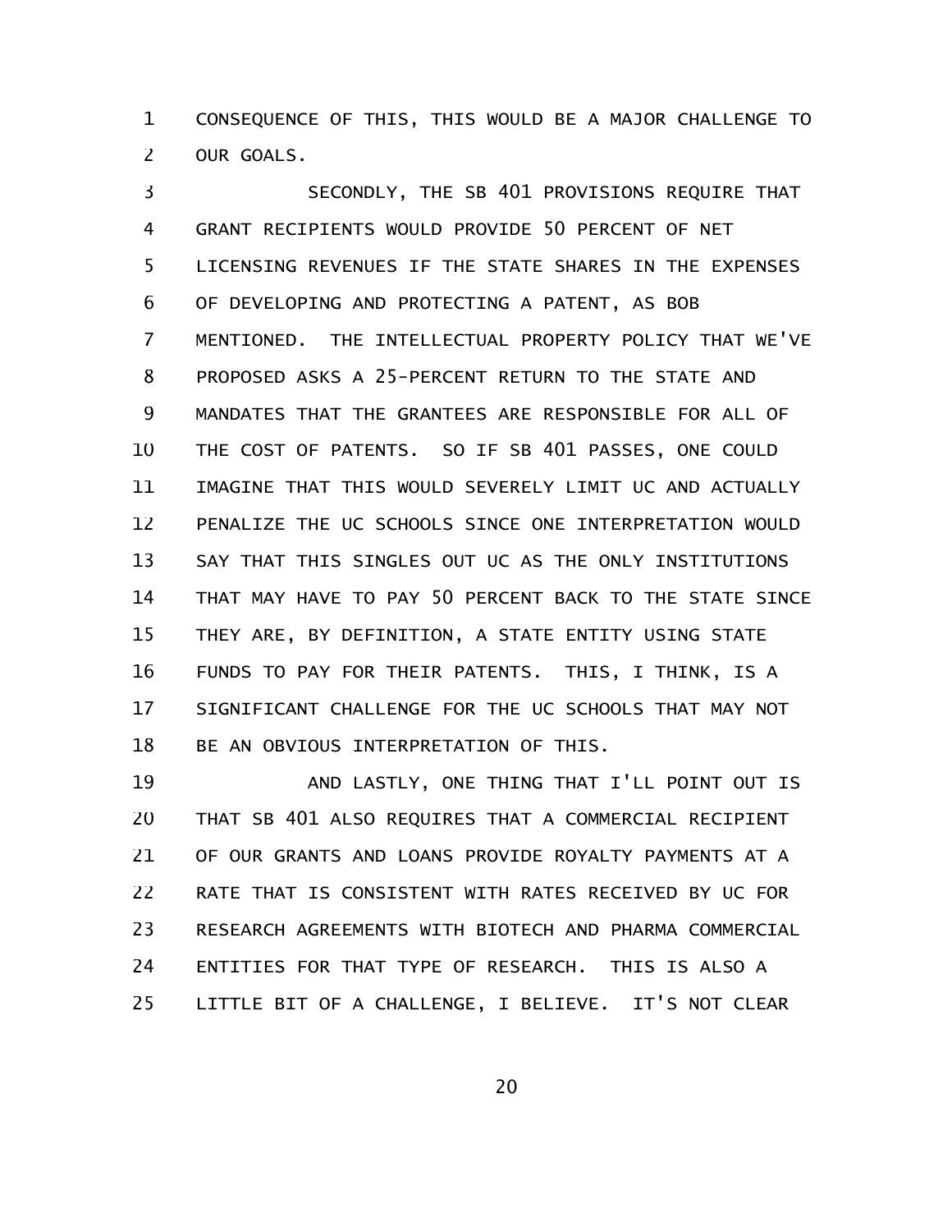CONSEQUENCE OF THIS, THIS WOULD BE A MAJOR CHALLENGE TO OUR GOALS.

SECONDLY, THE SB 401 PROVISIONS REQUIRE THAT GRANT RECIPIENTS WOULD PROVIDE 50 PERCENT OF NET LICENSING REVENUES IF THE STATE SHARES IN THE EXPENSES OF DEVELOPING AND PROTECTING A PATENT, AS BOB MENTIONED. THE INTELLECTUAL PROPERTY POLICY THAT WE'VE PROPOSED ASKS A 25-PERCENT RETURN TO THE STATE AND MANDATES THAT THE GRANTEES ARE RESPONSIBLE FOR ALL OF THE COST OF PATENTS. SO IF SB 401 PASSES, ONE COULD IMAGINE THAT THIS WOULD SEVERELY LIMIT UC AND ACTUALLY PENALIZE THE UC SCHOOLS SINCE ONE INTERPRETATION WOULD SAY THAT THIS SINGLES OUT UC AS THE ONLY INSTITUTIONS THAT MAY HAVE TO PAY 50 PERCENT BACK TO THE STATE SINCE THEY ARE, BY DEFINITION, A STATE ENTITY USING STATE FUNDS TO PAY FOR THEIR PATENTS. THIS, I THINK, IS A SIGNIFICANT CHALLENGE FOR THE UC SCHOOLS THAT MAY NOT BE AN OBVIOUS INTERPRETATION OF THIS.

AND LASTLY, ONE THING THAT I'LL POINT OUT IS THAT SB 401 ALSO REQUIRES THAT A COMMERCIAL RECIPIENT OF OUR GRANTS AND LOANS PROVIDE ROYALTY PAYMENTS AT A RATE THAT IS CONSISTENT WITH RATES RECEIVED BY UC FOR RESEARCH AGREEMENTS WITH BIOTECH AND PHARMA COMMERCIAL ENTITIES FOR THAT TYPE OF RESEARCH. THIS IS ALSO A LITTLE BIT OF A CHALLENGE, I BELIEVE. IT'S NOT CLEAR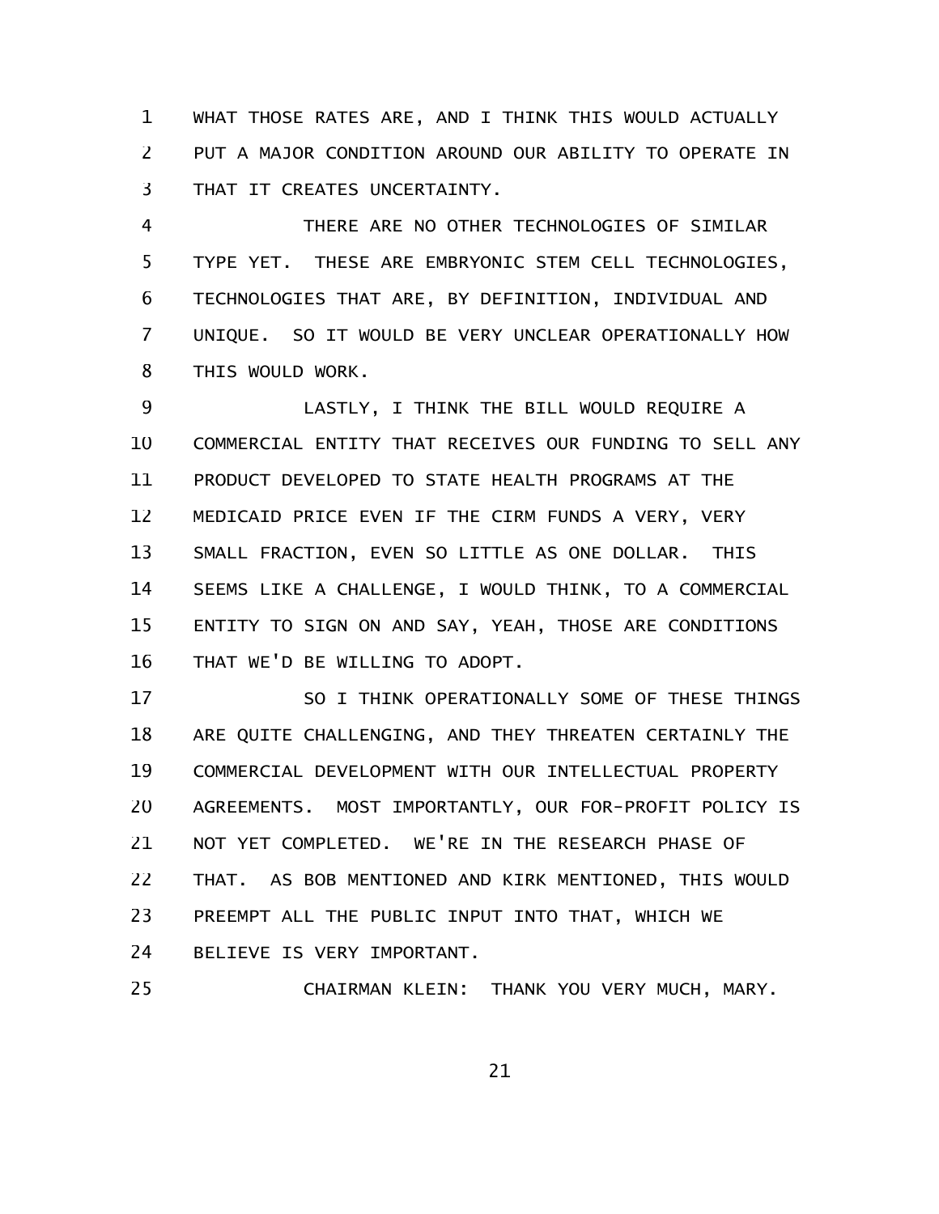WHAT THOSE RATES ARE, AND I THINK THIS WOULD ACTUALLY PUT A MAJOR CONDITION AROUND OUR ABILITY TO OPERATE IN THAT IT CREATES UNCERTAINTY.

THERE ARE NO OTHER TECHNOLOGIES OF SIMILAR TYPE YET. THESE ARE EMBRYONIC STEM CELL TECHNOLOGIES, TECHNOLOGIES THAT ARE, BY DEFINITION, INDIVIDUAL AND UNIQUE. SO IT WOULD BE VERY UNCLEAR OPERATIONALLY HOW THIS WOULD WORK.

LASTLY, I THINK THE BILL WOULD REQUIRE A COMMERCIAL ENTITY THAT RECEIVES OUR FUNDING TO SELL ANY PRODUCT DEVELOPED TO STATE HEALTH PROGRAMS AT THE MEDICAID PRICE EVEN IF THE CIRM FUNDS A VERY, VERY SMALL FRACTION, EVEN SO LITTLE AS ONE DOLLAR. THIS SEEMS LIKE A CHALLENGE, I WOULD THINK, TO A COMMERCIAL ENTITY TO SIGN ON AND SAY, YEAH, THOSE ARE CONDITIONS THAT WE'D BE WILLING TO ADOPT.

SO I THINK OPERATIONALLY SOME OF THESE THINGS ARE QUITE CHALLENGING, AND THEY THREATEN CERTAINLY THE COMMERCIAL DEVELOPMENT WITH OUR INTELLECTUAL PROPERTY AGREEMENTS. MOST IMPORTANTLY, OUR FOR-PROFIT POLICY IS NOT YET COMPLETED. WE'RE IN THE RESEARCH PHASE OF THAT. AS BOB MENTIONED AND KIRK MENTIONED, THIS WOULD PREEMPT ALL THE PUBLIC INPUT INTO THAT, WHICH WE BELIEVE IS VERY IMPORTANT.

CHAIRMAN KLEIN: THANK YOU VERY MUCH, MARY.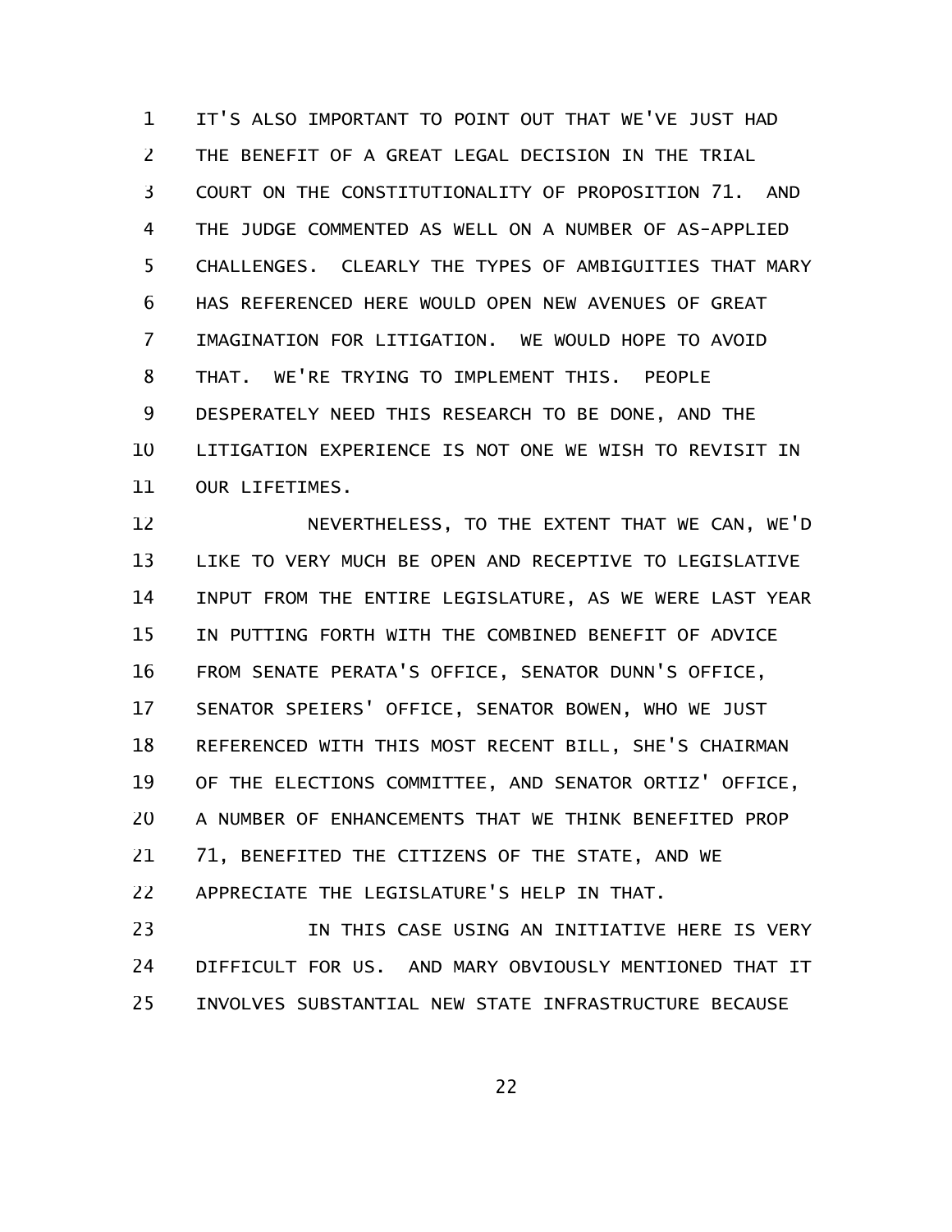IT'S ALSO IMPORTANT TO POINT OUT THAT WE'VE JUST HAD THE BENEFIT OF A GREAT LEGAL DECISION IN THE TRIAL COURT ON THE CONSTITUTIONALITY OF PROPOSITION 71. AND THE JUDGE COMMENTED AS WELL ON A NUMBER OF AS-APPLIED CHALLENGES. CLEARLY THE TYPES OF AMBIGUITIES THAT MARY HAS REFERENCED HERE WOULD OPEN NEW AVENUES OF GREAT IMAGINATION FOR LITIGATION. WE WOULD HOPE TO AVOID THAT. WE'RE TRYING TO IMPLEMENT THIS. PEOPLE DESPERATELY NEED THIS RESEARCH TO BE DONE, AND THE LITIGATION EXPERIENCE IS NOT ONE WE WISH TO REVISIT IN OUR LIFETIMES.

NEVERTHELESS, TO THE EXTENT THAT WE CAN, WE'D LIKE TO VERY MUCH BE OPEN AND RECEPTIVE TO LEGISLATIVE INPUT FROM THE ENTIRE LEGISLATURE, AS WE WERE LAST YEAR IN PUTTING FORTH WITH THE COMBINED BENEFIT OF ADVICE FROM SENATE PERATA'S OFFICE, SENATOR DUNN'S OFFICE, SENATOR SPEIERS' OFFICE, SENATOR BOWEN, WHO WE JUST REFERENCED WITH THIS MOST RECENT BILL, SHE'S CHAIRMAN OF THE ELECTIONS COMMITTEE, AND SENATOR ORTIZ' OFFICE, A NUMBER OF ENHANCEMENTS THAT WE THINK BENEFITED PROP 71, BENEFITED THE CITIZENS OF THE STATE, AND WE APPRECIATE THE LEGISLATURE'S HELP IN THAT.

IN THIS CASE USING AN INITIATIVE HERE IS VERY DIFFICULT FOR US. AND MARY OBVIOUSLY MENTIONED THAT IT INVOLVES SUBSTANTIAL NEW STATE INFRASTRUCTURE BECAUSE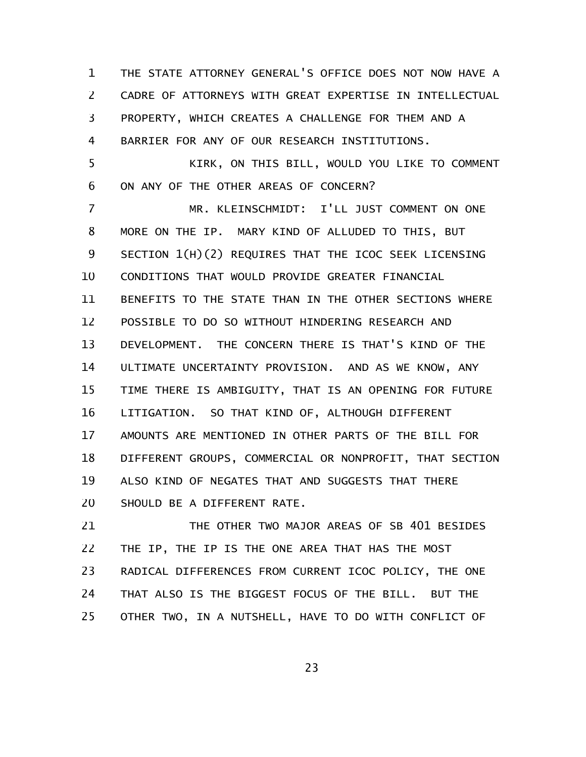THE STATE ATTORNEY GENERAL'S OFFICE DOES NOT NOW HAVE A CADRE OF ATTORNEYS WITH GREAT EXPERTISE IN INTELLECTUAL PROPERTY, WHICH CREATES A CHALLENGE FOR THEM AND A BARRIER FOR ANY OF OUR RESEARCH INSTITUTIONS.

KIRK, ON THIS BILL, WOULD YOU LIKE TO COMMENT ON ANY OF THE OTHER AREAS OF CONCERN?

MR. KLEINSCHMIDT: I'LL JUST COMMENT ON ONE MORE ON THE IP. MARY KIND OF ALLUDED TO THIS, BUT SECTION 1(H)(2) REQUIRES THAT THE ICOC SEEK LICENSING CONDITIONS THAT WOULD PROVIDE GREATER FINANCIAL BENEFITS TO THE STATE THAN IN THE OTHER SECTIONS WHERE POSSIBLE TO DO SO WITHOUT HINDERING RESEARCH AND DEVELOPMENT. THE CONCERN THERE IS THAT'S KIND OF THE ULTIMATE UNCERTAINTY PROVISION. AND AS WE KNOW, ANY TIME THERE IS AMBIGUITY, THAT IS AN OPENING FOR FUTURE LITIGATION. SO THAT KIND OF, ALTHOUGH DIFFERENT AMOUNTS ARE MENTIONED IN OTHER PARTS OF THE BILL FOR DIFFERENT GROUPS, COMMERCIAL OR NONPROFIT, THAT SECTION ALSO KIND OF NEGATES THAT AND SUGGESTS THAT THERE SHOULD BE A DIFFERENT RATE.

THE OTHER TWO MAJOR AREAS OF SB 401 BESIDES THE IP, THE IP IS THE ONE AREA THAT HAS THE MOST RADICAL DIFFERENCES FROM CURRENT ICOC POLICY, THE ONE THAT ALSO IS THE BIGGEST FOCUS OF THE BILL. BUT THE OTHER TWO, IN A NUTSHELL, HAVE TO DO WITH CONFLICT OF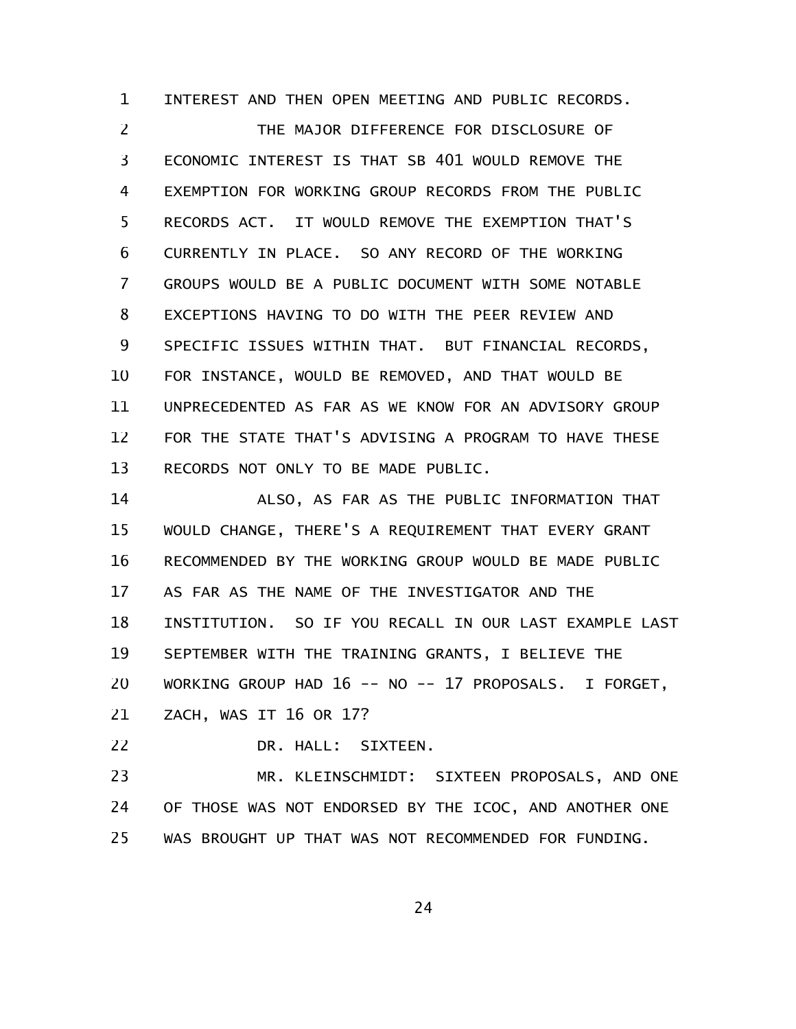INTEREST AND THEN OPEN MEETING AND PUBLIC RECORDS.

THE MAJOR DIFFERENCE FOR DISCLOSURE OF ECONOMIC INTEREST IS THAT SB 401 WOULD REMOVE THE EXEMPTION FOR WORKING GROUP RECORDS FROM THE PUBLIC RECORDS ACT. IT WOULD REMOVE THE EXEMPTION THAT'S CURRENTLY IN PLACE. SO ANY RECORD OF THE WORKING GROUPS WOULD BE A PUBLIC DOCUMENT WITH SOME NOTABLE EXCEPTIONS HAVING TO DO WITH THE PEER REVIEW AND SPECIFIC ISSUES WITHIN THAT. BUT FINANCIAL RECORDS, FOR INSTANCE, WOULD BE REMOVED, AND THAT WOULD BE UNPRECEDENTED AS FAR AS WE KNOW FOR AN ADVISORY GROUP FOR THE STATE THAT'S ADVISING A PROGRAM TO HAVE THESE RECORDS NOT ONLY TO BE MADE PUBLIC.

ALSO, AS FAR AS THE PUBLIC INFORMATION THAT WOULD CHANGE, THERE'S A REQUIREMENT THAT EVERY GRANT RECOMMENDED BY THE WORKING GROUP WOULD BE MADE PUBLIC AS FAR AS THE NAME OF THE INVESTIGATOR AND THE INSTITUTION. SO IF YOU RECALL IN OUR LAST EXAMPLE LAST SEPTEMBER WITH THE TRAINING GRANTS, I BELIEVE THE WORKING GROUP HAD 16 -- NO -- 17 PROPOSALS. I FORGET, ZACH, WAS IT 16 OR 17?

DR. HALL: SIXTEEN.

MR. KLEINSCHMIDT: SIXTEEN PROPOSALS, AND ONE OF THOSE WAS NOT ENDORSED BY THE ICOC, AND ANOTHER ONE WAS BROUGHT UP THAT WAS NOT RECOMMENDED FOR FUNDING.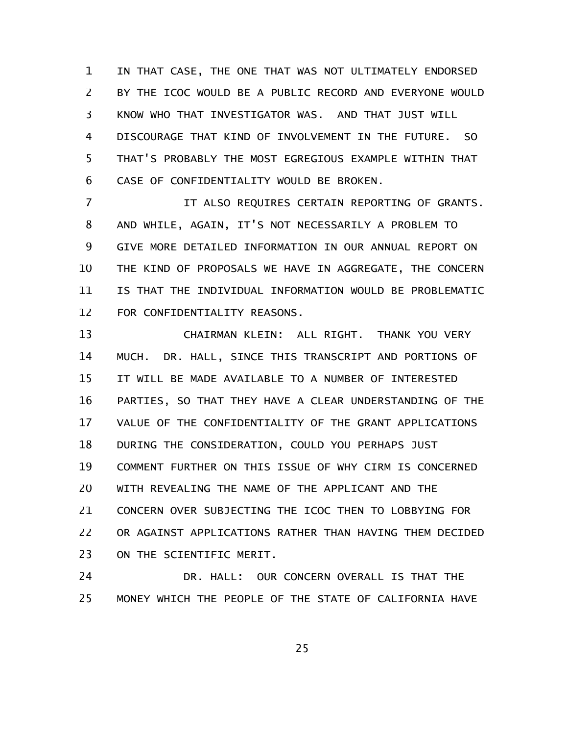IN THAT CASE, THE ONE THAT WAS NOT ULTIMATELY ENDORSED BY THE ICOC WOULD BE A PUBLIC RECORD AND EVERYONE WOULD KNOW WHO THAT INVESTIGATOR WAS. AND THAT JUST WILL DISCOURAGE THAT KIND OF INVOLVEMENT IN THE FUTURE. SO THAT'S PROBABLY THE MOST EGREGIOUS EXAMPLE WITHIN THAT CASE OF CONFIDENTIALITY WOULD BE BROKEN.

IT ALSO REQUIRES CERTAIN REPORTING OF GRANTS. AND WHILE, AGAIN, IT'S NOT NECESSARILY A PROBLEM TO GIVE MORE DETAILED INFORMATION IN OUR ANNUAL REPORT ON THE KIND OF PROPOSALS WE HAVE IN AGGREGATE, THE CONCERN IS THAT THE INDIVIDUAL INFORMATION WOULD BE PROBLEMATIC FOR CONFIDENTIALITY REASONS.

CHAIRMAN KLEIN: ALL RIGHT. THANK YOU VERY MUCH. DR. HALL, SINCE THIS TRANSCRIPT AND PORTIONS OF IT WILL BE MADE AVAILABLE TO A NUMBER OF INTERESTED PARTIES, SO THAT THEY HAVE A CLEAR UNDERSTANDING OF THE VALUE OF THE CONFIDENTIALITY OF THE GRANT APPLICATIONS DURING THE CONSIDERATION, COULD YOU PERHAPS JUST COMMENT FURTHER ON THIS ISSUE OF WHY CIRM IS CONCERNED WITH REVEALING THE NAME OF THE APPLICANT AND THE CONCERN OVER SUBJECTING THE ICOC THEN TO LOBBYING FOR OR AGAINST APPLICATIONS RATHER THAN HAVING THEM DECIDED ON THE SCIENTIFIC MERIT.

DR. HALL: OUR CONCERN OVERALL IS THAT THE MONEY WHICH THE PEOPLE OF THE STATE OF CALIFORNIA HAVE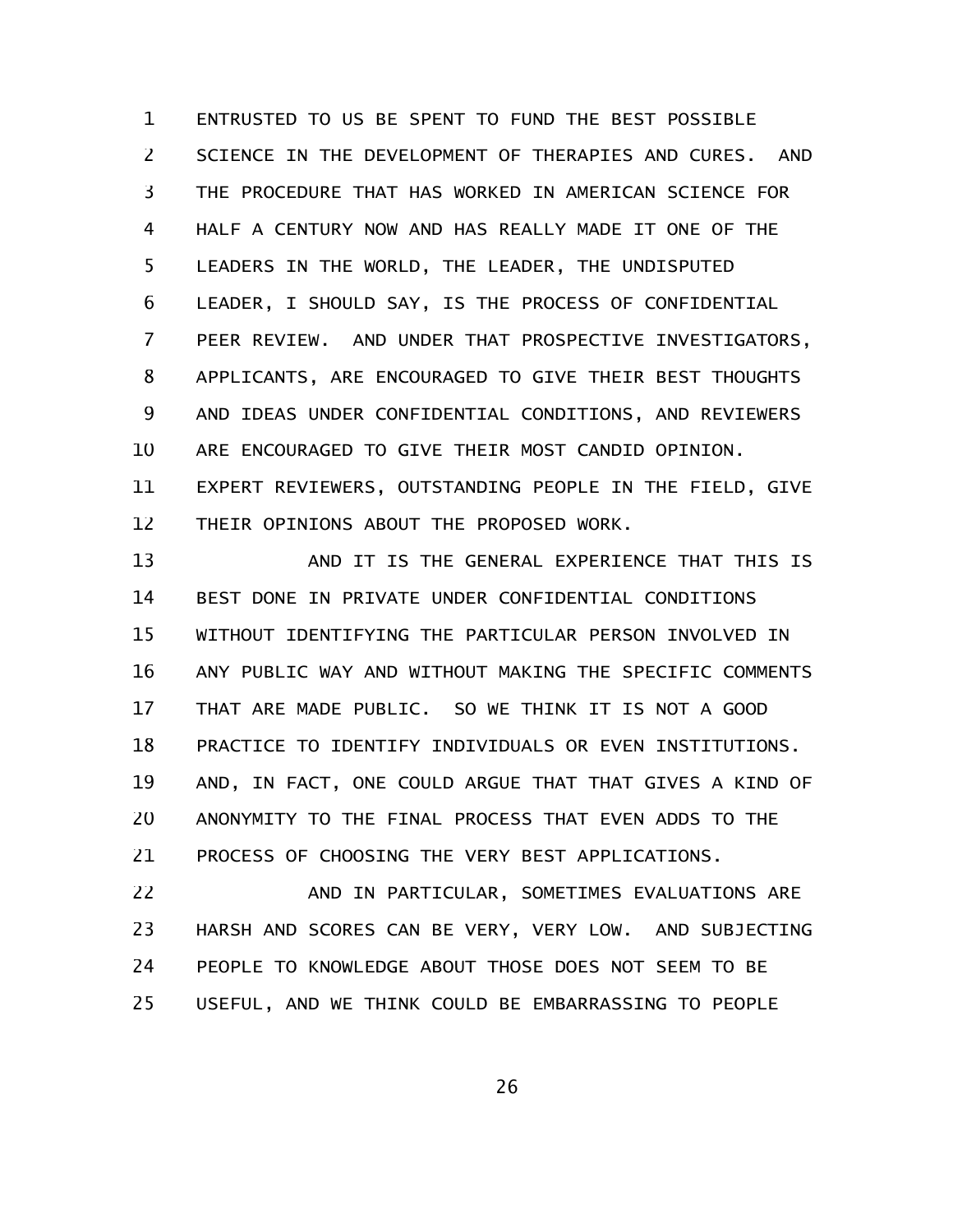ENTRUSTED TO US BE SPENT TO FUND THE BEST POSSIBLE SCIENCE IN THE DEVELOPMENT OF THERAPIES AND CURES. AND THE PROCEDURE THAT HAS WORKED IN AMERICAN SCIENCE FOR HALF A CENTURY NOW AND HAS REALLY MADE IT ONE OF THE LEADERS IN THE WORLD, THE LEADER, THE UNDISPUTED LEADER, I SHOULD SAY, IS THE PROCESS OF CONFIDENTIAL PEER REVIEW. AND UNDER THAT PROSPECTIVE INVESTIGATORS, APPLICANTS, ARE ENCOURAGED TO GIVE THEIR BEST THOUGHTS AND IDEAS UNDER CONFIDENTIAL CONDITIONS, AND REVIEWERS ARE ENCOURAGED TO GIVE THEIR MOST CANDID OPINION. EXPERT REVIEWERS, OUTSTANDING PEOPLE IN THE FIELD, GIVE THEIR OPINIONS ABOUT THE PROPOSED WORK.

AND IT IS THE GENERAL EXPERIENCE THAT THIS IS BEST DONE IN PRIVATE UNDER CONFIDENTIAL CONDITIONS WITHOUT IDENTIFYING THE PARTICULAR PERSON INVOLVED IN ANY PUBLIC WAY AND WITHOUT MAKING THE SPECIFIC COMMENTS THAT ARE MADE PUBLIC. SO WE THINK IT IS NOT A GOOD PRACTICE TO IDENTIFY INDIVIDUALS OR EVEN INSTITUTIONS. AND, IN FACT, ONE COULD ARGUE THAT THAT GIVES A KIND OF ANONYMITY TO THE FINAL PROCESS THAT EVEN ADDS TO THE PROCESS OF CHOOSING THE VERY BEST APPLICATIONS.

AND IN PARTICULAR, SOMETIMES EVALUATIONS ARE HARSH AND SCORES CAN BE VERY, VERY LOW. AND SUBJECTING PEOPLE TO KNOWLEDGE ABOUT THOSE DOES NOT SEEM TO BE USEFUL, AND WE THINK COULD BE EMBARRASSING TO PEOPLE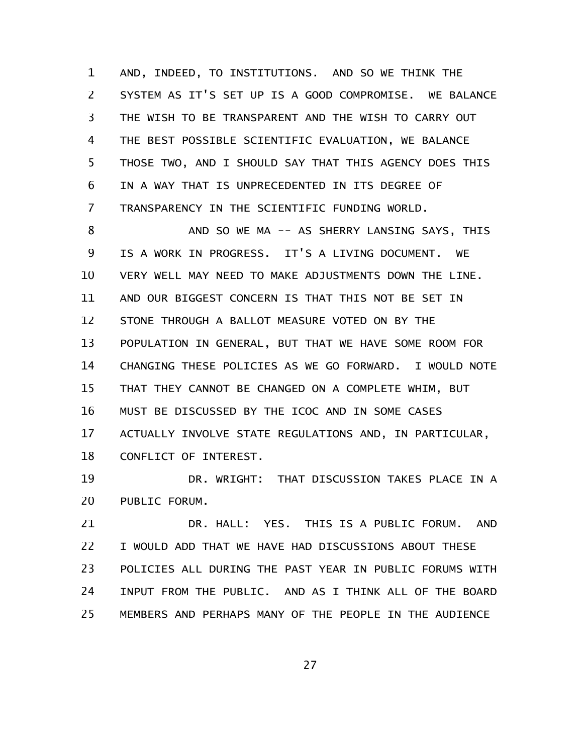AND, INDEED, TO INSTITUTIONS. AND SO WE THINK THE SYSTEM AS IT'S SET UP IS A GOOD COMPROMISE. WE BALANCE THE WISH TO BE TRANSPARENT AND THE WISH TO CARRY OUT THE BEST POSSIBLE SCIENTIFIC EVALUATION, WE BALANCE THOSE TWO, AND I SHOULD SAY THAT THIS AGENCY DOES THIS IN A WAY THAT IS UNPRECEDENTED IN ITS DEGREE OF TRANSPARENCY IN THE SCIENTIFIC FUNDING WORLD.

AND SO WE MA -- AS SHERRY LANSING SAYS, THIS IS A WORK IN PROGRESS. IT'S A LIVING DOCUMENT. WE VERY WELL MAY NEED TO MAKE ADJUSTMENTS DOWN THE LINE. AND OUR BIGGEST CONCERN IS THAT THIS NOT BE SET IN STONE THROUGH A BALLOT MEASURE VOTED ON BY THE POPULATION IN GENERAL, BUT THAT WE HAVE SOME ROOM FOR CHANGING THESE POLICIES AS WE GO FORWARD. I WOULD NOTE THAT THEY CANNOT BE CHANGED ON A COMPLETE WHIM, BUT MUST BE DISCUSSED BY THE ICOC AND IN SOME CASES ACTUALLY INVOLVE STATE REGULATIONS AND, IN PARTICULAR, CONFLICT OF INTEREST.

DR. WRIGHT: THAT DISCUSSION TAKES PLACE IN A PUBLIC FORUM.

DR. HALL: YES. THIS IS A PUBLIC FORUM. AND I WOULD ADD THAT WE HAVE HAD DISCUSSIONS ABOUT THESE POLICIES ALL DURING THE PAST YEAR IN PUBLIC FORUMS WITH INPUT FROM THE PUBLIC. AND AS I THINK ALL OF THE BOARD MEMBERS AND PERHAPS MANY OF THE PEOPLE IN THE AUDIENCE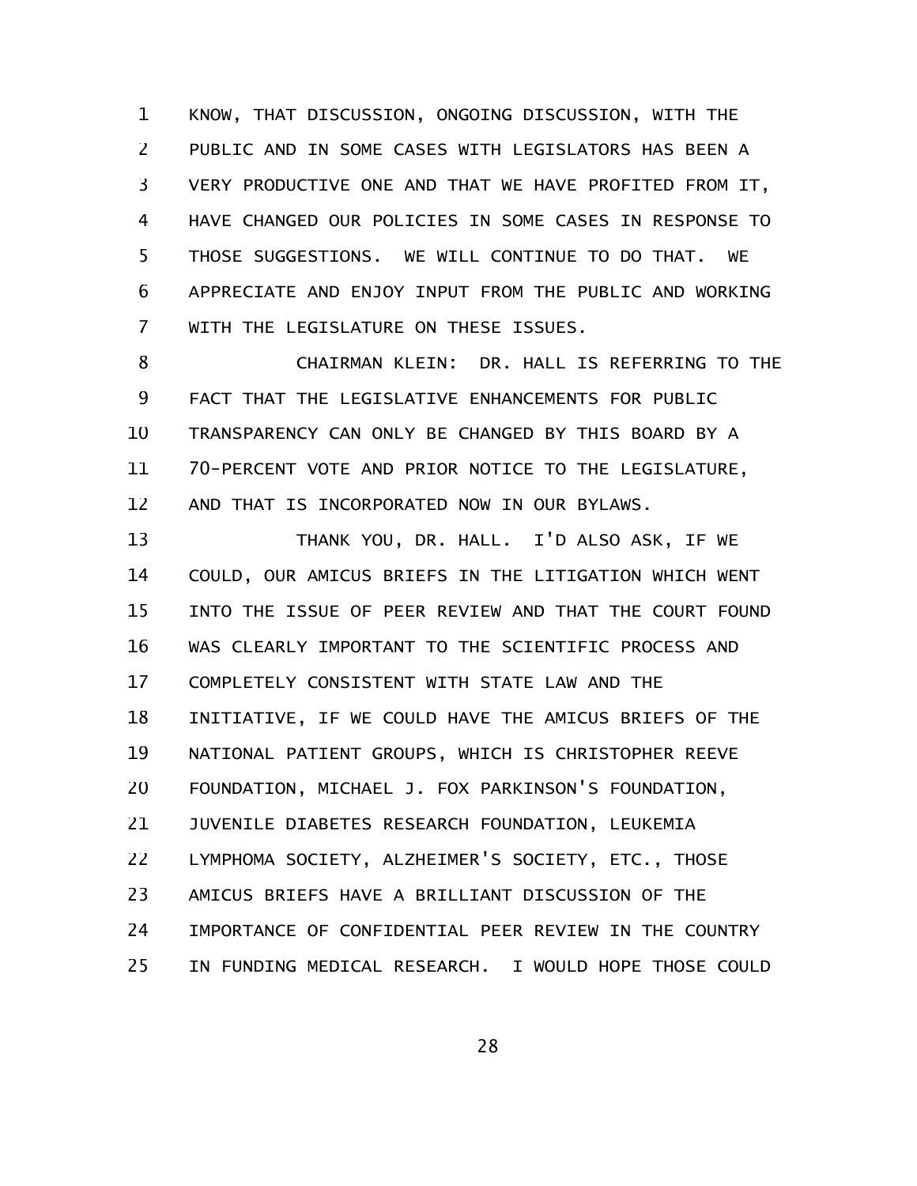KNOW, THAT DISCUSSION, ONGOING DISCUSSION, WITH THE PUBLIC AND IN SOME CASES WITH LEGISLATORS HAS BEEN A VERY PRODUCTIVE ONE AND THAT WE HAVE PROFITED FROM IT, HAVE CHANGED OUR POLICIES IN SOME CASES IN RESPONSE TO THOSE SUGGESTIONS. WE WILL CONTINUE TO DO THAT. WE APPRECIATE AND ENJOY INPUT FROM THE PUBLIC AND WORKING WITH THE LEGISLATURE ON THESE ISSUES.

CHAIRMAN KLEIN: DR. HALL IS REFERRING TO THE FACT THAT THE LEGISLATIVE ENHANCEMENTS FOR PUBLIC TRANSPARENCY CAN ONLY BE CHANGED BY THIS BOARD BY A 70-PERCENT VOTE AND PRIOR NOTICE TO THE LEGISLATURE, AND THAT IS INCORPORATED NOW IN OUR BYLAWS.

THANK YOU, DR. HALL. I'D ALSO ASK, IF WE COULD, OUR AMICUS BRIEFS IN THE LITIGATION WHICH WENT INTO THE ISSUE OF PEER REVIEW AND THAT THE COURT FOUND WAS CLEARLY IMPORTANT TO THE SCIENTIFIC PROCESS AND COMPLETELY CONSISTENT WITH STATE LAW AND THE INITIATIVE, IF WE COULD HAVE THE AMICUS BRIEFS OF THE NATIONAL PATIENT GROUPS, WHICH IS CHRISTOPHER REEVE FOUNDATION, MICHAEL J. FOX PARKINSON'S FOUNDATION, JUVENILE DIABETES RESEARCH FOUNDATION, LEUKEMIA LYMPHOMA SOCIETY, ALZHEIMER'S SOCIETY, ETC., THOSE AMICUS BRIEFS HAVE A BRILLIANT DISCUSSION OF THE IMPORTANCE OF CONFIDENTIAL PEER REVIEW IN THE COUNTRY IN FUNDING MEDICAL RESEARCH. I WOULD HOPE THOSE COULD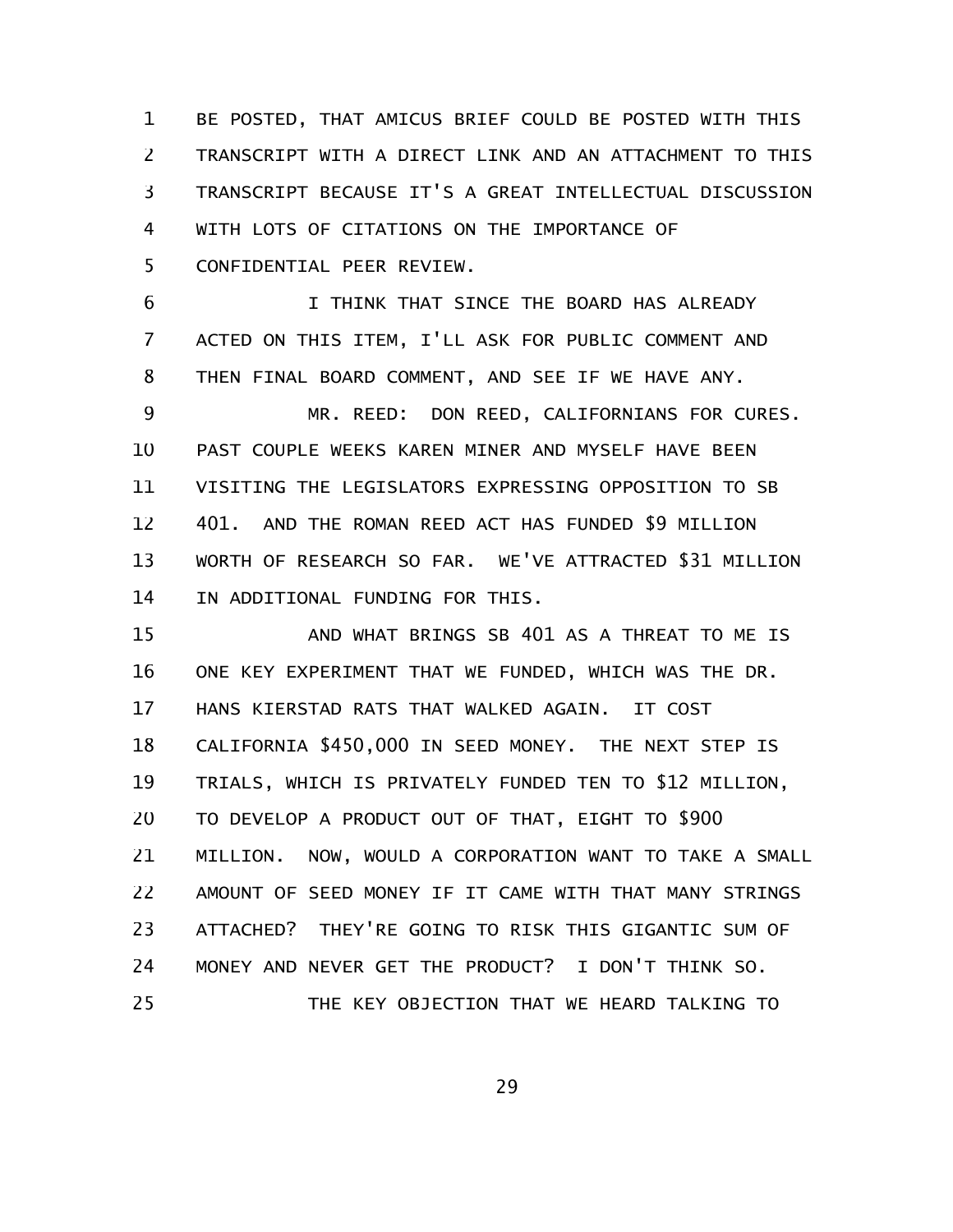BE POSTED, THAT AMICUS BRIEF COULD BE POSTED WITH THIS TRANSCRIPT WITH A DIRECT LINK AND AN ATTACHMENT TO THIS TRANSCRIPT BECAUSE IT'S A GREAT INTELLECTUAL DISCUSSION WITH LOTS OF CITATIONS ON THE IMPORTANCE OF CONFIDENTIAL PEER REVIEW.

I THINK THAT SINCE THE BOARD HAS ALREADY ACTED ON THIS ITEM, I'LL ASK FOR PUBLIC COMMENT AND THEN FINAL BOARD COMMENT, AND SEE IF WE HAVE ANY.

MR. REED: DON REED, CALIFORNIANS FOR CURES. PAST COUPLE WEEKS KAREN MINER AND MYSELF HAVE BEEN VISITING THE LEGISLATORS EXPRESSING OPPOSITION TO SB 401. AND THE ROMAN REED ACT HAS FUNDED $9 MILLION WORTH OF RESEARCH SO FAR. WE'VE ATTRACTED $31 MILLION IN ADDITIONAL FUNDING FOR THIS.

AND WHAT BRINGS SB 401 AS A THREAT TO ME IS ONE KEY EXPERIMENT THAT WE FUNDED, WHICH WAS THE DR. HANS KIERSTAD RATS THAT WALKED AGAIN. IT COST CALIFORNIA $450,000 IN SEED MONEY. THE NEXT STEP IS TRIALS, WHICH IS PRIVATELY FUNDED TEN TO $12 MILLION, TO DEVELOP A PRODUCT OUT OF THAT, EIGHT TO $900 MILLION. NOW, WOULD A CORPORATION WANT TO TAKE A SMALL AMOUNT OF SEED MONEY IF IT CAME WITH THAT MANY STRINGS ATTACHED? THEY'RE GOING TO RISK THIS GIGANTIC SUM OF MONEY AND NEVER GET THE PRODUCT? I DON'T THINK SO.

THE KEY OBJECTION THAT WE HEARD TALKING TO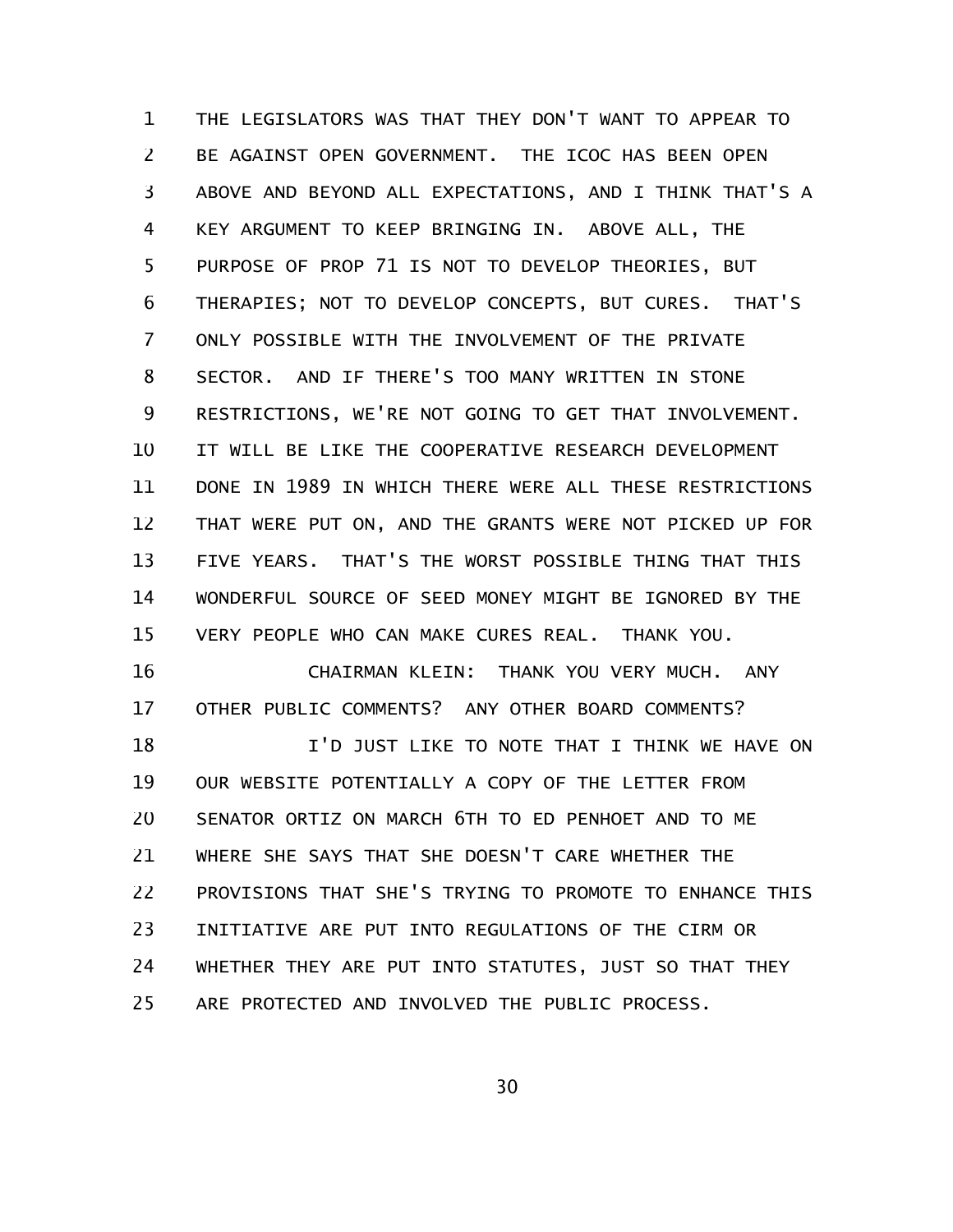THE LEGISLATORS WAS THAT THEY DON'T WANT TO APPEAR TO BE AGAINST OPEN GOVERNMENT. THE ICOC HAS BEEN OPEN ABOVE AND BEYOND ALL EXPECTATIONS, AND I THINK THAT'S A KEY ARGUMENT TO KEEP BRINGING IN. ABOVE ALL, THE PURPOSE OF PROP 71 IS NOT TO DEVELOP THEORIES, BUT THERAPIES; NOT TO DEVELOP CONCEPTS, BUT CURES. THAT'S ONLY POSSIBLE WITH THE INVOLVEMENT OF THE PRIVATE SECTOR. AND IF THERE'S TOO MANY WRITTEN IN STONE RESTRICTIONS, WE'RE NOT GOING TO GET THAT INVOLVEMENT. IT WILL BE LIKE THE COOPERATIVE RESEARCH DEVELOPMENT DONE IN 1989 IN WHICH THERE WERE ALL THESE RESTRICTIONS THAT WERE PUT ON, AND THE GRANTS WERE NOT PICKED UP FOR FIVE YEARS. THAT'S THE WORST POSSIBLE THING THAT THIS WONDERFUL SOURCE OF SEED MONEY MIGHT BE IGNORED BY THE VERY PEOPLE WHO CAN MAKE CURES REAL. THANK YOU.

CHAIRMAN KLEIN: THANK YOU VERY MUCH. ANY OTHER PUBLIC COMMENTS? ANY OTHER BOARD COMMENTS?

I'D JUST LIKE TO NOTE THAT I THINK WE HAVE ON OUR WEBSITE POTENTIALLY A COPY OF THE LETTER FROM SENATOR ORTIZ ON MARCH 6TH TO ED PENHOET AND TO ME WHERE SHE SAYS THAT SHE DOESN'T CARE WHETHER THE PROVISIONS THAT SHE'S TRYING TO PROMOTE TO ENHANCE THIS INITIATIVE ARE PUT INTO REGULATIONS OF THE CIRM OR WHETHER THEY ARE PUT INTO STATUTES, JUST SO THAT THEY ARE PROTECTED AND INVOLVED THE PUBLIC PROCESS.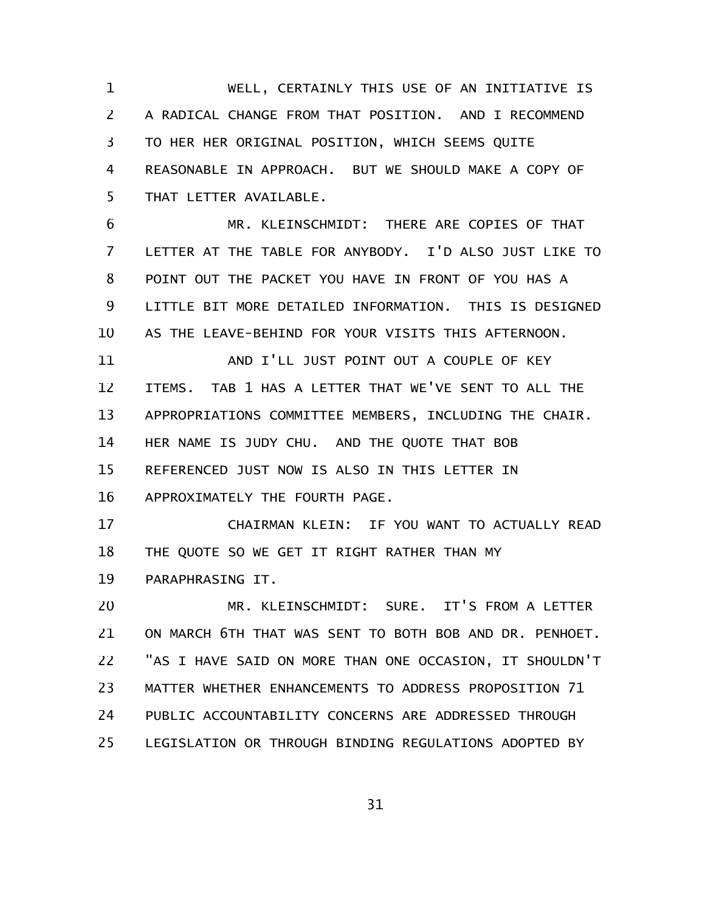WELL, CERTAINLY THIS USE OF AN INITIATIVE IS A RADICAL CHANGE FROM THAT POSITION. AND I RECOMMEND TO HER HER ORIGINAL POSITION, WHICH SEEMS QUITE REASONABLE IN APPROACH. BUT WE SHOULD MAKE A COPY OF THAT LETTER AVAILABLE.

MR. KLEINSCHMIDT: THERE ARE COPIES OF THAT LETTER AT THE TABLE FOR ANYBODY. I'D ALSO JUST LIKE TO POINT OUT THE PACKET YOU HAVE IN FRONT OF YOU HAS A LITTLE BIT MORE DETAILED INFORMATION. THIS IS DESIGNED AS THE LEAVE-BEHIND FOR YOUR VISITS THIS AFTERNOON.

AND I'LL JUST POINT OUT A COUPLE OF KEY ITEMS. TAB 1 HAS A LETTER THAT WE'VE SENT TO ALL THE APPROPRIATIONS COMMITTEE MEMBERS, INCLUDING THE CHAIR. HER NAME IS JUDY CHU. AND THE QUOTE THAT BOB REFERENCED JUST NOW IS ALSO IN THIS LETTER IN APPROXIMATELY THE FOURTH PAGE.

CHAIRMAN KLEIN: IF YOU WANT TO ACTUALLY READ THE QUOTE SO WE GET IT RIGHT RATHER THAN MY PARAPHRASING IT.

MR. KLEINSCHMIDT: SURE. IT'S FROM A LETTER ON MARCH 6TH THAT WAS SENT TO BOTH BOB AND DR. PENHOET. "AS I HAVE SAID ON MORE THAN ONE OCCASION, IT SHOULDN'T MATTER WHETHER ENHANCEMENTS TO ADDRESS PROPOSITION 71 PUBLIC ACCOUNTABILITY CONCERNS ARE ADDRESSED THROUGH LEGISLATION OR THROUGH BINDING REGULATIONS ADOPTED BY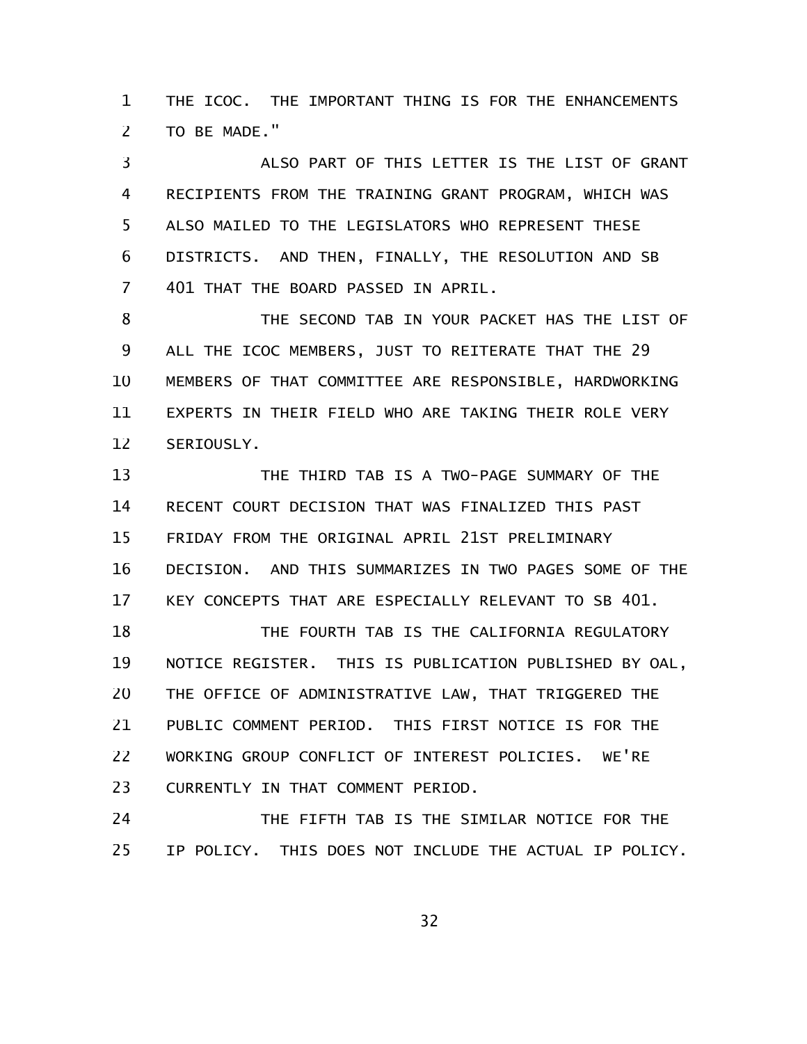THE ICOC. THE IMPORTANT THING IS FOR THE ENHANCEMENTS TO BE MADE."

ALSO PART OF THIS LETTER IS THE LIST OF GRANT RECIPIENTS FROM THE TRAINING GRANT PROGRAM, WHICH WAS ALSO MAILED TO THE LEGISLATORS WHO REPRESENT THESE DISTRICTS. AND THEN, FINALLY, THE RESOLUTION AND SB 401 THAT THE BOARD PASSED IN APRIL.

THE SECOND TAB IN YOUR PACKET HAS THE LIST OF ALL THE ICOC MEMBERS, JUST TO REITERATE THAT THE 29 MEMBERS OF THAT COMMITTEE ARE RESPONSIBLE, HARDWORKING EXPERTS IN THEIR FIELD WHO ARE TAKING THEIR ROLE VERY SERIOUSLY.

THE THIRD TAB IS A TWO-PAGE SUMMARY OF THE RECENT COURT DECISION THAT WAS FINALIZED THIS PAST FRIDAY FROM THE ORIGINAL APRIL 21ST PRELIMINARY DECISION. AND THIS SUMMARIZES IN TWO PAGES SOME OF THE KEY CONCEPTS THAT ARE ESPECIALLY RELEVANT TO SB 401.

THE FOURTH TAB IS THE CALIFORNIA REGULATORY NOTICE REGISTER. THIS IS PUBLICATION PUBLISHED BY OAL, THE OFFICE OF ADMINISTRATIVE LAW, THAT TRIGGERED THE PUBLIC COMMENT PERIOD. THIS FIRST NOTICE IS FOR THE WORKING GROUP CONFLICT OF INTEREST POLICIES. WE'RE CURRENTLY IN THAT COMMENT PERIOD.

THE FIFTH TAB IS THE SIMILAR NOTICE FOR THE IP POLICY. THIS DOES NOT INCLUDE THE ACTUAL IP POLICY.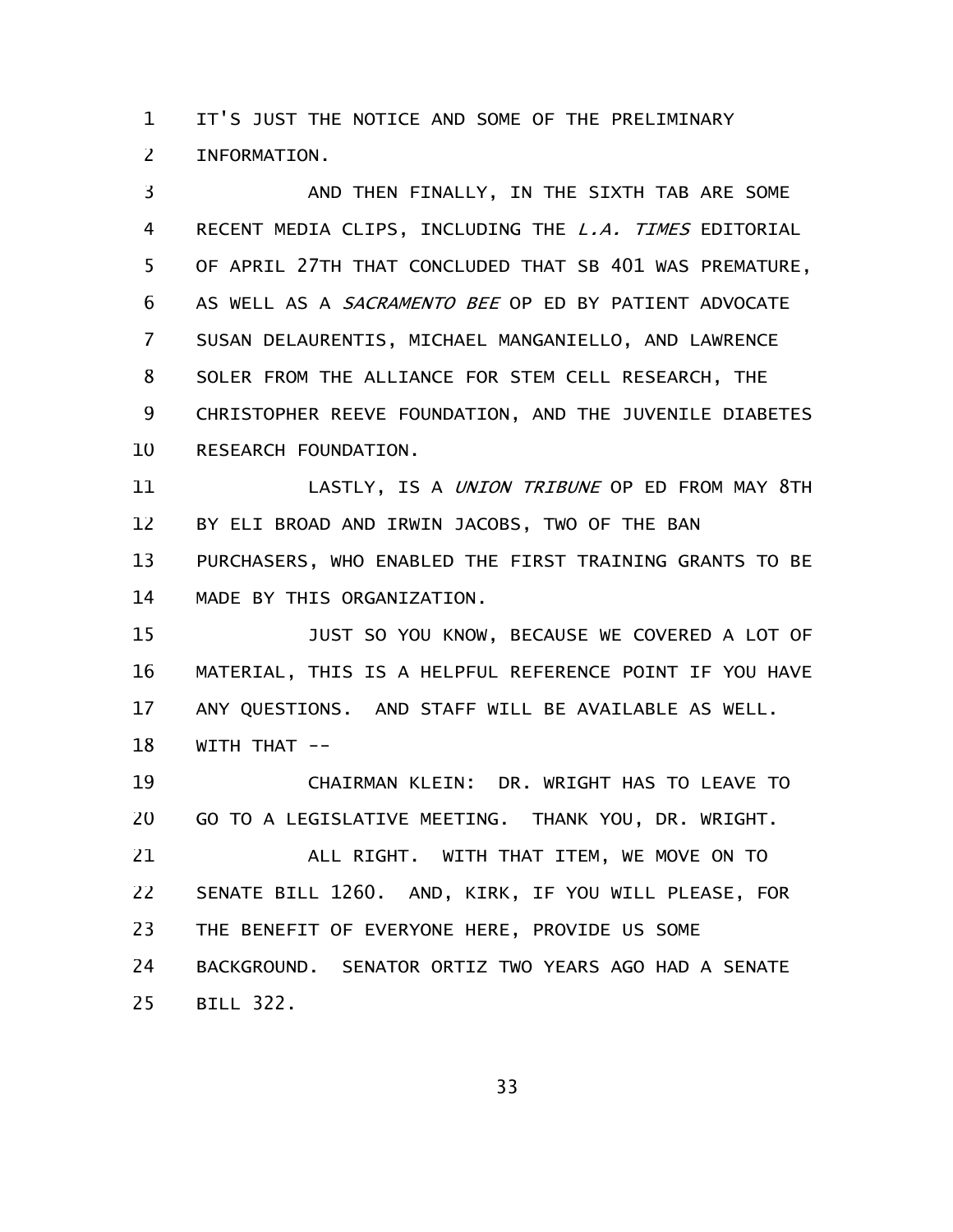IT'S JUST THE NOTICE AND SOME OF THE PRELIMINARY INFORMATION.

AND THEN FINALLY, IN THE SIXTH TAB ARE SOME RECENT MEDIA CLIPS, INCLUDING THE *L.A. TIMES* EDITORIAL OF APRIL 27TH THAT CONCLUDED THAT SB 401 WAS PREMATURE, AS WELL AS A *SACRAMENTO BEE* OP ED BY PATIENT ADVOCATE SUSAN DELAURENTIS, MICHAEL MANGANIELLO, AND LAWRENCE SOLER FROM THE ALLIANCE FOR STEM CELL RESEARCH, THE CHRISTOPHER REEVE FOUNDATION, AND THE JUVENILE DIABETES RESEARCH FOUNDATION.

LASTLY, IS A *UNION TRIBUNE* OP ED FROM MAY 8TH BY ELI BROAD AND IRWIN JACOBS, TWO OF THE BAN PURCHASERS, WHO ENABLED THE FIRST TRAINING GRANTS TO BE MADE BY THIS ORGANIZATION.

JUST SO YOU KNOW, BECAUSE WE COVERED A LOT OF MATERIAL, THIS IS A HELPFUL REFERENCE POINT IF YOU HAVE ANY QUESTIONS. AND STAFF WILL BE AVAILABLE AS WELL. WITH THAT --

CHAIRMAN KLEIN: DR. WRIGHT HAS TO LEAVE TO GO TO A LEGISLATIVE MEETING. THANK YOU, DR. WRIGHT.

ALL RIGHT. WITH THAT ITEM, WE MOVE ON TO SENATE BILL 1260. AND, KIRK, IF YOU WILL PLEASE, FOR THE BENEFIT OF EVERYONE HERE, PROVIDE US SOME BACKGROUND. SENATOR ORTIZ TWO YEARS AGO HAD A SENATE BILL 322.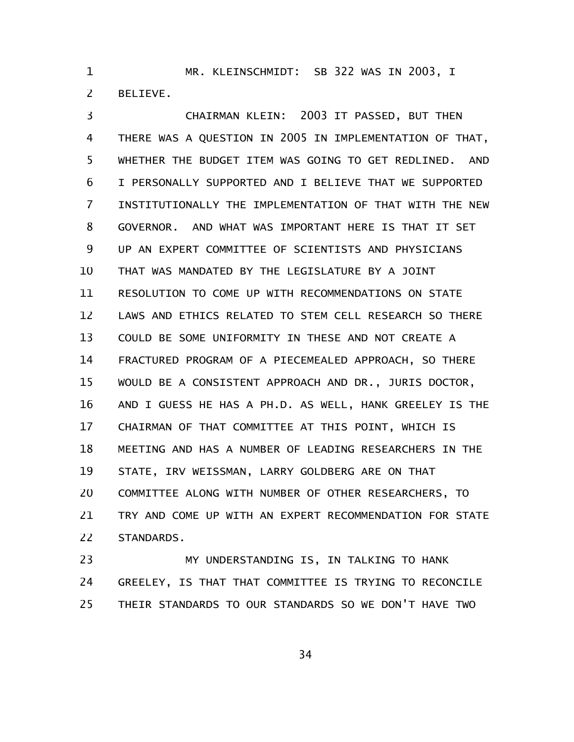MR. KLEINSCHMIDT: SB 322 WAS IN 2003, I BELIEVE.

CHAIRMAN KLEIN: 2003 IT PASSED, BUT THEN THERE WAS A QUESTION IN 2005 IN IMPLEMENTATION OF THAT, WHETHER THE BUDGET ITEM WAS GOING TO GET REDLINED. AND I PERSONALLY SUPPORTED AND I BELIEVE THAT WE SUPPORTED INSTITUTIONALLY THE IMPLEMENTATION OF THAT WITH THE NEW GOVERNOR. AND WHAT WAS IMPORTANT HERE IS THAT IT SET UP AN EXPERT COMMITTEE OF SCIENTISTS AND PHYSICIANS THAT WAS MANDATED BY THE LEGISLATURE BY A JOINT RESOLUTION TO COME UP WITH RECOMMENDATIONS ON STATE LAWS AND ETHICS RELATED TO STEM CELL RESEARCH SO THERE COULD BE SOME UNIFORMITY IN THESE AND NOT CREATE A FRACTURED PROGRAM OF A PIECEMEALED APPROACH, SO THERE WOULD BE A CONSISTENT APPROACH AND DR., JURIS DOCTOR, AND I GUESS HE HAS A PH.D. AS WELL, HANK GREELEY IS THE CHAIRMAN OF THAT COMMITTEE AT THIS POINT, WHICH IS MEETING AND HAS A NUMBER OF LEADING RESEARCHERS IN THE STATE, IRV WEISSMAN, LARRY GOLDBERG ARE ON THAT COMMITTEE ALONG WITH NUMBER OF OTHER RESEARCHERS, TO TRY AND COME UP WITH AN EXPERT RECOMMENDATION FOR STATE STANDARDS.

MY UNDERSTANDING IS, IN TALKING TO HANK GREELEY, IS THAT THAT COMMITTEE IS TRYING TO RECONCILE THEIR STANDARDS TO OUR STANDARDS SO WE DON'T HAVE TWO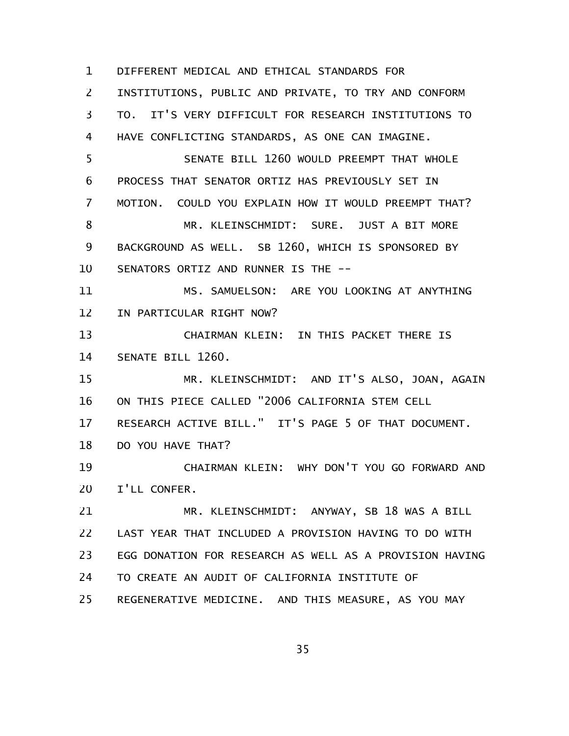DIFFERENT MEDICAL AND ETHICAL STANDARDS FOR INSTITUTIONS, PUBLIC AND PRIVATE, TO TRY AND CONFORM TO. IT'S VERY DIFFICULT FOR RESEARCH INSTITUTIONS TO HAVE CONFLICTING STANDARDS, AS ONE CAN IMAGINE.

SENATE BILL 1260 WOULD PREEMPT THAT WHOLE PROCESS THAT SENATOR ORTIZ HAS PREVIOUSLY SET IN MOTION. COULD YOU EXPLAIN HOW IT WOULD PREEMPT THAT?

MR. KLEINSCHMIDT: SURE. JUST A BIT MORE BACKGROUND AS WELL. SB 1260, WHICH IS SPONSORED BY SENATORS ORTIZ AND RUNNER IS THE --

MS. SAMUELSON: ARE YOU LOOKING AT ANYTHING IN PARTICULAR RIGHT NOW?

CHAIRMAN KLEIN: IN THIS PACKET THERE IS SENATE BILL 1260.

MR. KLEINSCHMIDT: AND IT'S ALSO, JOAN, AGAIN ON THIS PIECE CALLED "2006 CALIFORNIA STEM CELL RESEARCH ACTIVE BILL." IT'S PAGE 5 OF THAT DOCUMENT. DO YOU HAVE THAT?

CHAIRMAN KLEIN: WHY DON'T YOU GO FORWARD AND I'LL CONFER.

MR. KLEINSCHMIDT: ANYWAY, SB 18 WAS A BILL LAST YEAR THAT INCLUDED A PROVISION HAVING TO DO WITH EGG DONATION FOR RESEARCH AS WELL AS A PROVISION HAVING TO CREATE AN AUDIT OF CALIFORNIA INSTITUTE OF REGENERATIVE MEDICINE. AND THIS MEASURE, AS YOU MAY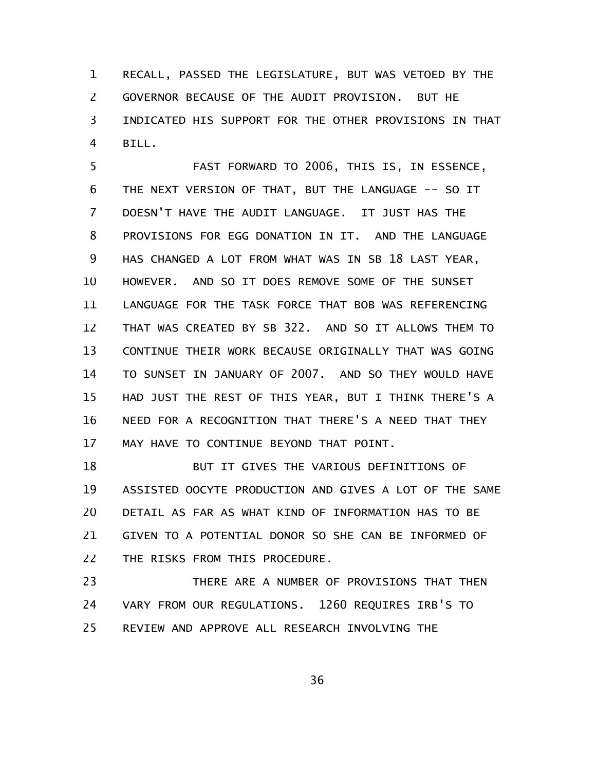RECALL, PASSED THE LEGISLATURE, BUT WAS VETOED BY THE GOVERNOR BECAUSE OF THE AUDIT PROVISION. BUT HE INDICATED HIS SUPPORT FOR THE OTHER PROVISIONS IN THAT BILL.

FAST FORWARD TO 2006, THIS IS, IN ESSENCE, THE NEXT VERSION OF THAT, BUT THE LANGUAGE -- SO IT DOESN'T HAVE THE AUDIT LANGUAGE. IT JUST HAS THE PROVISIONS FOR EGG DONATION IN IT. AND THE LANGUAGE HAS CHANGED A LOT FROM WHAT WAS IN SB 18 LAST YEAR, HOWEVER. AND SO IT DOES REMOVE SOME OF THE SUNSET LANGUAGE FOR THE TASK FORCE THAT BOB WAS REFERENCING THAT WAS CREATED BY SB 322. AND SO IT ALLOWS THEM TO CONTINUE THEIR WORK BECAUSE ORIGINALLY THAT WAS GOING TO SUNSET IN JANUARY OF 2007. AND SO THEY WOULD HAVE HAD JUST THE REST OF THIS YEAR, BUT I THINK THERE'S A NEED FOR A RECOGNITION THAT THERE'S A NEED THAT THEY MAY HAVE TO CONTINUE BEYOND THAT POINT.

BUT IT GIVES THE VARIOUS DEFINITIONS OF ASSISTED OOCYTE PRODUCTION AND GIVES A LOT OF THE SAME DETAIL AS FAR AS WHAT KIND OF INFORMATION HAS TO BE GIVEN TO A POTENTIAL DONOR SO SHE CAN BE INFORMED OF THE RISKS FROM THIS PROCEDURE.

THERE ARE A NUMBER OF PROVISIONS THAT THEN VARY FROM OUR REGULATIONS. 1260 REQUIRES IRB'S TO REVIEW AND APPROVE ALL RESEARCH INVOLVING THE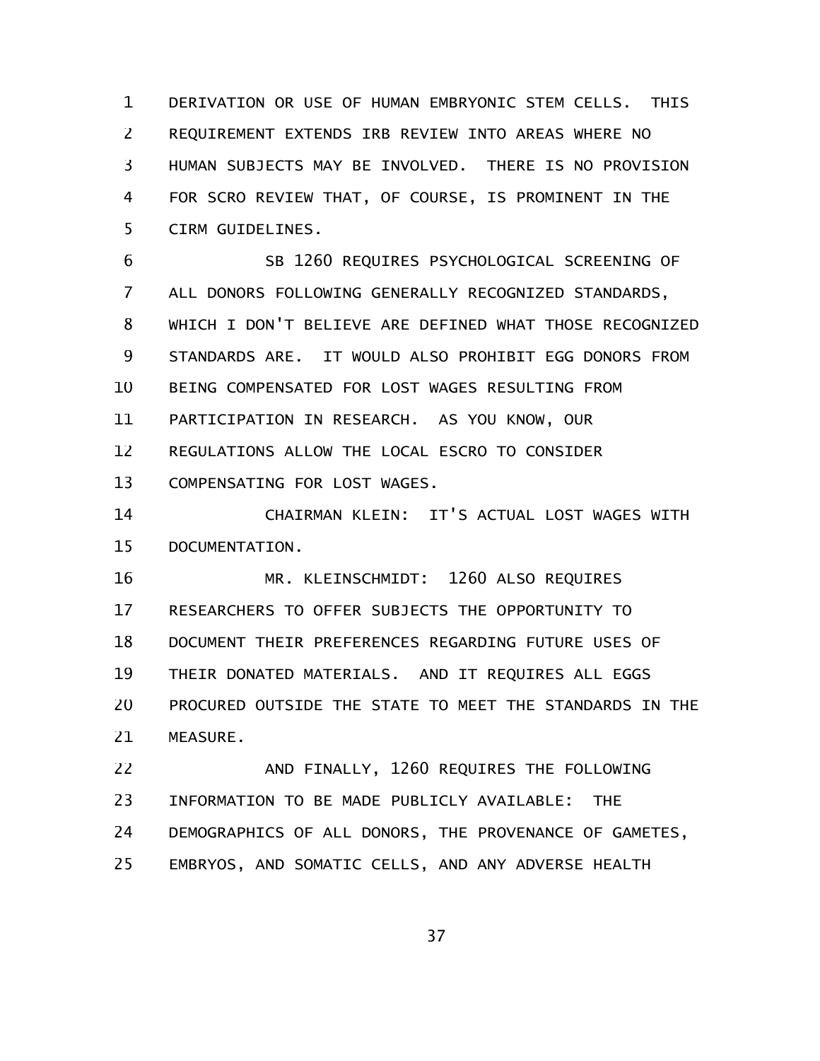DERIVATION OR USE OF HUMAN EMBRYONIC STEM CELLS. THIS REQUIREMENT EXTENDS IRB REVIEW INTO AREAS WHERE NO HUMAN SUBJECTS MAY BE INVOLVED. THERE IS NO PROVISION FOR SCRO REVIEW THAT, OF COURSE, IS PROMINENT IN THE CIRM GUIDELINES.

SB 1260 REQUIRES PSYCHOLOGICAL SCREENING OF ALL DONORS FOLLOWING GENERALLY RECOGNIZED STANDARDS, WHICH I DON'T BELIEVE ARE DEFINED WHAT THOSE RECOGNIZED STANDARDS ARE. IT WOULD ALSO PROHIBIT EGG DONORS FROM BEING COMPENSATED FOR LOST WAGES RESULTING FROM PARTICIPATION IN RESEARCH. AS YOU KNOW, OUR REGULATIONS ALLOW THE LOCAL ESCRO TO CONSIDER COMPENSATING FOR LOST WAGES.

CHAIRMAN KLEIN: IT'S ACTUAL LOST WAGES WITH DOCUMENTATION.

MR. KLEINSCHMIDT: 1260 ALSO REQUIRES RESEARCHERS TO OFFER SUBJECTS THE OPPORTUNITY TO DOCUMENT THEIR PREFERENCES REGARDING FUTURE USES OF THEIR DONATED MATERIALS. AND IT REQUIRES ALL EGGS PROCURED OUTSIDE THE STATE TO MEET THE STANDARDS IN THE MEASURE.

AND FINALLY, 1260 REQUIRES THE FOLLOWING INFORMATION TO BE MADE PUBLICLY AVAILABLE: THE DEMOGRAPHICS OF ALL DONORS, THE PROVENANCE OF GAMETES, EMBRYOS, AND SOMATIC CELLS, AND ANY ADVERSE HEALTH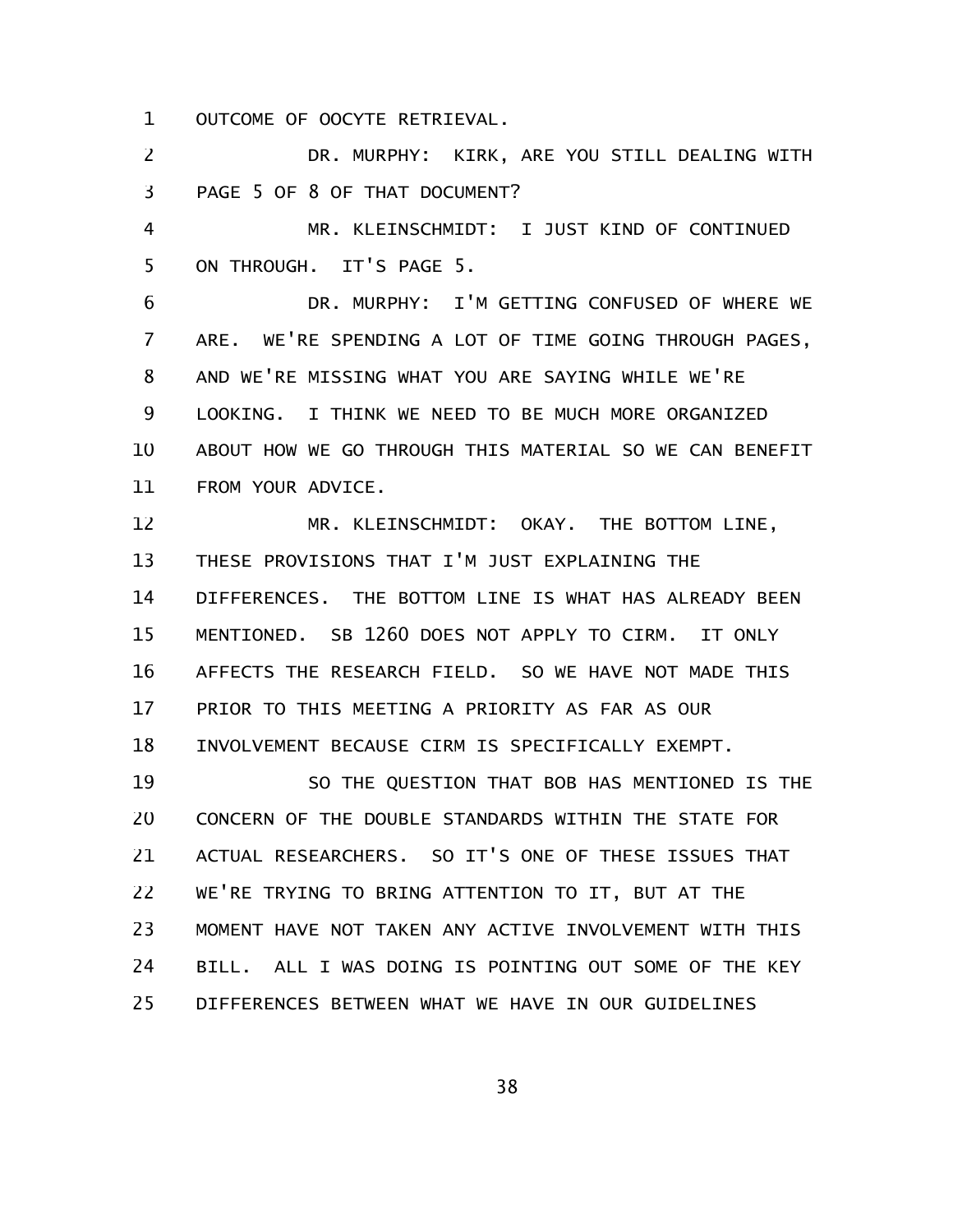OUTCOME OF OOCYTE RETRIEVAL.

DR. MURPHY: KIRK, ARE YOU STILL DEALING WITH PAGE 5 OF 8 OF THAT DOCUMENT?

MR. KLEINSCHMIDT: I JUST KIND OF CONTINUED ON THROUGH. IT'S PAGE 5.

DR. MURPHY: I'M GETTING CONFUSED OF WHERE WE ARE. WE'RE SPENDING A LOT OF TIME GOING THROUGH PAGES, AND WE'RE MISSING WHAT YOU ARE SAYING WHILE WE'RE LOOKING. I THINK WE NEED TO BE MUCH MORE ORGANIZED ABOUT HOW WE GO THROUGH THIS MATERIAL SO WE CAN BENEFIT FROM YOUR ADVICE.

MR. KLEINSCHMIDT: OKAY. THE BOTTOM LINE, THESE PROVISIONS THAT I'M JUST EXPLAINING THE DIFFERENCES. THE BOTTOM LINE IS WHAT HAS ALREADY BEEN MENTIONED. SB 1260 DOES NOT APPLY TO CIRM. IT ONLY AFFECTS THE RESEARCH FIELD. SO WE HAVE NOT MADE THIS PRIOR TO THIS MEETING A PRIORITY AS FAR AS OUR INVOLVEMENT BECAUSE CIRM IS SPECIFICALLY EXEMPT.

SO THE QUESTION THAT BOB HAS MENTIONED IS THE CONCERN OF THE DOUBLE STANDARDS WITHIN THE STATE FOR ACTUAL RESEARCHERS. SO IT'S ONE OF THESE ISSUES THAT WE'RE TRYING TO BRING ATTENTION TO IT, BUT AT THE MOMENT HAVE NOT TAKEN ANY ACTIVE INVOLVEMENT WITH THIS BILL. ALL I WAS DOING IS POINTING OUT SOME OF THE KEY DIFFERENCES BETWEEN WHAT WE HAVE IN OUR GUIDELINES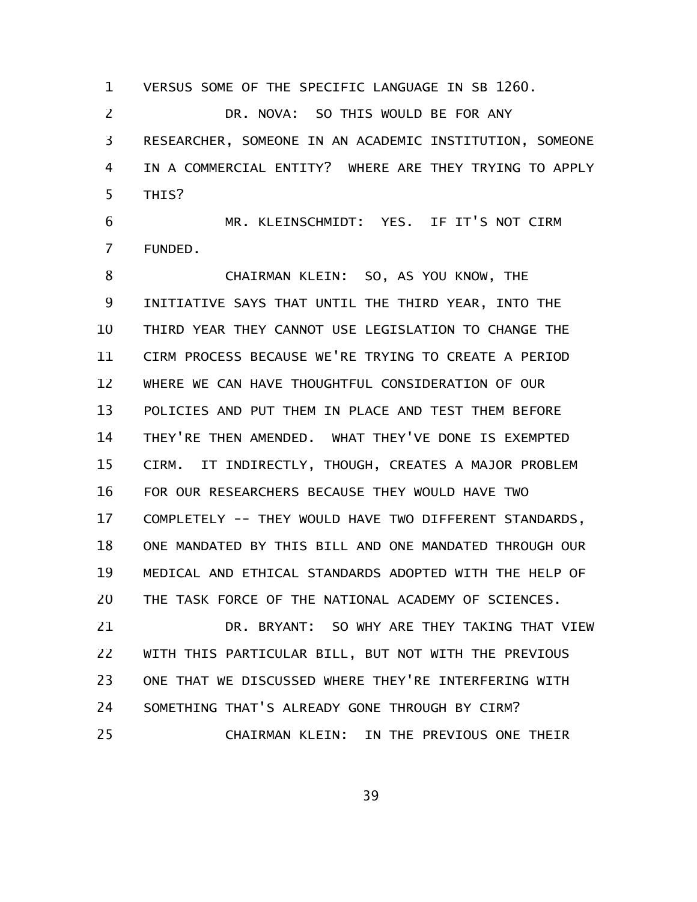VERSUS SOME OF THE SPECIFIC LANGUAGE IN SB 1260.

DR. NOVA: SO THIS WOULD BE FOR ANY RESEARCHER, SOMEONE IN AN ACADEMIC INSTITUTION, SOMEONE IN A COMMERCIAL ENTITY? WHERE ARE THEY TRYING TO APPLY THIS?

MR. KLEINSCHMIDT: YES. IF IT'S NOT CIRM FUNDED.

CHAIRMAN KLEIN: SO, AS YOU KNOW, THE INITIATIVE SAYS THAT UNTIL THE THIRD YEAR, INTO THE THIRD YEAR THEY CANNOT USE LEGISLATION TO CHANGE THE CIRM PROCESS BECAUSE WE'RE TRYING TO CREATE A PERIOD WHERE WE CAN HAVE THOUGHTFUL CONSIDERATION OF OUR POLICIES AND PUT THEM IN PLACE AND TEST THEM BEFORE THEY'RE THEN AMENDED. WHAT THEY'VE DONE IS EXEMPTED CIRM. IT INDIRECTLY, THOUGH, CREATES A MAJOR PROBLEM FOR OUR RESEARCHERS BECAUSE THEY WOULD HAVE TWO COMPLETELY -- THEY WOULD HAVE TWO DIFFERENT STANDARDS, ONE MANDATED BY THIS BILL AND ONE MANDATED THROUGH OUR MEDICAL AND ETHICAL STANDARDS ADOPTED WITH THE HELP OF THE TASK FORCE OF THE NATIONAL ACADEMY OF SCIENCES.

DR. BRYANT: SO WHY ARE THEY TAKING THAT VIEW WITH THIS PARTICULAR BILL, BUT NOT WITH THE PREVIOUS ONE THAT WE DISCUSSED WHERE THEY'RE INTERFERING WITH SOMETHING THAT'S ALREADY GONE THROUGH BY CIRM?

CHAIRMAN KLEIN: IN THE PREVIOUS ONE THEIR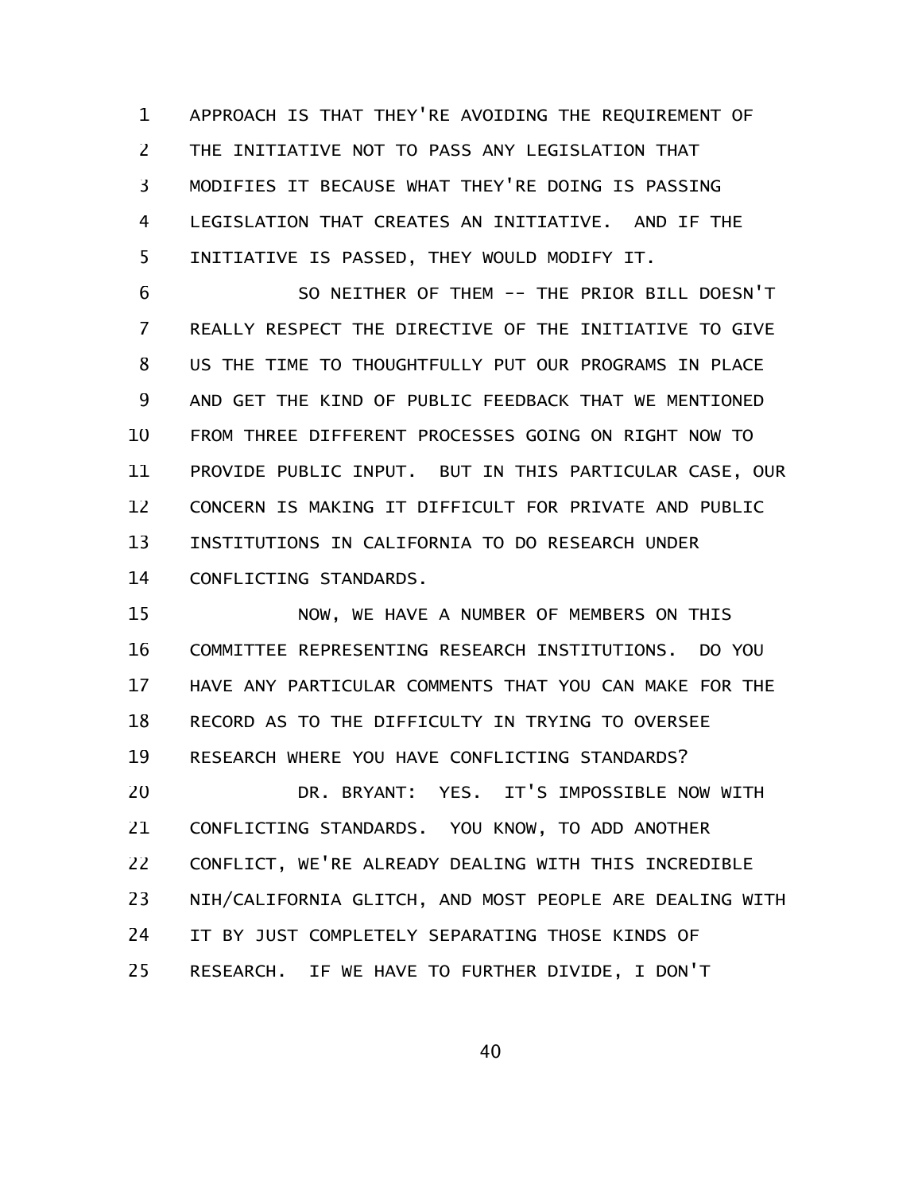APPROACH IS THAT THEY'RE AVOIDING THE REQUIREMENT OF THE INITIATIVE NOT TO PASS ANY LEGISLATION THAT MODIFIES IT BECAUSE WHAT THEY'RE DOING IS PASSING LEGISLATION THAT CREATES AN INITIATIVE. AND IF THE INITIATIVE IS PASSED, THEY WOULD MODIFY IT.

SO NEITHER OF THEM -- THE PRIOR BILL DOESN'T REALLY RESPECT THE DIRECTIVE OF THE INITIATIVE TO GIVE US THE TIME TO THOUGHTFULLY PUT OUR PROGRAMS IN PLACE AND GET THE KIND OF PUBLIC FEEDBACK THAT WE MENTIONED FROM THREE DIFFERENT PROCESSES GOING ON RIGHT NOW TO PROVIDE PUBLIC INPUT. BUT IN THIS PARTICULAR CASE, OUR CONCERN IS MAKING IT DIFFICULT FOR PRIVATE AND PUBLIC INSTITUTIONS IN CALIFORNIA TO DO RESEARCH UNDER CONFLICTING STANDARDS.

NOW, WE HAVE A NUMBER OF MEMBERS ON THIS COMMITTEE REPRESENTING RESEARCH INSTITUTIONS. DO YOU HAVE ANY PARTICULAR COMMENTS THAT YOU CAN MAKE FOR THE RECORD AS TO THE DIFFICULTY IN TRYING TO OVERSEE RESEARCH WHERE YOU HAVE CONFLICTING STANDARDS?

DR. BRYANT: YES. IT'S IMPOSSIBLE NOW WITH CONFLICTING STANDARDS. YOU KNOW, TO ADD ANOTHER CONFLICT, WE'RE ALREADY DEALING WITH THIS INCREDIBLE NIH/CALIFORNIA GLITCH, AND MOST PEOPLE ARE DEALING WITH IT BY JUST COMPLETELY SEPARATING THOSE KINDS OF RESEARCH. IF WE HAVE TO FURTHER DIVIDE, I DON'T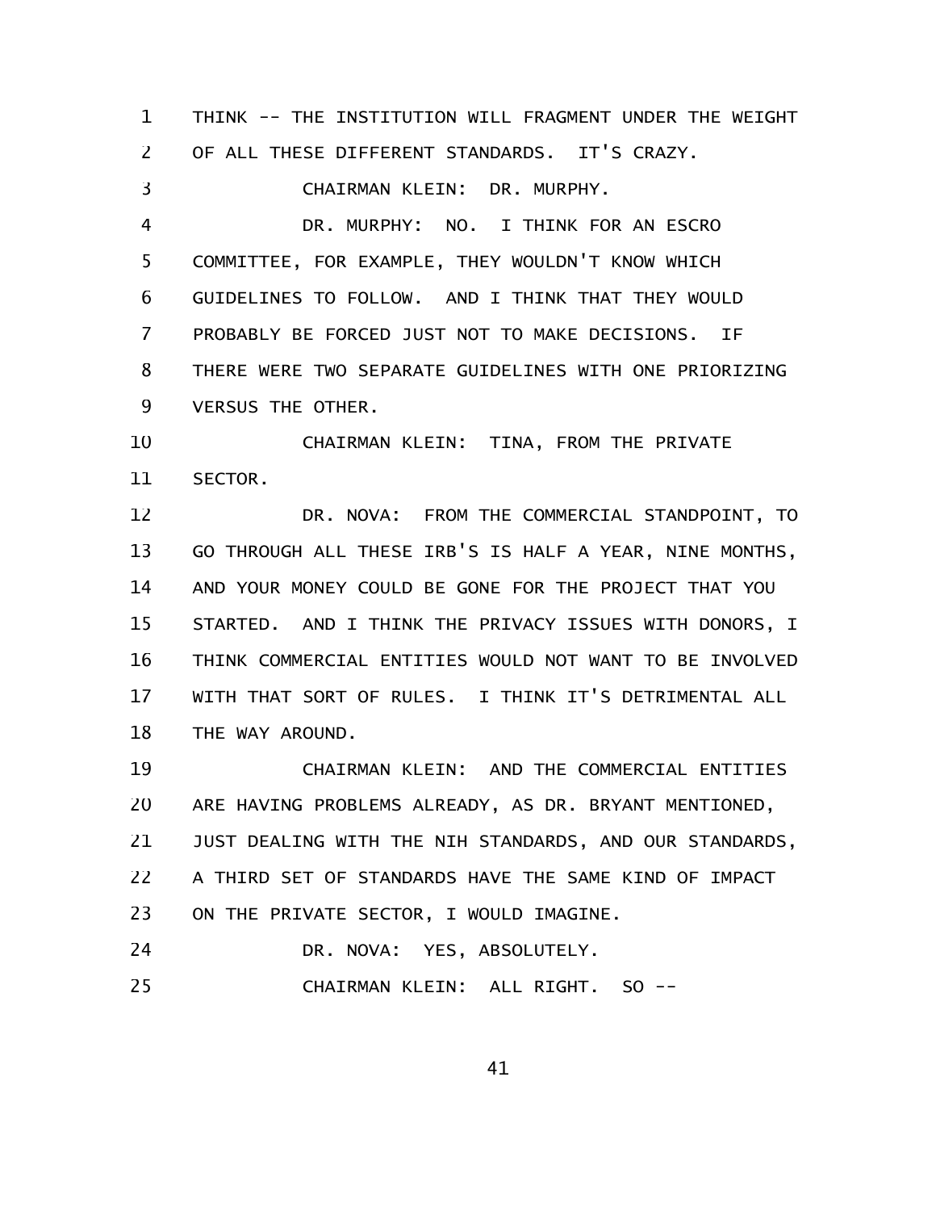THINK -- THE INSTITUTION WILL FRAGMENT UNDER THE WEIGHT OF ALL THESE DIFFERENT STANDARDS. IT'S CRAZY.

CHAIRMAN KLEIN: DR. MURPHY.

DR. MURPHY: NO. I THINK FOR AN ESCRO COMMITTEE, FOR EXAMPLE, THEY WOULDN'T KNOW WHICH GUIDELINES TO FOLLOW. AND I THINK THAT THEY WOULD PROBABLY BE FORCED JUST NOT TO MAKE DECISIONS. IF THERE WERE TWO SEPARATE GUIDELINES WITH ONE PRIORIZING VERSUS THE OTHER.

CHAIRMAN KLEIN: TINA, FROM THE PRIVATE SECTOR.

DR. NOVA: FROM THE COMMERCIAL STANDPOINT, TO GO THROUGH ALL THESE IRB'S IS HALF A YEAR, NINE MONTHS, AND YOUR MONEY COULD BE GONE FOR THE PROJECT THAT YOU STARTED. AND I THINK THE PRIVACY ISSUES WITH DONORS, I THINK COMMERCIAL ENTITIES WOULD NOT WANT TO BE INVOLVED WITH THAT SORT OF RULES. I THINK IT'S DETRIMENTAL ALL THE WAY AROUND.

CHAIRMAN KLEIN: AND THE COMMERCIAL ENTITIES ARE HAVING PROBLEMS ALREADY, AS DR. BRYANT MENTIONED, JUST DEALING WITH THE NIH STANDARDS, AND OUR STANDARDS, A THIRD SET OF STANDARDS HAVE THE SAME KIND OF IMPACT ON THE PRIVATE SECTOR, I WOULD IMAGINE.

DR. NOVA: YES, ABSOLUTELY.

CHAIRMAN KLEIN: ALL RIGHT. SO --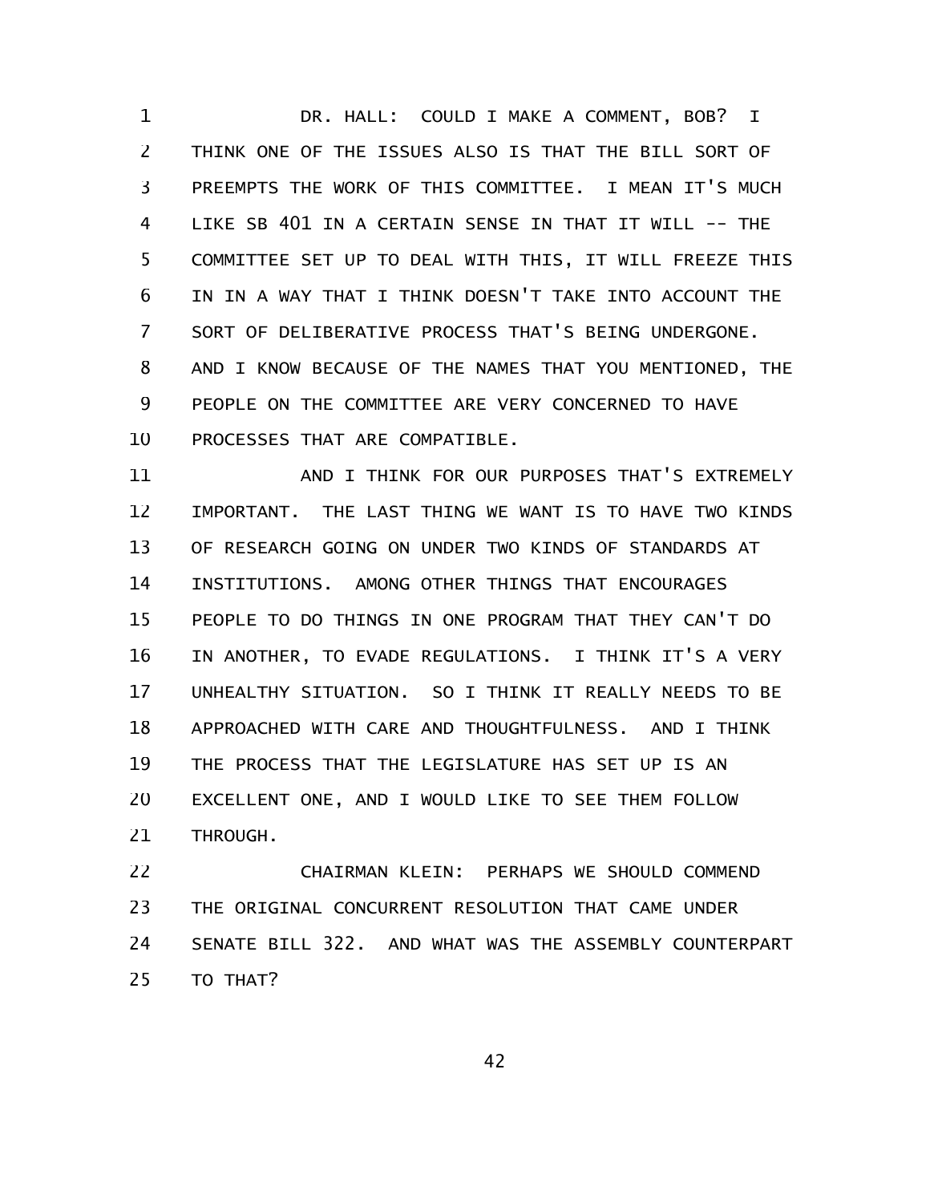DR. HALL: COULD I MAKE A COMMENT, BOB? I THINK ONE OF THE ISSUES ALSO IS THAT THE BILL SORT OF PREEMPTS THE WORK OF THIS COMMITTEE. I MEAN IT'S MUCH LIKE SB 401 IN A CERTAIN SENSE IN THAT IT WILL -- THE COMMITTEE SET UP TO DEAL WITH THIS, IT WILL FREEZE THIS IN IN A WAY THAT I THINK DOESN'T TAKE INTO ACCOUNT THE SORT OF DELIBERATIVE PROCESS THAT'S BEING UNDERGONE. AND I KNOW BECAUSE OF THE NAMES THAT YOU MENTIONED, THE PEOPLE ON THE COMMITTEE ARE VERY CONCERNED TO HAVE PROCESSES THAT ARE COMPATIBLE.

AND I THINK FOR OUR PURPOSES THAT'S EXTREMELY IMPORTANT. THE LAST THING WE WANT IS TO HAVE TWO KINDS OF RESEARCH GOING ON UNDER TWO KINDS OF STANDARDS AT INSTITUTIONS. AMONG OTHER THINGS THAT ENCOURAGES PEOPLE TO DO THINGS IN ONE PROGRAM THAT THEY CAN'T DO IN ANOTHER, TO EVADE REGULATIONS. I THINK IT'S A VERY UNHEALTHY SITUATION. SO I THINK IT REALLY NEEDS TO BE APPROACHED WITH CARE AND THOUGHTFULNESS. AND I THINK THE PROCESS THAT THE LEGISLATURE HAS SET UP IS AN EXCELLENT ONE, AND I WOULD LIKE TO SEE THEM FOLLOW THROUGH.

CHAIRMAN KLEIN: PERHAPS WE SHOULD COMMEND THE ORIGINAL CONCURRENT RESOLUTION THAT CAME UNDER SENATE BILL 322. AND WHAT WAS THE ASSEMBLY COUNTERPART TO THAT?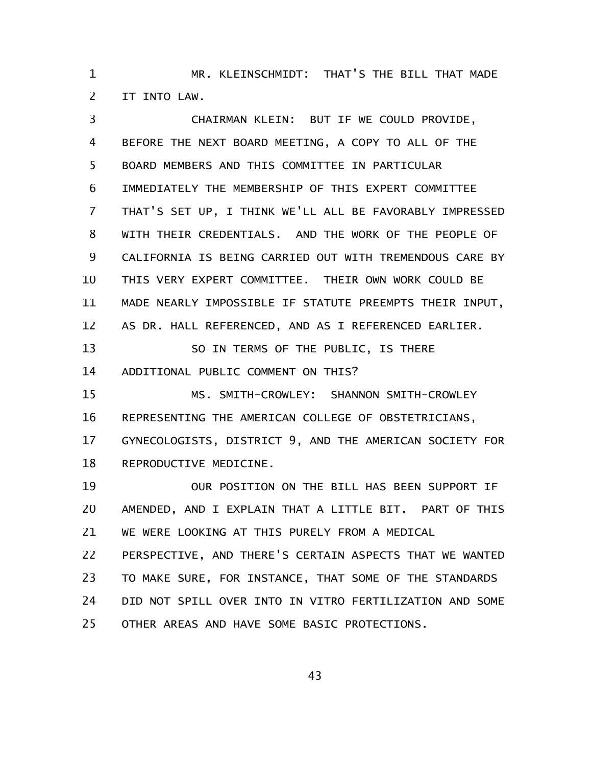MR. KLEINSCHMIDT: THAT'S THE BILL THAT MADE IT INTO LAW.

CHAIRMAN KLEIN: BUT IF WE COULD PROVIDE, BEFORE THE NEXT BOARD MEETING, A COPY TO ALL OF THE BOARD MEMBERS AND THIS COMMITTEE IN PARTICULAR IMMEDIATELY THE MEMBERSHIP OF THIS EXPERT COMMITTEE THAT'S SET UP, I THINK WE'LL ALL BE FAVORABLY IMPRESSED WITH THEIR CREDENTIALS. AND THE WORK OF THE PEOPLE OF CALIFORNIA IS BEING CARRIED OUT WITH TREMENDOUS CARE BY THIS VERY EXPERT COMMITTEE. THEIR OWN WORK COULD BE MADE NEARLY IMPOSSIBLE IF STATUTE PREEMPTS THEIR INPUT, AS DR. HALL REFERENCED, AND AS I REFERENCED EARLIER.

SO IN TERMS OF THE PUBLIC, IS THERE ADDITIONAL PUBLIC COMMENT ON THIS?

MS. SMITH-CROWLEY: SHANNON SMITH-CROWLEY REPRESENTING THE AMERICAN COLLEGE OF OBSTETRICIANS, GYNECOLOGISTS, DISTRICT 9, AND THE AMERICAN SOCIETY FOR REPRODUCTIVE MEDICINE.

OUR POSITION ON THE BILL HAS BEEN SUPPORT IF AMENDED, AND I EXPLAIN THAT A LITTLE BIT. PART OF THIS WE WERE LOOKING AT THIS PURELY FROM A MEDICAL PERSPECTIVE, AND THERE'S CERTAIN ASPECTS THAT WE WANTED TO MAKE SURE, FOR INSTANCE, THAT SOME OF THE STANDARDS DID NOT SPILL OVER INTO IN VITRO FERTILIZATION AND SOME OTHER AREAS AND HAVE SOME BASIC PROTECTIONS.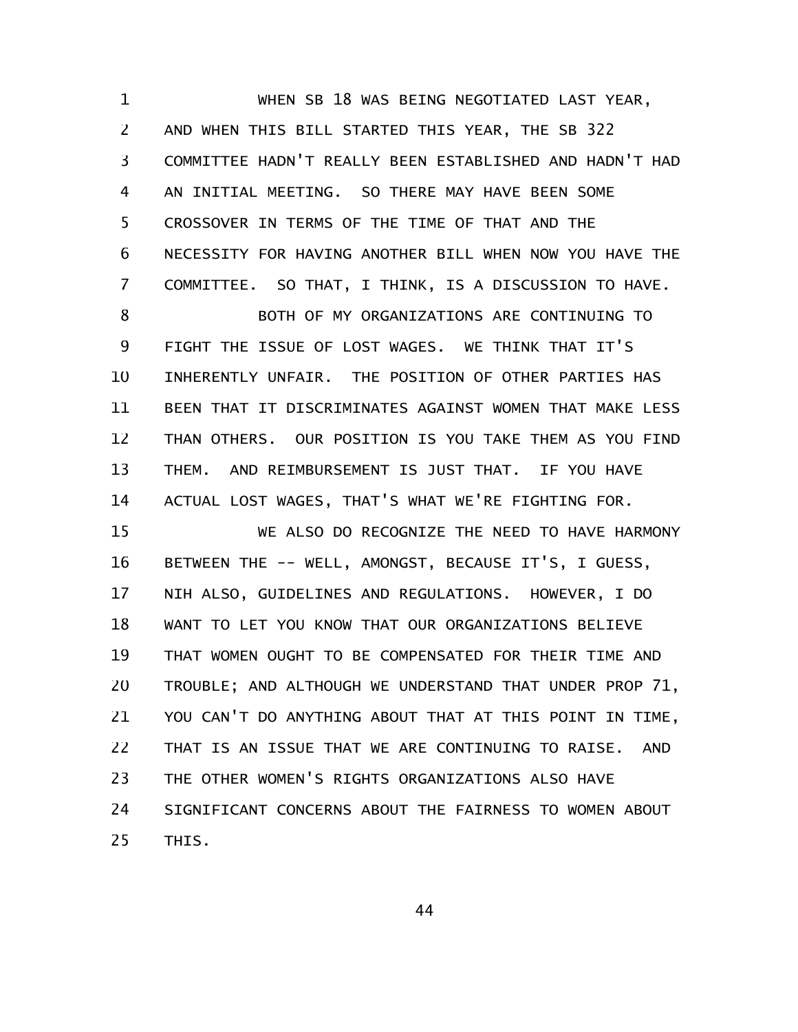WHEN SB 18 WAS BEING NEGOTIATED LAST YEAR, AND WHEN THIS BILL STARTED THIS YEAR, THE SB 322 COMMITTEE HADN'T REALLY BEEN ESTABLISHED AND HADN'T HAD AN INITIAL MEETING. SO THERE MAY HAVE BEEN SOME CROSSOVER IN TERMS OF THE TIME OF THAT AND THE NECESSITY FOR HAVING ANOTHER BILL WHEN NOW YOU HAVE THE COMMITTEE. SO THAT, I THINK, IS A DISCUSSION TO HAVE.

BOTH OF MY ORGANIZATIONS ARE CONTINUING TO FIGHT THE ISSUE OF LOST WAGES. WE THINK THAT IT'S INHERENTLY UNFAIR. THE POSITION OF OTHER PARTIES HAS BEEN THAT IT DISCRIMINATES AGAINST WOMEN THAT MAKE LESS THAN OTHERS. OUR POSITION IS YOU TAKE THEM AS YOU FIND THEM. AND REIMBURSEMENT IS JUST THAT. IF YOU HAVE ACTUAL LOST WAGES, THAT'S WHAT WE'RE FIGHTING FOR.

WE ALSO DO RECOGNIZE THE NEED TO HAVE HARMONY BETWEEN THE -- WELL, AMONGST, BECAUSE IT'S, I GUESS, NIH ALSO, GUIDELINES AND REGULATIONS. HOWEVER, I DO WANT TO LET YOU KNOW THAT OUR ORGANIZATIONS BELIEVE THAT WOMEN OUGHT TO BE COMPENSATED FOR THEIR TIME AND TROUBLE; AND ALTHOUGH WE UNDERSTAND THAT UNDER PROP 71, YOU CAN'T DO ANYTHING ABOUT THAT AT THIS POINT IN TIME, THAT IS AN ISSUE THAT WE ARE CONTINUING TO RAISE. AND THE OTHER WOMEN'S RIGHTS ORGANIZATIONS ALSO HAVE SIGNIFICANT CONCERNS ABOUT THE FAIRNESS TO WOMEN ABOUT THIS.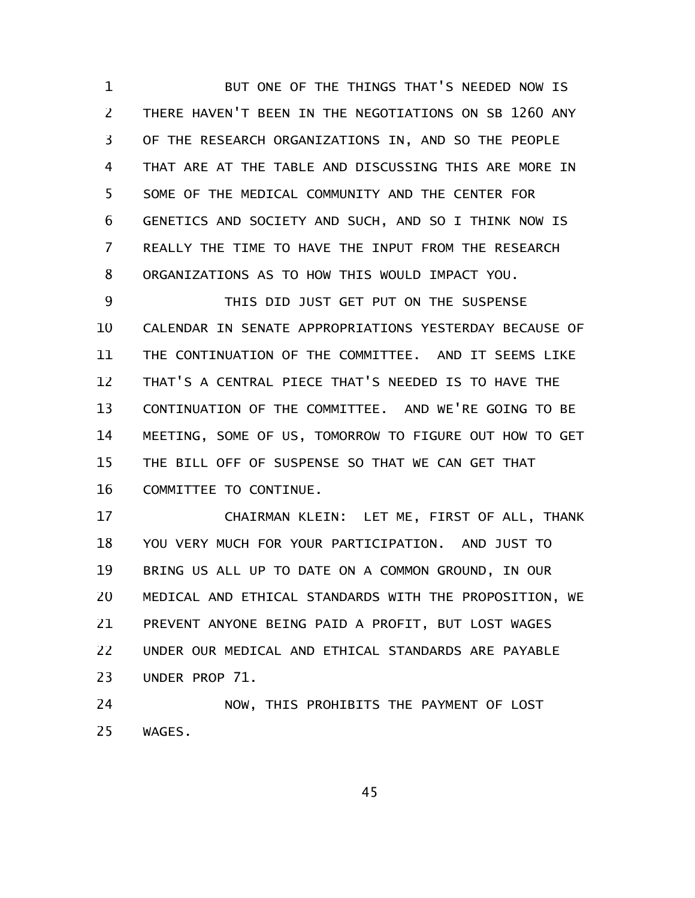BUT ONE OF THE THINGS THAT'S NEEDED NOW IS THERE HAVEN'T BEEN IN THE NEGOTIATIONS ON SB 1260 ANY OF THE RESEARCH ORGANIZATIONS IN, AND SO THE PEOPLE THAT ARE AT THE TABLE AND DISCUSSING THIS ARE MORE IN SOME OF THE MEDICAL COMMUNITY AND THE CENTER FOR GENETICS AND SOCIETY AND SUCH, AND SO I THINK NOW IS REALLY THE TIME TO HAVE THE INPUT FROM THE RESEARCH ORGANIZATIONS AS TO HOW THIS WOULD IMPACT YOU.

THIS DID JUST GET PUT ON THE SUSPENSE CALENDAR IN SENATE APPROPRIATIONS YESTERDAY BECAUSE OF THE CONTINUATION OF THE COMMITTEE. AND IT SEEMS LIKE THAT'S A CENTRAL PIECE THAT'S NEEDED IS TO HAVE THE CONTINUATION OF THE COMMITTEE. AND WE'RE GOING TO BE MEETING, SOME OF US, TOMORROW TO FIGURE OUT HOW TO GET THE BILL OFF OF SUSPENSE SO THAT WE CAN GET THAT COMMITTEE TO CONTINUE.

CHAIRMAN KLEIN: LET ME, FIRST OF ALL, THANK YOU VERY MUCH FOR YOUR PARTICIPATION. AND JUST TO BRING US ALL UP TO DATE ON A COMMON GROUND, IN OUR MEDICAL AND ETHICAL STANDARDS WITH THE PROPOSITION, WE PREVENT ANYONE BEING PAID A PROFIT, BUT LOST WAGES UNDER OUR MEDICAL AND ETHICAL STANDARDS ARE PAYABLE UNDER PROP 71.

NOW, THIS PROHIBITS THE PAYMENT OF LOST WAGES.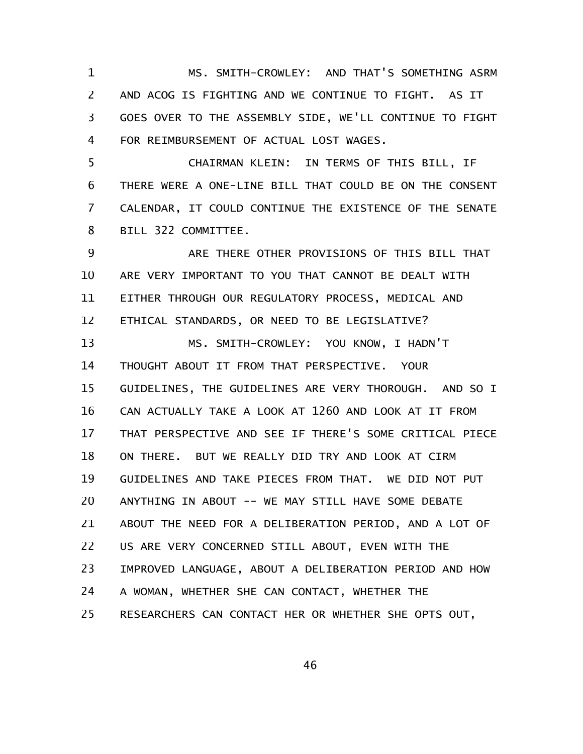MS. SMITH-CROWLEY: AND THAT'S SOMETHING ASRM AND ACOG IS FIGHTING AND WE CONTINUE TO FIGHT. AS IT GOES OVER TO THE ASSEMBLY SIDE, WE'LL CONTINUE TO FIGHT FOR REIMBURSEMENT OF ACTUAL LOST WAGES.

CHAIRMAN KLEIN: IN TERMS OF THIS BILL, IF THERE WERE A ONE-LINE BILL THAT COULD BE ON THE CONSENT CALENDAR, IT COULD CONTINUE THE EXISTENCE OF THE SENATE BILL 322 COMMITTEE.

ARE THERE OTHER PROVISIONS OF THIS BILL THAT ARE VERY IMPORTANT TO YOU THAT CANNOT BE DEALT WITH EITHER THROUGH OUR REGULATORY PROCESS, MEDICAL AND ETHICAL STANDARDS, OR NEED TO BE LEGISLATIVE?

MS. SMITH-CROWLEY: YOU KNOW, I HADN'T THOUGHT ABOUT IT FROM THAT PERSPECTIVE. YOUR GUIDELINES, THE GUIDELINES ARE VERY THOROUGH. AND SO I CAN ACTUALLY TAKE A LOOK AT 1260 AND LOOK AT IT FROM THAT PERSPECTIVE AND SEE IF THERE'S SOME CRITICAL PIECE ON THERE. BUT WE REALLY DID TRY AND LOOK AT CIRM GUIDELINES AND TAKE PIECES FROM THAT. WE DID NOT PUT ANYTHING IN ABOUT -- WE MAY STILL HAVE SOME DEBATE ABOUT THE NEED FOR A DELIBERATION PERIOD, AND A LOT OF US ARE VERY CONCERNED STILL ABOUT, EVEN WITH THE IMPROVED LANGUAGE, ABOUT A DELIBERATION PERIOD AND HOW A WOMAN, WHETHER SHE CAN CONTACT, WHETHER THE RESEARCHERS CAN CONTACT HER OR WHETHER SHE OPTS OUT,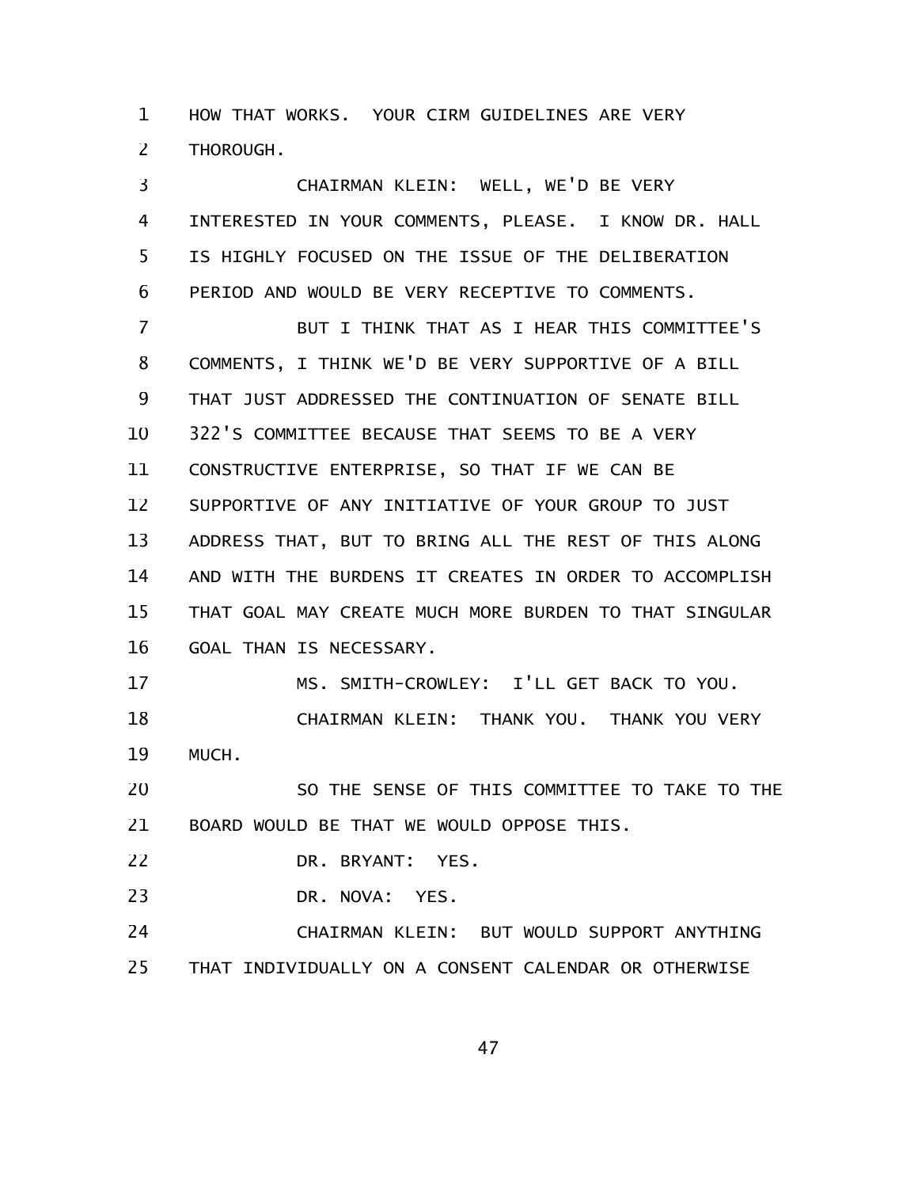HOW THAT WORKS. YOUR CIRM GUIDELINES ARE VERY THOROUGH.

CHAIRMAN KLEIN: WELL, WE'D BE VERY INTERESTED IN YOUR COMMENTS, PLEASE. I KNOW DR. HALL IS HIGHLY FOCUSED ON THE ISSUE OF THE DELIBERATION PERIOD AND WOULD BE VERY RECEPTIVE TO COMMENTS.

BUT I THINK THAT AS I HEAR THIS COMMITTEE'S COMMENTS, I THINK WE'D BE VERY SUPPORTIVE OF A BILL THAT JUST ADDRESSED THE CONTINUATION OF SENATE BILL 322'S COMMITTEE BECAUSE THAT SEEMS TO BE A VERY CONSTRUCTIVE ENTERPRISE, SO THAT IF WE CAN BE SUPPORTIVE OF ANY INITIATIVE OF YOUR GROUP TO JUST ADDRESS THAT, BUT TO BRING ALL THE REST OF THIS ALONG AND WITH THE BURDENS IT CREATES IN ORDER TO ACCOMPLISH THAT GOAL MAY CREATE MUCH MORE BURDEN TO THAT SINGULAR GOAL THAN IS NECESSARY.

MS. SMITH-CROWLEY: I'LL GET BACK TO YOU.

CHAIRMAN KLEIN: THANK YOU. THANK YOU VERY MUCH.

SO THE SENSE OF THIS COMMITTEE TO TAKE TO THE BOARD WOULD BE THAT WE WOULD OPPOSE THIS.

DR. BRYANT: YES.

DR. NOVA: YES.

CHAIRMAN KLEIN: BUT WOULD SUPPORT ANYTHING THAT INDIVIDUALLY ON A CONSENT CALENDAR OR OTHERWISE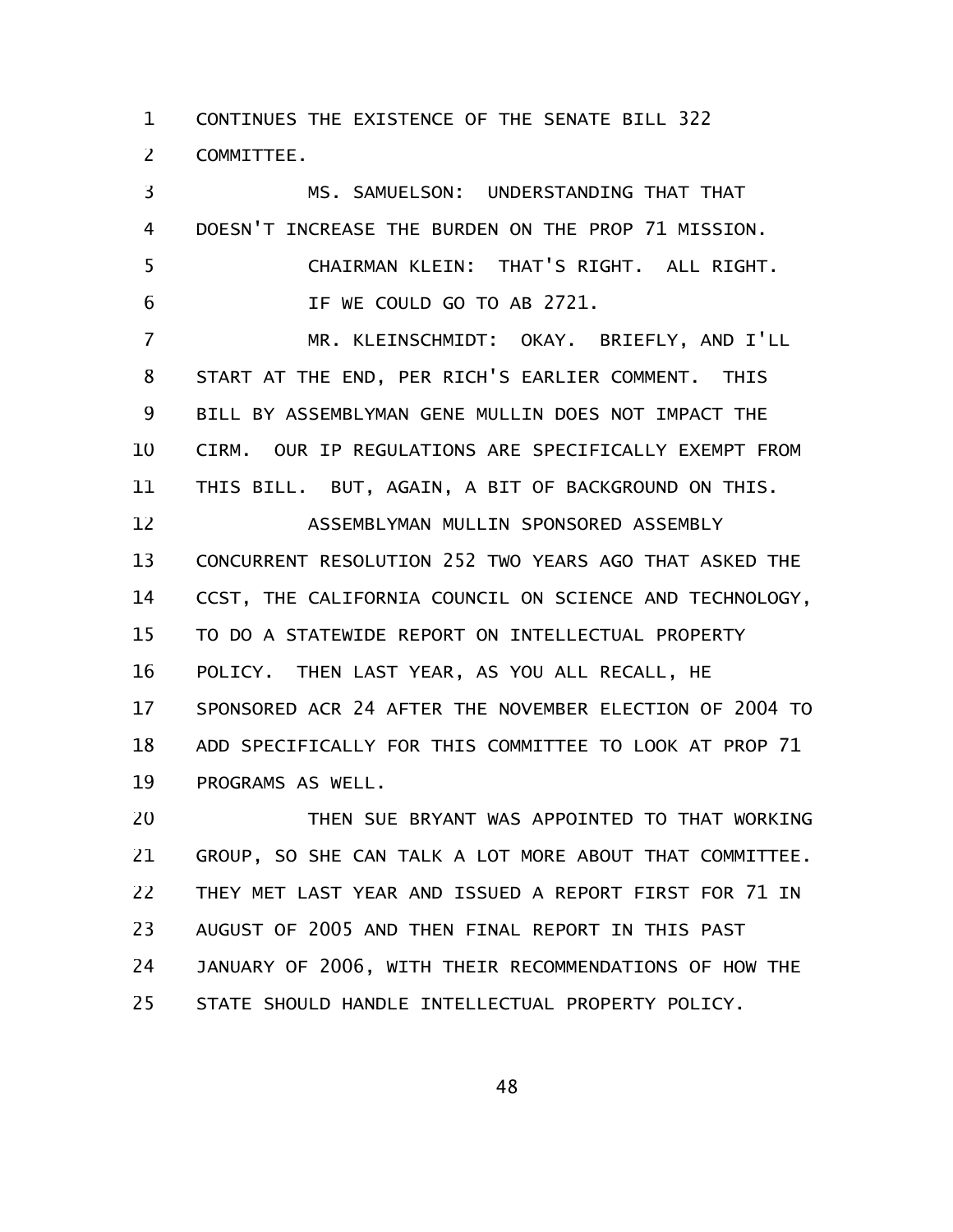CONTINUES THE EXISTENCE OF THE SENATE BILL 322 COMMITTEE.

MS. SAMUELSON: UNDERSTANDING THAT THAT DOESN'T INCREASE THE BURDEN ON THE PROP 71 MISSION.

CHAIRMAN KLEIN: THAT'S RIGHT. ALL RIGHT. IF WE COULD GO TO AB 2721.

MR. KLEINSCHMIDT: OKAY. BRIEFLY, AND I'LL START AT THE END, PER RICH'S EARLIER COMMENT. THIS BILL BY ASSEMBLYMAN GENE MULLIN DOES NOT IMPACT THE CIRM. OUR IP REGULATIONS ARE SPECIFICALLY EXEMPT FROM THIS BILL. BUT, AGAIN, A BIT OF BACKGROUND ON THIS.

ASSEMBLYMAN MULLIN SPONSORED ASSEMBLY CONCURRENT RESOLUTION 252 TWO YEARS AGO THAT ASKED THE CCST, THE CALIFORNIA COUNCIL ON SCIENCE AND TECHNOLOGY, TO DO A STATEWIDE REPORT ON INTELLECTUAL PROPERTY POLICY. THEN LAST YEAR, AS YOU ALL RECALL, HE SPONSORED ACR 24 AFTER THE NOVEMBER ELECTION OF 2004 TO ADD SPECIFICALLY FOR THIS COMMITTEE TO LOOK AT PROP 71 PROGRAMS AS WELL.

THEN SUE BRYANT WAS APPOINTED TO THAT WORKING GROUP, SO SHE CAN TALK A LOT MORE ABOUT THAT COMMITTEE. THEY MET LAST YEAR AND ISSUED A REPORT FIRST FOR 71 IN AUGUST OF 2005 AND THEN FINAL REPORT IN THIS PAST JANUARY OF 2006, WITH THEIR RECOMMENDATIONS OF HOW THE STATE SHOULD HANDLE INTELLECTUAL PROPERTY POLICY.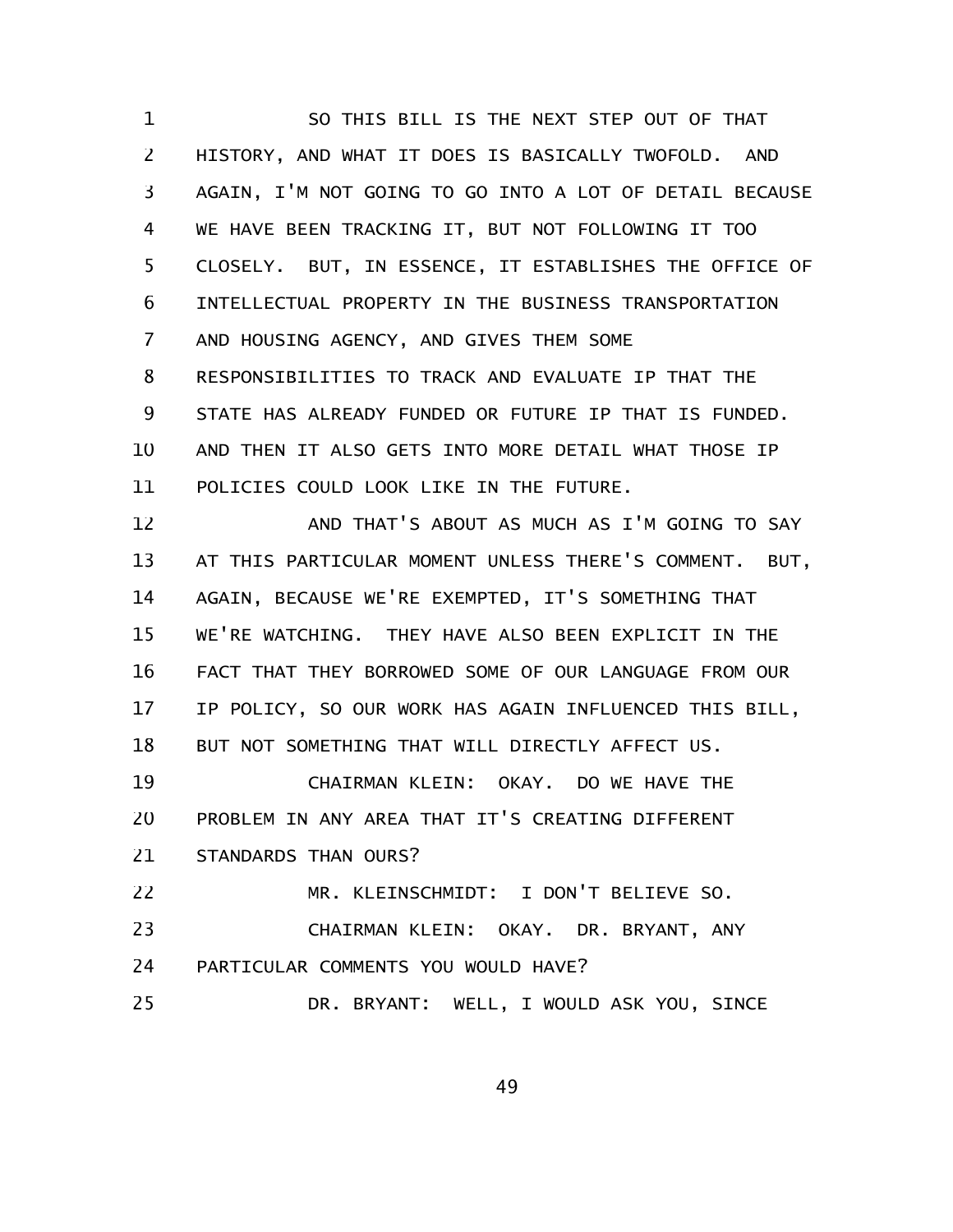SO THIS BILL IS THE NEXT STEP OUT OF THAT HISTORY, AND WHAT IT DOES IS BASICALLY TWOFOLD. AND AGAIN, I'M NOT GOING TO GO INTO A LOT OF DETAIL BECAUSE WE HAVE BEEN TRACKING IT, BUT NOT FOLLOWING IT TOO CLOSELY. BUT, IN ESSENCE, IT ESTABLISHES THE OFFICE OF INTELLECTUAL PROPERTY IN THE BUSINESS TRANSPORTATION AND HOUSING AGENCY, AND GIVES THEM SOME RESPONSIBILITIES TO TRACK AND EVALUATE IP THAT THE STATE HAS ALREADY FUNDED OR FUTURE IP THAT IS FUNDED. AND THEN IT ALSO GETS INTO MORE DETAIL WHAT THOSE IP POLICIES COULD LOOK LIKE IN THE FUTURE.

AND THAT'S ABOUT AS MUCH AS I'M GOING TO SAY AT THIS PARTICULAR MOMENT UNLESS THERE'S COMMENT. BUT, AGAIN, BECAUSE WE'RE EXEMPTED, IT'S SOMETHING THAT WE'RE WATCHING. THEY HAVE ALSO BEEN EXPLICIT IN THE FACT THAT THEY BORROWED SOME OF OUR LANGUAGE FROM OUR IP POLICY, SO OUR WORK HAS AGAIN INFLUENCED THIS BILL, BUT NOT SOMETHING THAT WILL DIRECTLY AFFECT US.

CHAIRMAN KLEIN: OKAY. DO WE HAVE THE PROBLEM IN ANY AREA THAT IT'S CREATING DIFFERENT STANDARDS THAN OURS?

MR. KLEINSCHMIDT: I DON'T BELIEVE SO.

CHAIRMAN KLEIN: OKAY. DR. BRYANT, ANY PARTICULAR COMMENTS YOU WOULD HAVE?

DR. BRYANT: WELL, I WOULD ASK YOU, SINCE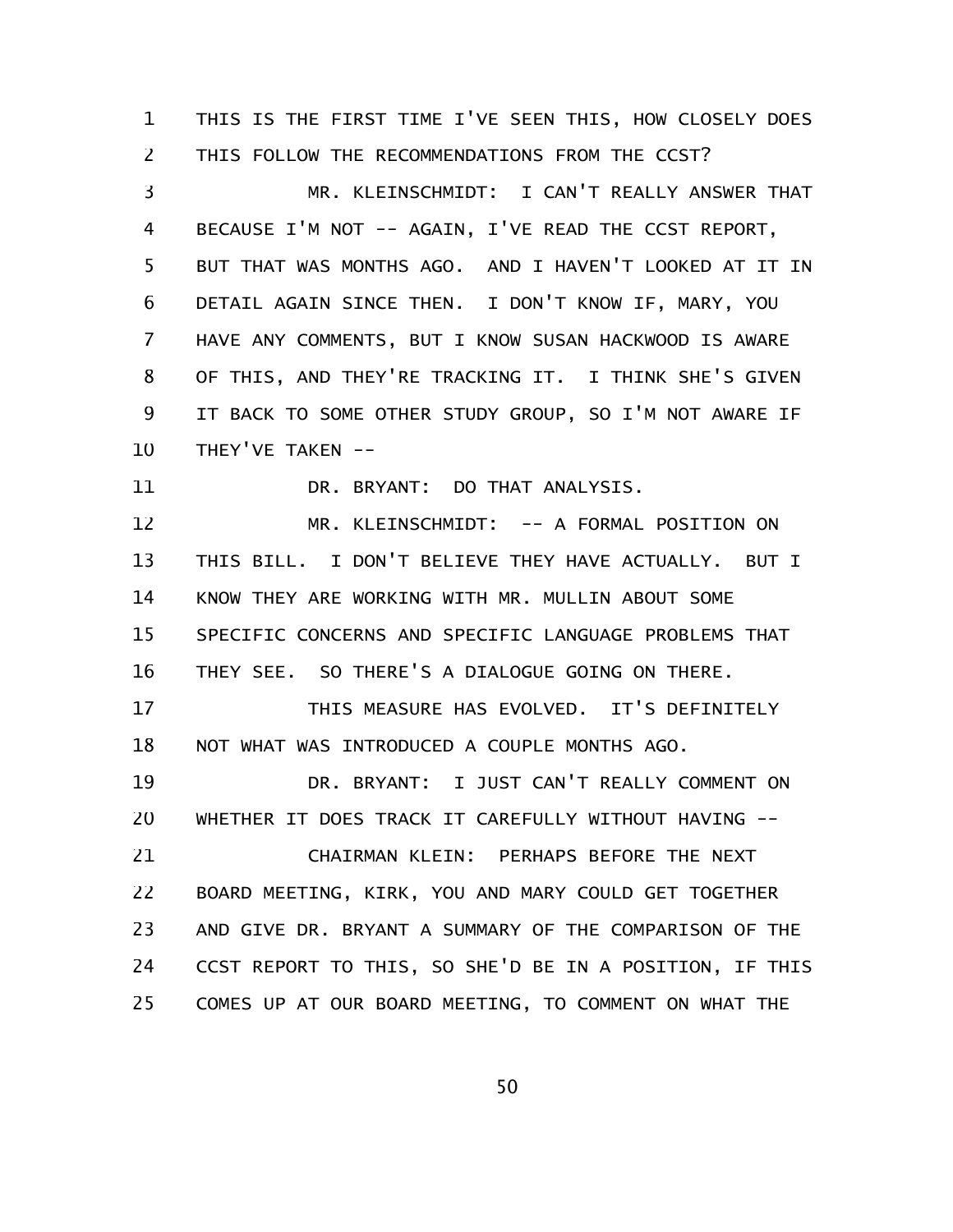THIS IS THE FIRST TIME I'VE SEEN THIS, HOW CLOSELY DOES THIS FOLLOW THE RECOMMENDATIONS FROM THE CCST?

MR. KLEINSCHMIDT: I CAN'T REALLY ANSWER THAT BECAUSE I'M NOT -- AGAIN, I'VE READ THE CCST REPORT, BUT THAT WAS MONTHS AGO. AND I HAVEN'T LOOKED AT IT IN DETAIL AGAIN SINCE THEN. I DON'T KNOW IF, MARY, YOU HAVE ANY COMMENTS, BUT I KNOW SUSAN HACKWOOD IS AWARE OF THIS, AND THEY'RE TRACKING IT. I THINK SHE'S GIVEN IT BACK TO SOME OTHER STUDY GROUP, SO I'M NOT AWARE IF THEY'VE TAKEN --

DR. BRYANT: DO THAT ANALYSIS.

MR. KLEINSCHMIDT: -- A FORMAL POSITION ON THIS BILL. I DON'T BELIEVE THEY HAVE ACTUALLY. BUT I KNOW THEY ARE WORKING WITH MR. MULLIN ABOUT SOME SPECIFIC CONCERNS AND SPECIFIC LANGUAGE PROBLEMS THAT THEY SEE. SO THERE'S A DIALOGUE GOING ON THERE.

THIS MEASURE HAS EVOLVED. IT'S DEFINITELY NOT WHAT WAS INTRODUCED A COUPLE MONTHS AGO.

DR. BRYANT: I JUST CAN'T REALLY COMMENT ON WHETHER IT DOES TRACK IT CAREFULLY WITHOUT HAVING --

CHAIRMAN KLEIN: PERHAPS BEFORE THE NEXT BOARD MEETING, KIRK, YOU AND MARY COULD GET TOGETHER AND GIVE DR. BRYANT A SUMMARY OF THE COMPARISON OF THE CCST REPORT TO THIS, SO SHE'D BE IN A POSITION, IF THIS COMES UP AT OUR BOARD MEETING, TO COMMENT ON WHAT THE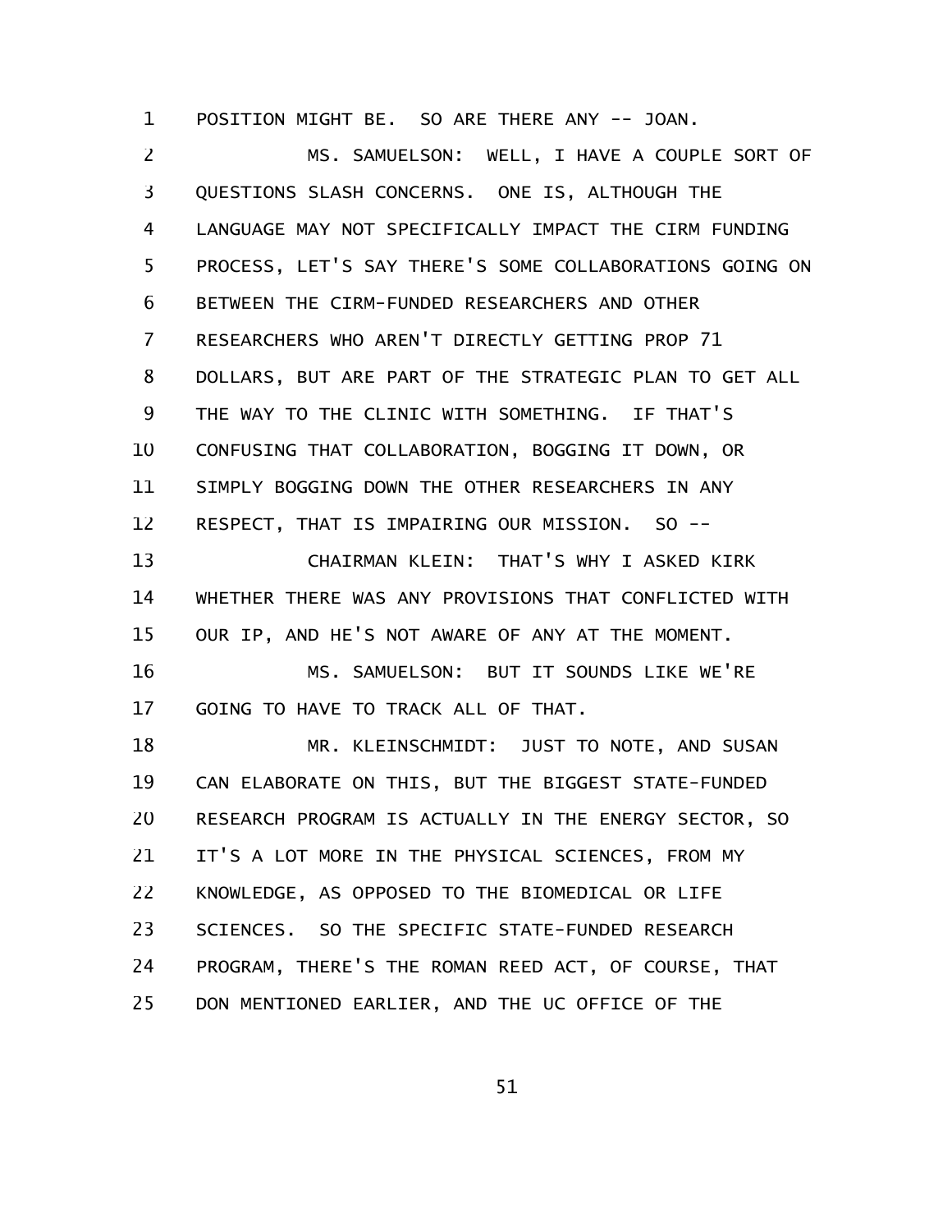POSITION MIGHT BE. SO ARE THERE ANY -- JOAN.

MS. SAMUELSON: WELL, I HAVE A COUPLE SORT OF QUESTIONS SLASH CONCERNS. ONE IS, ALTHOUGH THE LANGUAGE MAY NOT SPECIFICALLY IMPACT THE CIRM FUNDING PROCESS, LET'S SAY THERE'S SOME COLLABORATIONS GOING ON BETWEEN THE CIRM-FUNDED RESEARCHERS AND OTHER RESEARCHERS WHO AREN'T DIRECTLY GETTING PROP 71 DOLLARS, BUT ARE PART OF THE STRATEGIC PLAN TO GET ALL THE WAY TO THE CLINIC WITH SOMETHING. IF THAT'S CONFUSING THAT COLLABORATION, BOGGING IT DOWN, OR SIMPLY BOGGING DOWN THE OTHER RESEARCHERS IN ANY RESPECT, THAT IS IMPAIRING OUR MISSION. SO --

CHAIRMAN KLEIN: THAT'S WHY I ASKED KIRK WHETHER THERE WAS ANY PROVISIONS THAT CONFLICTED WITH OUR IP, AND HE'S NOT AWARE OF ANY AT THE MOMENT.

MS. SAMUELSON: BUT IT SOUNDS LIKE WE'RE GOING TO HAVE TO TRACK ALL OF THAT.

MR. KLEINSCHMIDT: JUST TO NOTE, AND SUSAN CAN ELABORATE ON THIS, BUT THE BIGGEST STATE-FUNDED RESEARCH PROGRAM IS ACTUALLY IN THE ENERGY SECTOR, SO IT'S A LOT MORE IN THE PHYSICAL SCIENCES, FROM MY KNOWLEDGE, AS OPPOSED TO THE BIOMEDICAL OR LIFE SCIENCES. SO THE SPECIFIC STATE-FUNDED RESEARCH PROGRAM, THERE'S THE ROMAN REED ACT, OF COURSE, THAT DON MENTIONED EARLIER, AND THE UC OFFICE OF THE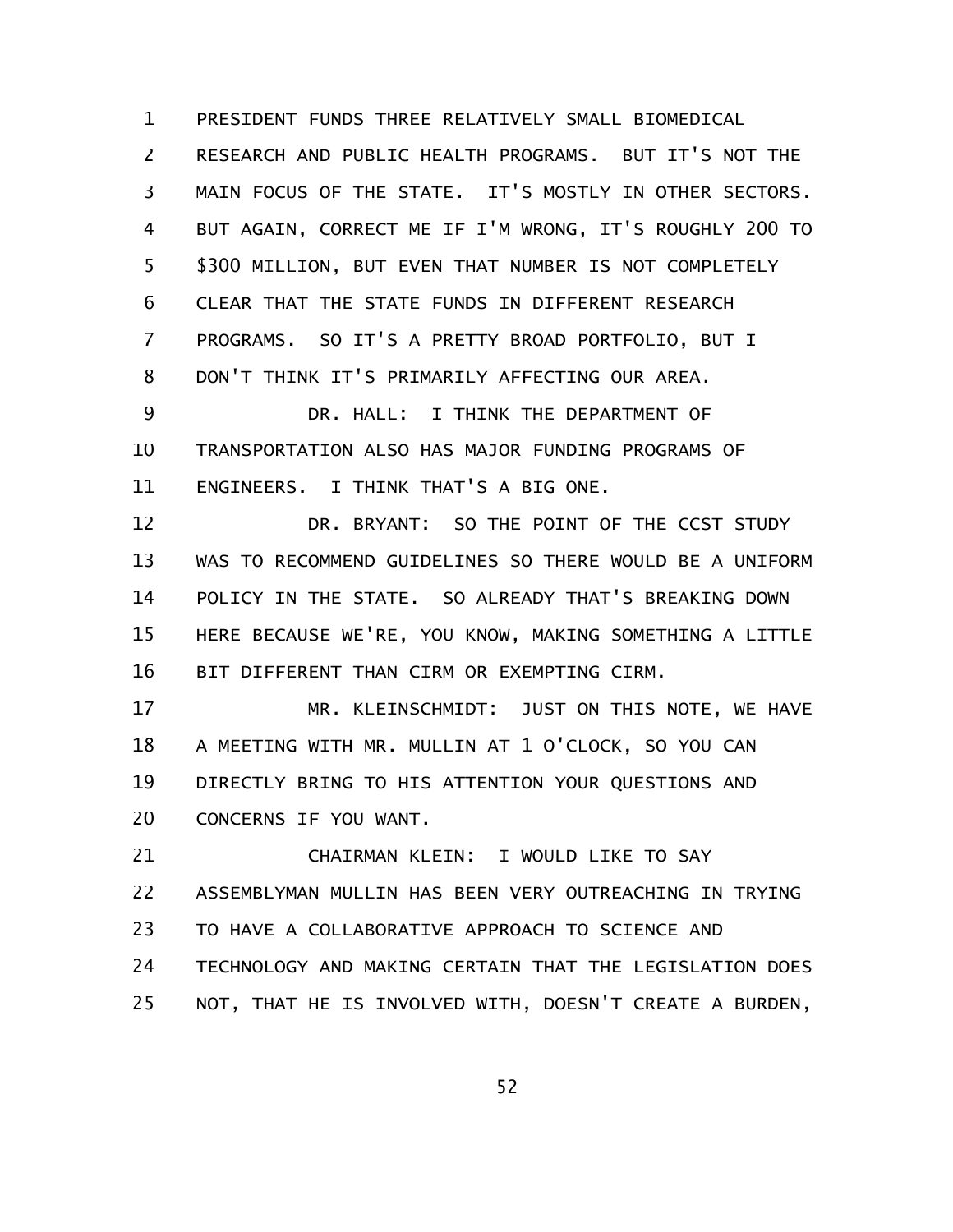PRESIDENT FUNDS THREE RELATIVELY SMALL BIOMEDICAL RESEARCH AND PUBLIC HEALTH PROGRAMS. BUT IT'S NOT THE MAIN FOCUS OF THE STATE. IT'S MOSTLY IN OTHER SECTORS. BUT AGAIN, CORRECT ME IF I'M WRONG, IT'S ROUGHLY 200 TO $300 MILLION, BUT EVEN THAT NUMBER IS NOT COMPLETELY CLEAR THAT THE STATE FUNDS IN DIFFERENT RESEARCH PROGRAMS. SO IT'S A PRETTY BROAD PORTFOLIO, BUT I DON'T THINK IT'S PRIMARILY AFFECTING OUR AREA.

DR. HALL: I THINK THE DEPARTMENT OF TRANSPORTATION ALSO HAS MAJOR FUNDING PROGRAMS OF ENGINEERS. I THINK THAT'S A BIG ONE.

DR. BRYANT: SO THE POINT OF THE CCST STUDY WAS TO RECOMMEND GUIDELINES SO THERE WOULD BE A UNIFORM POLICY IN THE STATE. SO ALREADY THAT'S BREAKING DOWN HERE BECAUSE WE'RE, YOU KNOW, MAKING SOMETHING A LITTLE BIT DIFFERENT THAN CIRM OR EXEMPTING CIRM.

MR. KLEINSCHMIDT: JUST ON THIS NOTE, WE HAVE A MEETING WITH MR. MULLIN AT 1 O'CLOCK, SO YOU CAN DIRECTLY BRING TO HIS ATTENTION YOUR QUESTIONS AND CONCERNS IF YOU WANT.

CHAIRMAN KLEIN: I WOULD LIKE TO SAY ASSEMBLYMAN MULLIN HAS BEEN VERY OUTREACHING IN TRYING TO HAVE A COLLABORATIVE APPROACH TO SCIENCE AND TECHNOLOGY AND MAKING CERTAIN THAT THE LEGISLATION DOES NOT, THAT HE IS INVOLVED WITH, DOESN'T CREATE A BURDEN,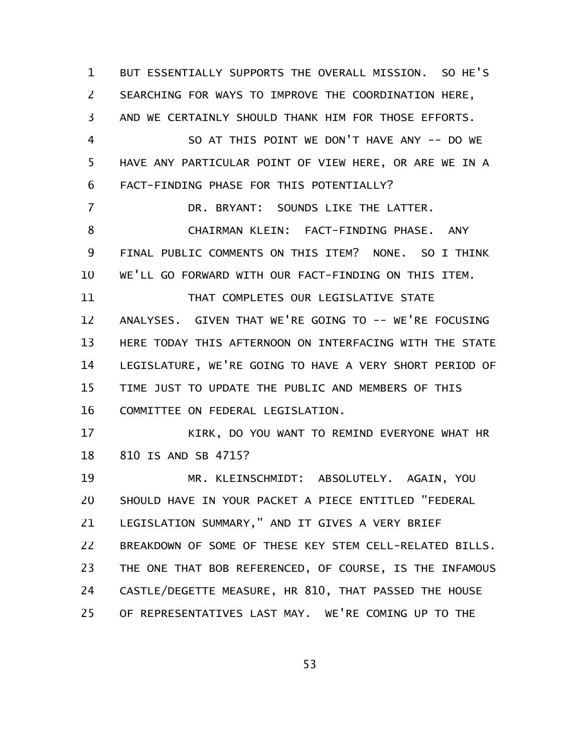BUT ESSENTIALLY SUPPORTS THE OVERALL MISSION. SO HE'S SEARCHING FOR WAYS TO IMPROVE THE COORDINATION HERE, AND WE CERTAINLY SHOULD THANK HIM FOR THOSE EFFORTS.

SO AT THIS POINT WE DON'T HAVE ANY -- DO WE HAVE ANY PARTICULAR POINT OF VIEW HERE, OR ARE WE IN A FACT-FINDING PHASE FOR THIS POTENTIALLY?

DR. BRYANT: SOUNDS LIKE THE LATTER.

CHAIRMAN KLEIN: FACT-FINDING PHASE. ANY FINAL PUBLIC COMMENTS ON THIS ITEM? NONE. SO I THINK WE'LL GO FORWARD WITH OUR FACT-FINDING ON THIS ITEM.

THAT COMPLETES OUR LEGISLATIVE STATE ANALYSES. GIVEN THAT WE'RE GOING TO -- WE'RE FOCUSING HERE TODAY THIS AFTERNOON ON INTERFACING WITH THE STATE LEGISLATURE, WE'RE GOING TO HAVE A VERY SHORT PERIOD OF TIME JUST TO UPDATE THE PUBLIC AND MEMBERS OF THIS COMMITTEE ON FEDERAL LEGISLATION.

KIRK, DO YOU WANT TO REMIND EVERYONE WHAT HR 810 IS AND SB 4715?

MR. KLEINSCHMIDT: ABSOLUTELY. AGAIN, YOU SHOULD HAVE IN YOUR PACKET A PIECE ENTITLED "FEDERAL LEGISLATION SUMMARY," AND IT GIVES A VERY BRIEF BREAKDOWN OF SOME OF THESE KEY STEM CELL-RELATED BILLS. THE ONE THAT BOB REFERENCED, OF COURSE, IS THE INFAMOUS CASTLE/DEGETTE MEASURE, HR 810, THAT PASSED THE HOUSE OF REPRESENTATIVES LAST MAY. WE'RE COMING UP TO THE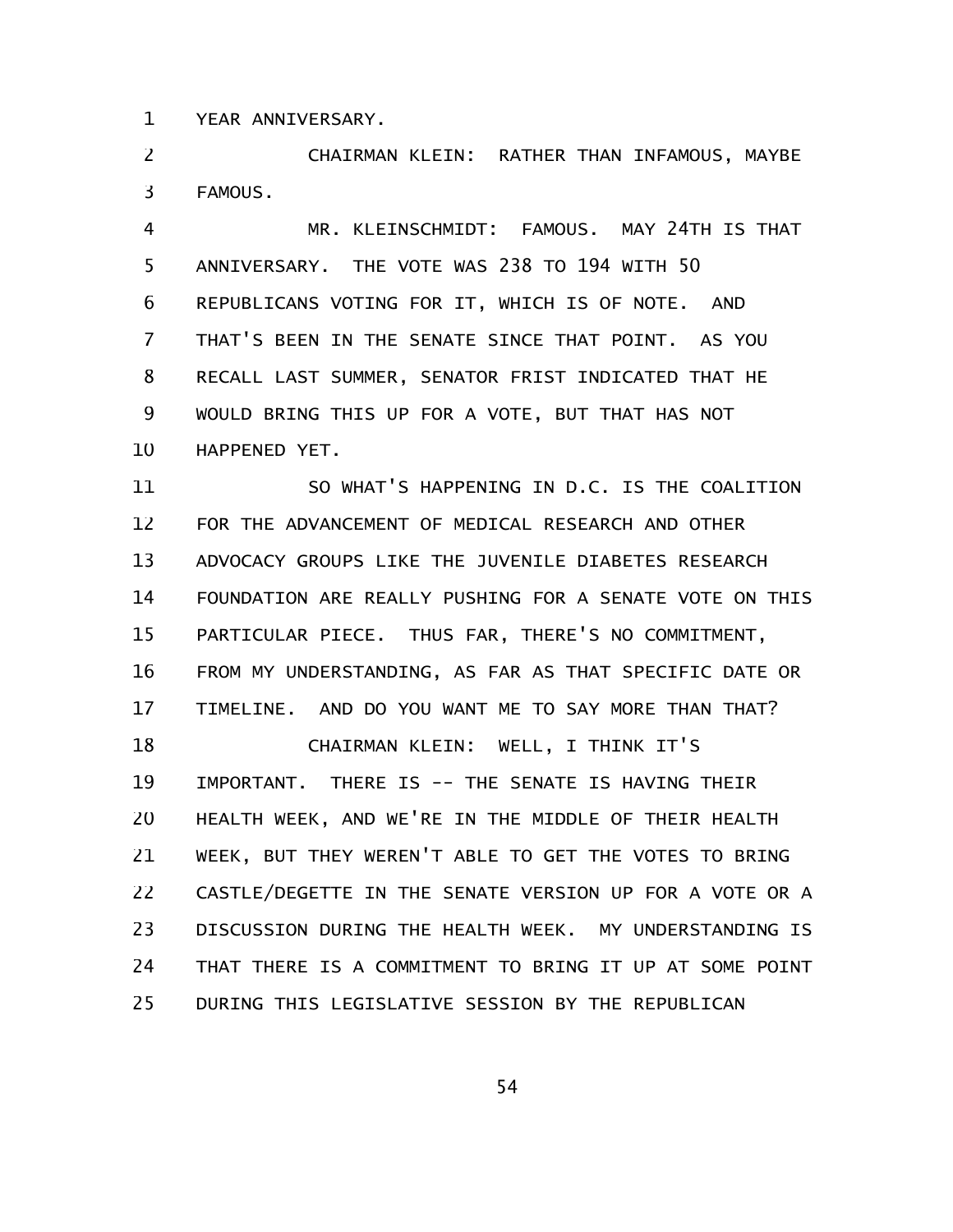YEAR ANNIVERSARY.

CHAIRMAN KLEIN: RATHER THAN INFAMOUS, MAYBE FAMOUS.

MR. KLEINSCHMIDT: FAMOUS. MAY 24TH IS THAT ANNIVERSARY. THE VOTE WAS 238 TO 194 WITH 50 REPUBLICANS VOTING FOR IT, WHICH IS OF NOTE. AND THAT'S BEEN IN THE SENATE SINCE THAT POINT. AS YOU RECALL LAST SUMMER, SENATOR FRIST INDICATED THAT HE WOULD BRING THIS UP FOR A VOTE, BUT THAT HAS NOT HAPPENED YET.

SO WHAT'S HAPPENING IN D.C. IS THE COALITION FOR THE ADVANCEMENT OF MEDICAL RESEARCH AND OTHER ADVOCACY GROUPS LIKE THE JUVENILE DIABETES RESEARCH FOUNDATION ARE REALLY PUSHING FOR A SENATE VOTE ON THIS PARTICULAR PIECE. THUS FAR, THERE'S NO COMMITMENT, FROM MY UNDERSTANDING, AS FAR AS THAT SPECIFIC DATE OR TIMELINE. AND DO YOU WANT ME TO SAY MORE THAN THAT?

CHAIRMAN KLEIN: WELL, I THINK IT'S IMPORTANT. THERE IS -- THE SENATE IS HAVING THEIR HEALTH WEEK, AND WE'RE IN THE MIDDLE OF THEIR HEALTH WEEK, BUT THEY WEREN'T ABLE TO GET THE VOTES TO BRING CASTLE/DEGETTE IN THE SENATE VERSION UP FOR A VOTE OR A DISCUSSION DURING THE HEALTH WEEK. MY UNDERSTANDING IS THAT THERE IS A COMMITMENT TO BRING IT UP AT SOME POINT DURING THIS LEGISLATIVE SESSION BY THE REPUBLICAN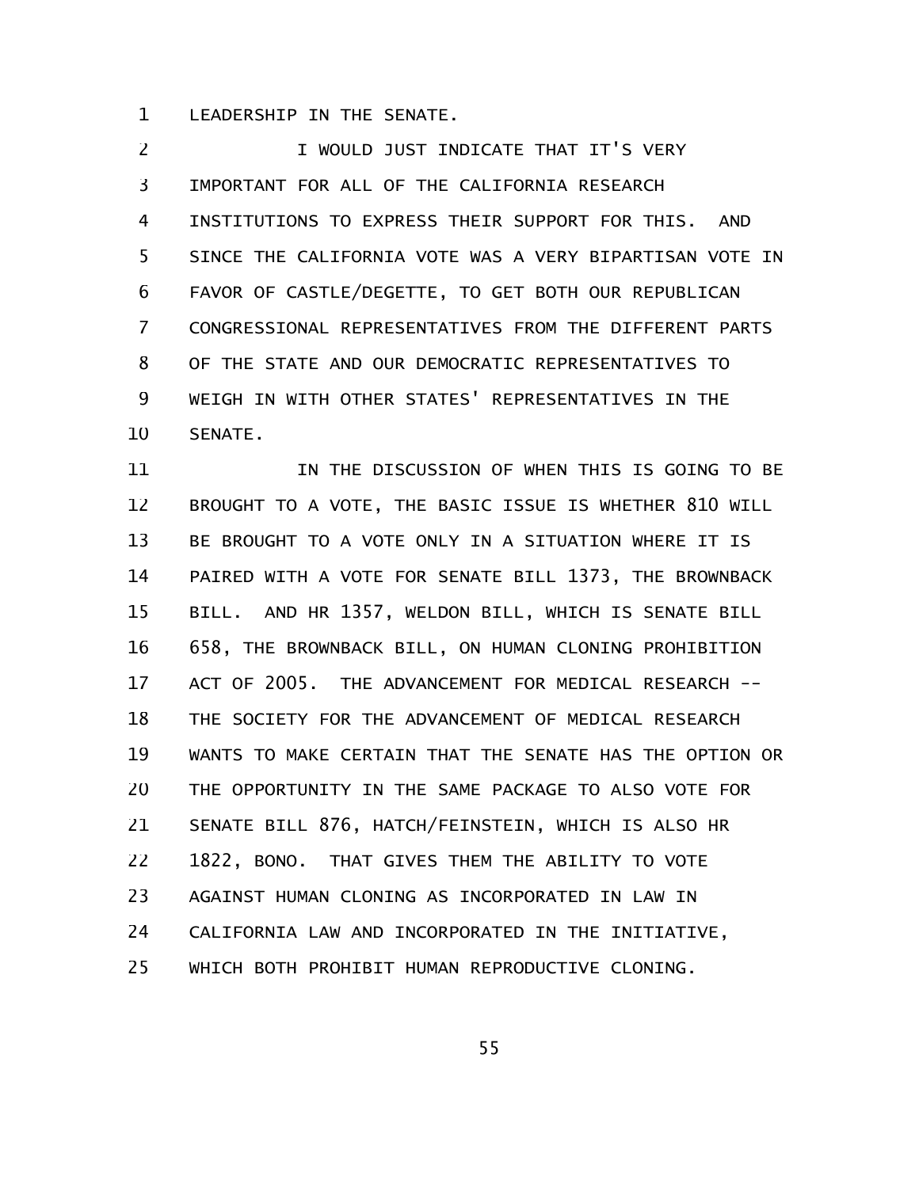LEADERSHIP IN THE SENATE.

I WOULD JUST INDICATE THAT IT'S VERY IMPORTANT FOR ALL OF THE CALIFORNIA RESEARCH INSTITUTIONS TO EXPRESS THEIR SUPPORT FOR THIS. AND SINCE THE CALIFORNIA VOTE WAS A VERY BIPARTISAN VOTE IN FAVOR OF CASTLE/DEGETTE, TO GET BOTH OUR REPUBLICAN CONGRESSIONAL REPRESENTATIVES FROM THE DIFFERENT PARTS OF THE STATE AND OUR DEMOCRATIC REPRESENTATIVES TO WEIGH IN WITH OTHER STATES' REPRESENTATIVES IN THE SENATE.

IN THE DISCUSSION OF WHEN THIS IS GOING TO BE BROUGHT TO A VOTE, THE BASIC ISSUE IS WHETHER 810 WILL BE BROUGHT TO A VOTE ONLY IN A SITUATION WHERE IT IS PAIRED WITH A VOTE FOR SENATE BILL 1373, THE BROWNBACK BILL. AND HR 1357, WELDON BILL, WHICH IS SENATE BILL 658, THE BROWNBACK BILL, ON HUMAN CLONING PROHIBITION ACT OF 2005. THE ADVANCEMENT FOR MEDICAL RESEARCH -- THE SOCIETY FOR THE ADVANCEMENT OF MEDICAL RESEARCH WANTS TO MAKE CERTAIN THAT THE SENATE HAS THE OPTION OR THE OPPORTUNITY IN THE SAME PACKAGE TO ALSO VOTE FOR SENATE BILL 876, HATCH/FEINSTEIN, WHICH IS ALSO HR 1822, BONO. THAT GIVES THEM THE ABILITY TO VOTE AGAINST HUMAN CLONING AS INCORPORATED IN LAW IN CALIFORNIA LAW AND INCORPORATED IN THE INITIATIVE, WHICH BOTH PROHIBIT HUMAN REPRODUCTIVE CLONING.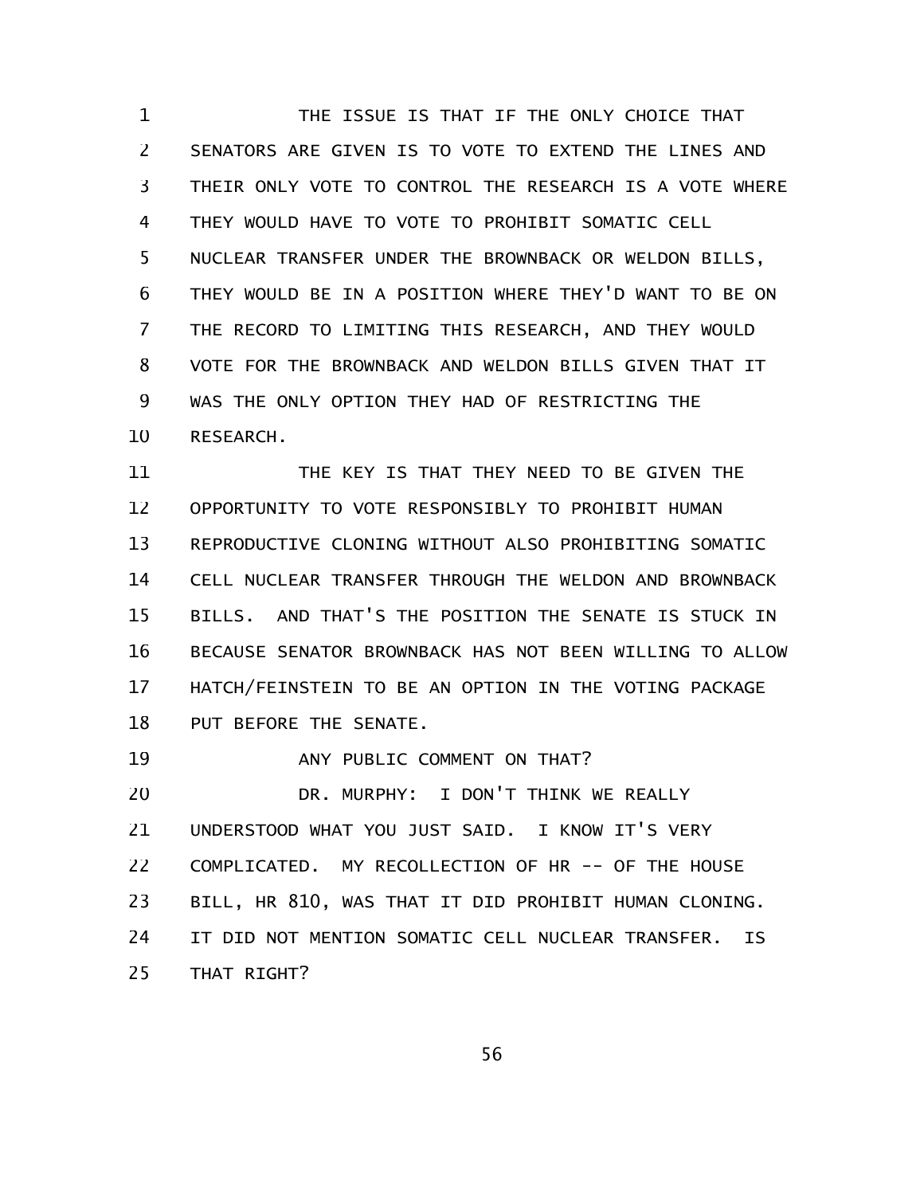THE ISSUE IS THAT IF THE ONLY CHOICE THAT SENATORS ARE GIVEN IS TO VOTE TO EXTEND THE LINES AND THEIR ONLY VOTE TO CONTROL THE RESEARCH IS A VOTE WHERE THEY WOULD HAVE TO VOTE TO PROHIBIT SOMATIC CELL NUCLEAR TRANSFER UNDER THE BROWNBACK OR WELDON BILLS, THEY WOULD BE IN A POSITION WHERE THEY'D WANT TO BE ON THE RECORD TO LIMITING THIS RESEARCH, AND THEY WOULD VOTE FOR THE BROWNBACK AND WELDON BILLS GIVEN THAT IT WAS THE ONLY OPTION THEY HAD OF RESTRICTING THE RESEARCH.

THE KEY IS THAT THEY NEED TO BE GIVEN THE OPPORTUNITY TO VOTE RESPONSIBLY TO PROHIBIT HUMAN REPRODUCTIVE CLONING WITHOUT ALSO PROHIBITING SOMATIC CELL NUCLEAR TRANSFER THROUGH THE WELDON AND BROWNBACK BILLS. AND THAT'S THE POSITION THE SENATE IS STUCK IN BECAUSE SENATOR BROWNBACK HAS NOT BEEN WILLING TO ALLOW HATCH/FEINSTEIN TO BE AN OPTION IN THE VOTING PACKAGE PUT BEFORE THE SENATE.

ANY PUBLIC COMMENT ON THAT?

DR. MURPHY: I DON'T THINK WE REALLY UNDERSTOOD WHAT YOU JUST SAID. I KNOW IT'S VERY COMPLICATED. MY RECOLLECTION OF HR -- OF THE HOUSE BILL, HR 810, WAS THAT IT DID PROHIBIT HUMAN CLONING. IT DID NOT MENTION SOMATIC CELL NUCLEAR TRANSFER. IS THAT RIGHT?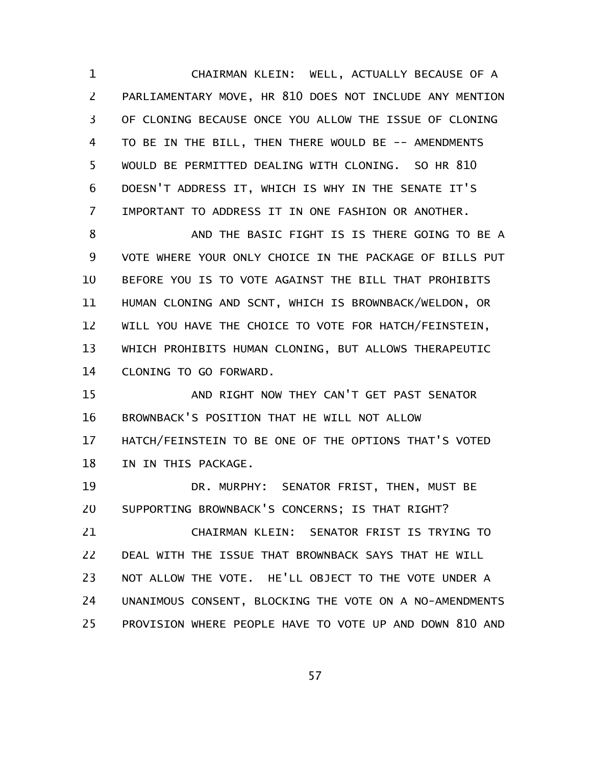CHAIRMAN KLEIN: WELL, ACTUALLY BECAUSE OF A PARLIAMENTARY MOVE, HR 810 DOES NOT INCLUDE ANY MENTION OF CLONING BECAUSE ONCE YOU ALLOW THE ISSUE OF CLONING TO BE IN THE BILL, THEN THERE WOULD BE -- AMENDMENTS WOULD BE PERMITTED DEALING WITH CLONING. SO HR 810 DOESN'T ADDRESS IT, WHICH IS WHY IN THE SENATE IT'S IMPORTANT TO ADDRESS IT IN ONE FASHION OR ANOTHER.

AND THE BASIC FIGHT IS IS THERE GOING TO BE A VOTE WHERE YOUR ONLY CHOICE IN THE PACKAGE OF BILLS PUT BEFORE YOU IS TO VOTE AGAINST THE BILL THAT PROHIBITS HUMAN CLONING AND SCNT, WHICH IS BROWNBACK/WELDON, OR WILL YOU HAVE THE CHOICE TO VOTE FOR HATCH/FEINSTEIN, WHICH PROHIBITS HUMAN CLONING, BUT ALLOWS THERAPEUTIC CLONING TO GO FORWARD.

AND RIGHT NOW THEY CAN'T GET PAST SENATOR BROWNBACK'S POSITION THAT HE WILL NOT ALLOW HATCH/FEINSTEIN TO BE ONE OF THE OPTIONS THAT'S VOTED IN IN THIS PACKAGE.

DR. MURPHY: SENATOR FRIST, THEN, MUST BE SUPPORTING BROWNBACK'S CONCERNS; IS THAT RIGHT?

CHAIRMAN KLEIN: SENATOR FRIST IS TRYING TO DEAL WITH THE ISSUE THAT BROWNBACK SAYS THAT HE WILL NOT ALLOW THE VOTE. HE'LL OBJECT TO THE VOTE UNDER A UNANIMOUS CONSENT, BLOCKING THE VOTE ON A NO-AMENDMENTS PROVISION WHERE PEOPLE HAVE TO VOTE UP AND DOWN 810 AND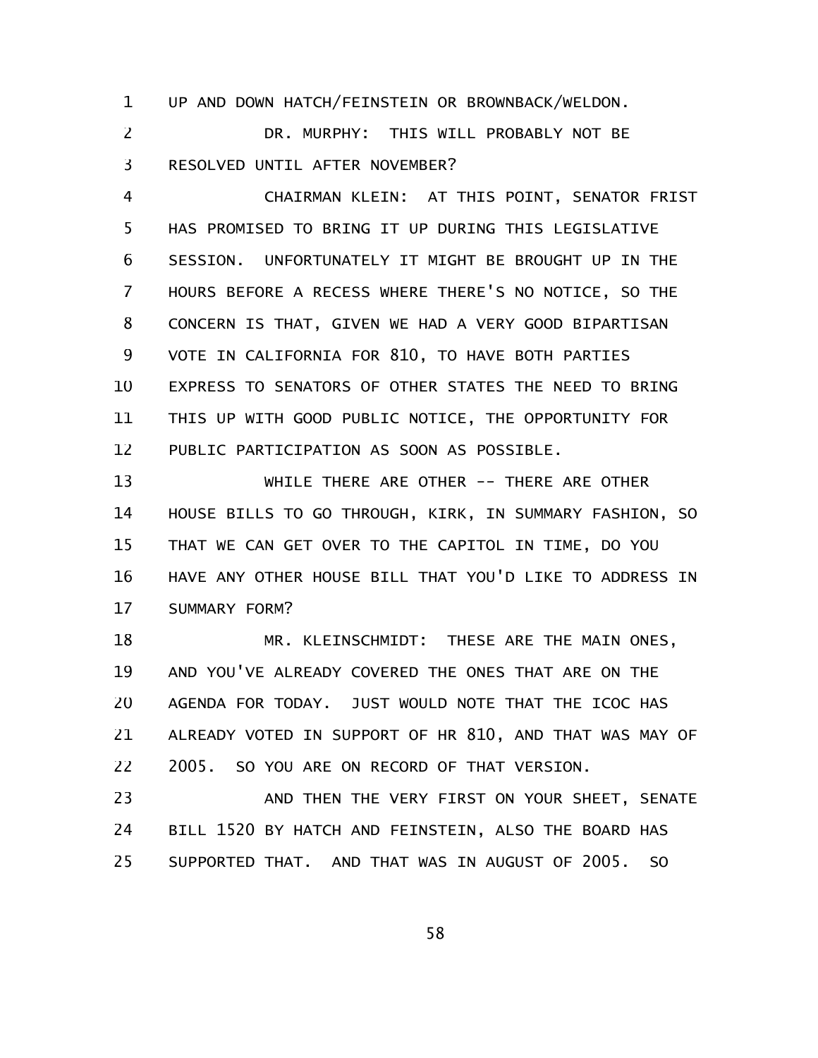UP AND DOWN HATCH/FEINSTEIN OR BROWNBACK/WELDON.

DR. MURPHY: THIS WILL PROBABLY NOT BE RESOLVED UNTIL AFTER NOVEMBER?

CHAIRMAN KLEIN: AT THIS POINT, SENATOR FRIST HAS PROMISED TO BRING IT UP DURING THIS LEGISLATIVE SESSION. UNFORTUNATELY IT MIGHT BE BROUGHT UP IN THE HOURS BEFORE A RECESS WHERE THERE'S NO NOTICE, SO THE CONCERN IS THAT, GIVEN WE HAD A VERY GOOD BIPARTISAN VOTE IN CALIFORNIA FOR 810, TO HAVE BOTH PARTIES EXPRESS TO SENATORS OF OTHER STATES THE NEED TO BRING THIS UP WITH GOOD PUBLIC NOTICE, THE OPPORTUNITY FOR PUBLIC PARTICIPATION AS SOON AS POSSIBLE.

WHILE THERE ARE OTHER -- THERE ARE OTHER HOUSE BILLS TO GO THROUGH, KIRK, IN SUMMARY FASHION, SO THAT WE CAN GET OVER TO THE CAPITOL IN TIME, DO YOU HAVE ANY OTHER HOUSE BILL THAT YOU'D LIKE TO ADDRESS IN SUMMARY FORM?

MR. KLEINSCHMIDT: THESE ARE THE MAIN ONES, AND YOU'VE ALREADY COVERED THE ONES THAT ARE ON THE AGENDA FOR TODAY. JUST WOULD NOTE THAT THE ICOC HAS ALREADY VOTED IN SUPPORT OF HR 810, AND THAT WAS MAY OF 2005. SO YOU ARE ON RECORD OF THAT VERSION.

AND THEN THE VERY FIRST ON YOUR SHEET, SENATE BILL 1520 BY HATCH AND FEINSTEIN, ALSO THE BOARD HAS SUPPORTED THAT. AND THAT WAS IN AUGUST OF 2005. SO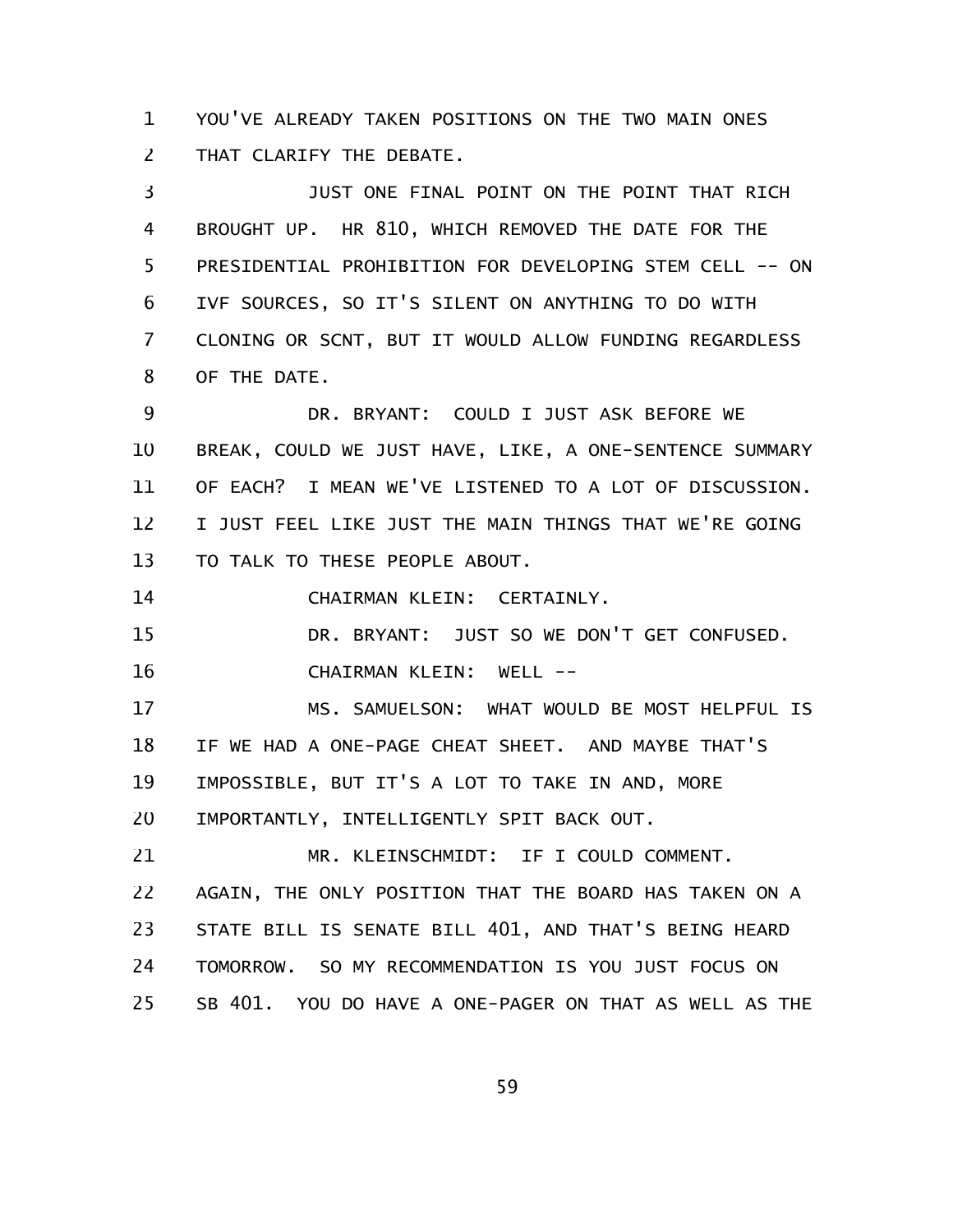YOU'VE ALREADY TAKEN POSITIONS ON THE TWO MAIN ONES THAT CLARIFY THE DEBATE.

JUST ONE FINAL POINT ON THE POINT THAT RICH BROUGHT UP. HR 810, WHICH REMOVED THE DATE FOR THE PRESIDENTIAL PROHIBITION FOR DEVELOPING STEM CELL -- ON IVF SOURCES, SO IT'S SILENT ON ANYTHING TO DO WITH CLONING OR SCNT, BUT IT WOULD ALLOW FUNDING REGARDLESS OF THE DATE.

DR. BRYANT: COULD I JUST ASK BEFORE WE BREAK, COULD WE JUST HAVE, LIKE, A ONE-SENTENCE SUMMARY OF EACH? I MEAN WE'VE LISTENED TO A LOT OF DISCUSSION. I JUST FEEL LIKE JUST THE MAIN THINGS THAT WE'RE GOING TO TALK TO THESE PEOPLE ABOUT.

CHAIRMAN KLEIN: CERTAINLY.

DR. BRYANT: JUST SO WE DON'T GET CONFUSED.

CHAIRMAN KLEIN: WELL --

MS. SAMUELSON: WHAT WOULD BE MOST HELPFUL IS IF WE HAD A ONE-PAGE CHEAT SHEET. AND MAYBE THAT'S IMPOSSIBLE, BUT IT'S A LOT TO TAKE IN AND, MORE IMPORTANTLY, INTELLIGENTLY SPIT BACK OUT.

MR. KLEINSCHMIDT: IF I COULD COMMENT. AGAIN, THE ONLY POSITION THAT THE BOARD HAS TAKEN ON A STATE BILL IS SENATE BILL 401, AND THAT'S BEING HEARD TOMORROW. SO MY RECOMMENDATION IS YOU JUST FOCUS ON SB 401. YOU DO HAVE A ONE-PAGER ON THAT AS WELL AS THE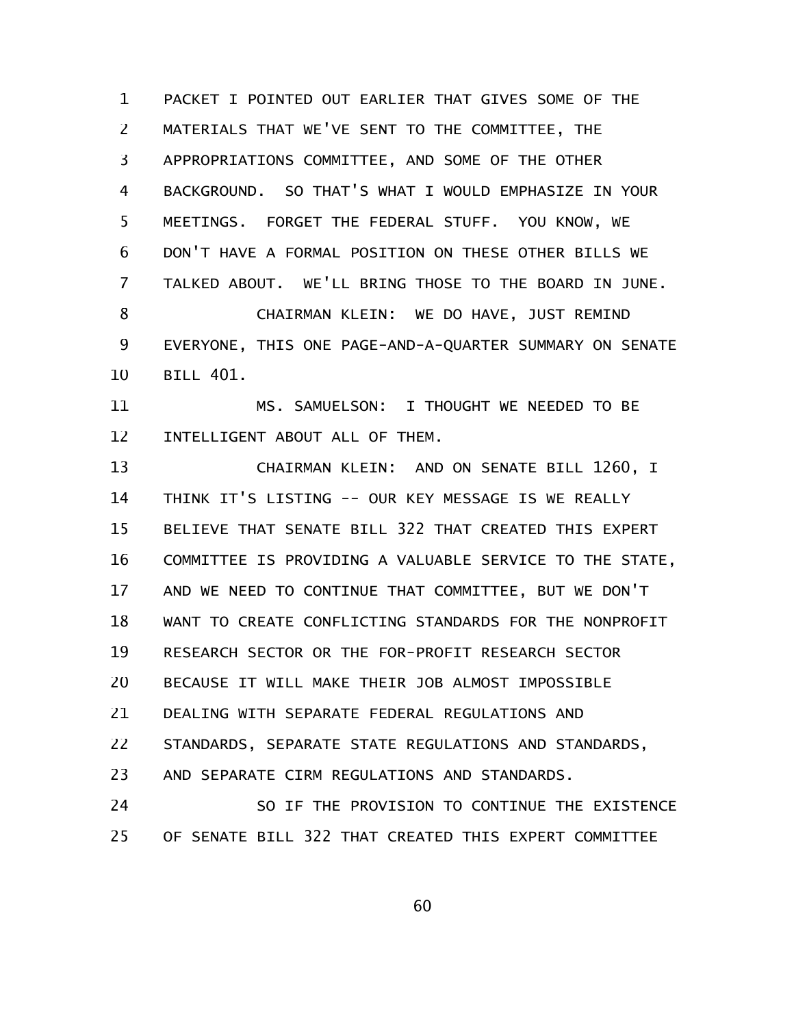PACKET I POINTED OUT EARLIER THAT GIVES SOME OF THE MATERIALS THAT WE'VE SENT TO THE COMMITTEE, THE APPROPRIATIONS COMMITTEE, AND SOME OF THE OTHER BACKGROUND. SO THAT'S WHAT I WOULD EMPHASIZE IN YOUR MEETINGS. FORGET THE FEDERAL STUFF. YOU KNOW, WE DON'T HAVE A FORMAL POSITION ON THESE OTHER BILLS WE TALKED ABOUT. WE'LL BRING THOSE TO THE BOARD IN JUNE.

CHAIRMAN KLEIN: WE DO HAVE, JUST REMIND EVERYONE, THIS ONE PAGE-AND-A-QUARTER SUMMARY ON SENATE BILL 401.

MS. SAMUELSON: I THOUGHT WE NEEDED TO BE INTELLIGENT ABOUT ALL OF THEM.

CHAIRMAN KLEIN: AND ON SENATE BILL 1260, I THINK IT'S LISTING -- OUR KEY MESSAGE IS WE REALLY BELIEVE THAT SENATE BILL 322 THAT CREATED THIS EXPERT COMMITTEE IS PROVIDING A VALUABLE SERVICE TO THE STATE, AND WE NEED TO CONTINUE THAT COMMITTEE, BUT WE DON'T WANT TO CREATE CONFLICTING STANDARDS FOR THE NONPROFIT RESEARCH SECTOR OR THE FOR-PROFIT RESEARCH SECTOR BECAUSE IT WILL MAKE THEIR JOB ALMOST IMPOSSIBLE DEALING WITH SEPARATE FEDERAL REGULATIONS AND STANDARDS, SEPARATE STATE REGULATIONS AND STANDARDS, AND SEPARATE CIRM REGULATIONS AND STANDARDS.

SO IF THE PROVISION TO CONTINUE THE EXISTENCE OF SENATE BILL 322 THAT CREATED THIS EXPERT COMMITTEE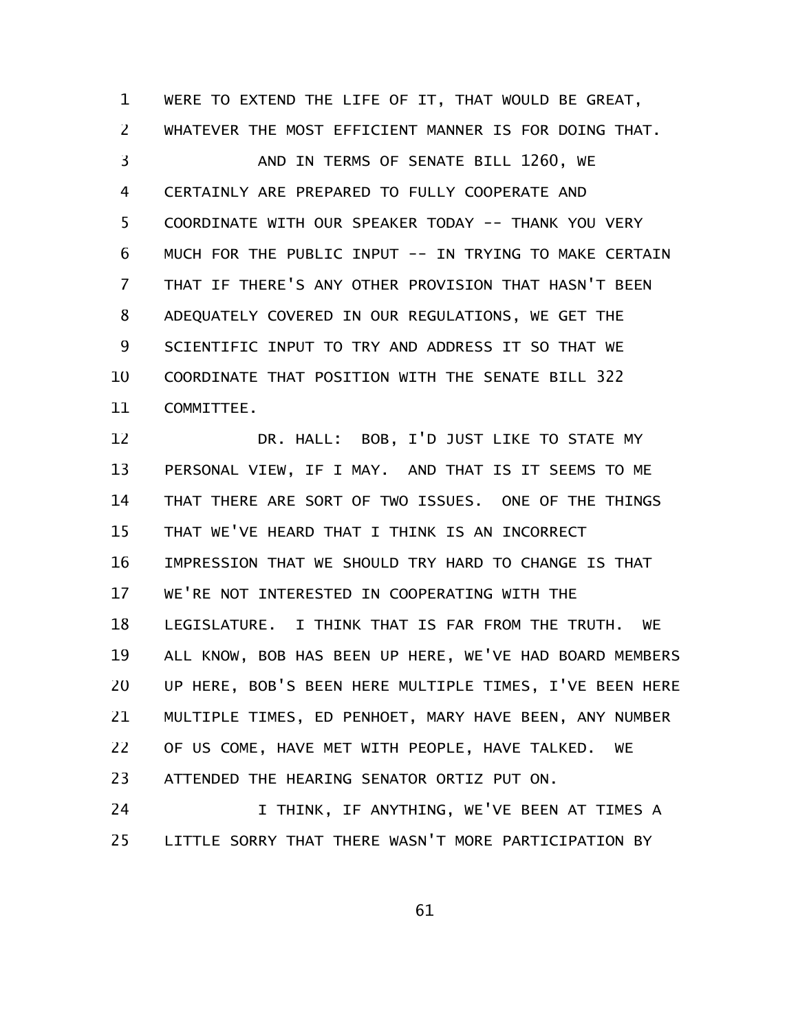WERE TO EXTEND THE LIFE OF IT, THAT WOULD BE GREAT, WHATEVER THE MOST EFFICIENT MANNER IS FOR DOING THAT.

AND IN TERMS OF SENATE BILL 1260, WE CERTAINLY ARE PREPARED TO FULLY COOPERATE AND COORDINATE WITH OUR SPEAKER TODAY -- THANK YOU VERY MUCH FOR THE PUBLIC INPUT -- IN TRYING TO MAKE CERTAIN THAT IF THERE'S ANY OTHER PROVISION THAT HASN'T BEEN ADEQUATELY COVERED IN OUR REGULATIONS, WE GET THE SCIENTIFIC INPUT TO TRY AND ADDRESS IT SO THAT WE COORDINATE THAT POSITION WITH THE SENATE BILL 322 COMMITTEE.

DR. HALL: BOB, I'D JUST LIKE TO STATE MY PERSONAL VIEW, IF I MAY. AND THAT IS IT SEEMS TO ME THAT THERE ARE SORT OF TWO ISSUES. ONE OF THE THINGS THAT WE'VE HEARD THAT I THINK IS AN INCORRECT IMPRESSION THAT WE SHOULD TRY HARD TO CHANGE IS THAT WE'RE NOT INTERESTED IN COOPERATING WITH THE LEGISLATURE. I THINK THAT IS FAR FROM THE TRUTH. WE ALL KNOW, BOB HAS BEEN UP HERE, WE'VE HAD BOARD MEMBERS UP HERE, BOB'S BEEN HERE MULTIPLE TIMES, I'VE BEEN HERE MULTIPLE TIMES, ED PENHOET, MARY HAVE BEEN, ANY NUMBER OF US COME, HAVE MET WITH PEOPLE, HAVE TALKED. WE ATTENDED THE HEARING SENATOR ORTIZ PUT ON.

I THINK, IF ANYTHING, WE'VE BEEN AT TIMES A LITTLE SORRY THAT THERE WASN'T MORE PARTICIPATION BY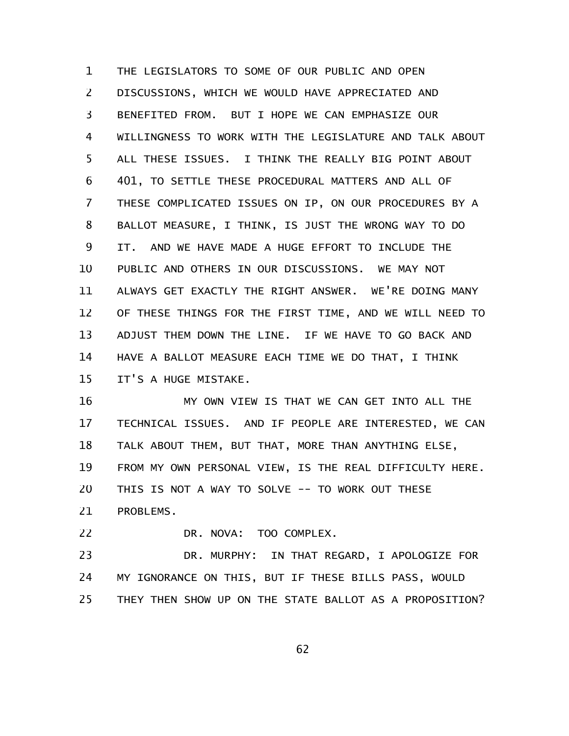THE LEGISLATORS TO SOME OF OUR PUBLIC AND OPEN DISCUSSIONS, WHICH WE WOULD HAVE APPRECIATED AND BENEFITED FROM. BUT I HOPE WE CAN EMPHASIZE OUR WILLINGNESS TO WORK WITH THE LEGISLATURE AND TALK ABOUT ALL THESE ISSUES. I THINK THE REALLY BIG POINT ABOUT 401, TO SETTLE THESE PROCEDURAL MATTERS AND ALL OF THESE COMPLICATED ISSUES ON IP, ON OUR PROCEDURES BY A BALLOT MEASURE, I THINK, IS JUST THE WRONG WAY TO DO IT. AND WE HAVE MADE A HUGE EFFORT TO INCLUDE THE PUBLIC AND OTHERS IN OUR DISCUSSIONS. WE MAY NOT ALWAYS GET EXACTLY THE RIGHT ANSWER. WE'RE DOING MANY OF THESE THINGS FOR THE FIRST TIME, AND WE WILL NEED TO ADJUST THEM DOWN THE LINE. IF WE HAVE TO GO BACK AND HAVE A BALLOT MEASURE EACH TIME WE DO THAT, I THINK IT'S A HUGE MISTAKE.

MY OWN VIEW IS THAT WE CAN GET INTO ALL THE TECHNICAL ISSUES. AND IF PEOPLE ARE INTERESTED, WE CAN TALK ABOUT THEM, BUT THAT, MORE THAN ANYTHING ELSE, FROM MY OWN PERSONAL VIEW, IS THE REAL DIFFICULTY HERE. THIS IS NOT A WAY TO SOLVE -- TO WORK OUT THESE PROBLEMS.

DR. NOVA: TOO COMPLEX.

DR. MURPHY: IN THAT REGARD, I APOLOGIZE FOR MY IGNORANCE ON THIS, BUT IF THESE BILLS PASS, WOULD THEY THEN SHOW UP ON THE STATE BALLOT AS A PROPOSITION?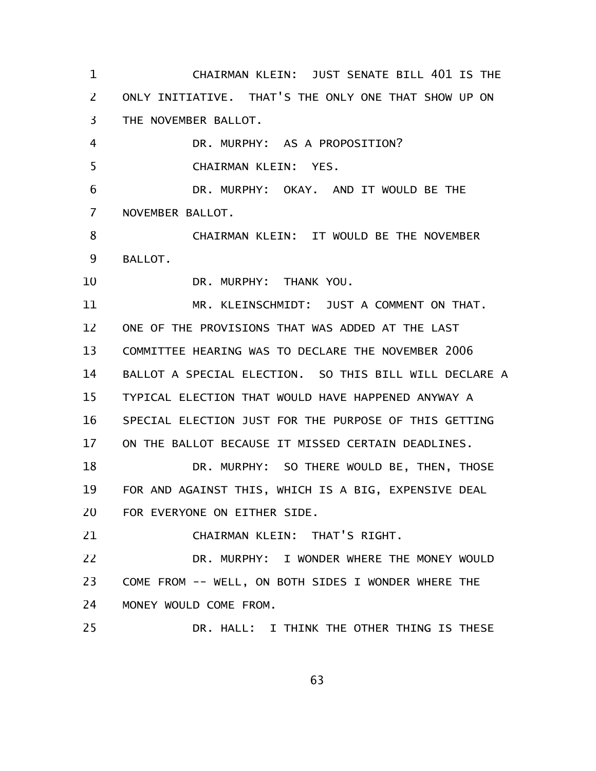CHAIRMAN KLEIN: JUST SENATE BILL 401 IS THE ONLY INITIATIVE. THAT'S THE ONLY ONE THAT SHOW UP ON THE NOVEMBER BALLOT.

DR. MURPHY: AS A PROPOSITION?

CHAIRMAN KLEIN: YES.

DR. MURPHY: OKAY. AND IT WOULD BE THE NOVEMBER BALLOT.

CHAIRMAN KLEIN: IT WOULD BE THE NOVEMBER BALLOT.

DR. MURPHY: THANK YOU.

MR. KLEINSCHMIDT: JUST A COMMENT ON THAT. ONE OF THE PROVISIONS THAT WAS ADDED AT THE LAST COMMITTEE HEARING WAS TO DECLARE THE NOVEMBER 2006 BALLOT A SPECIAL ELECTION. SO THIS BILL WILL DECLARE A TYPICAL ELECTION THAT WOULD HAVE HAPPENED ANYWAY A SPECIAL ELECTION JUST FOR THE PURPOSE OF THIS GETTING ON THE BALLOT BECAUSE IT MISSED CERTAIN DEADLINES.

DR. MURPHY: SO THERE WOULD BE, THEN, THOSE FOR AND AGAINST THIS, WHICH IS A BIG, EXPENSIVE DEAL FOR EVERYONE ON EITHER SIDE.

CHAIRMAN KLEIN: THAT'S RIGHT.

DR. MURPHY: I WONDER WHERE THE MONEY WOULD COME FROM -- WELL, ON BOTH SIDES I WONDER WHERE THE MONEY WOULD COME FROM.

DR. HALL: I THINK THE OTHER THING IS THESE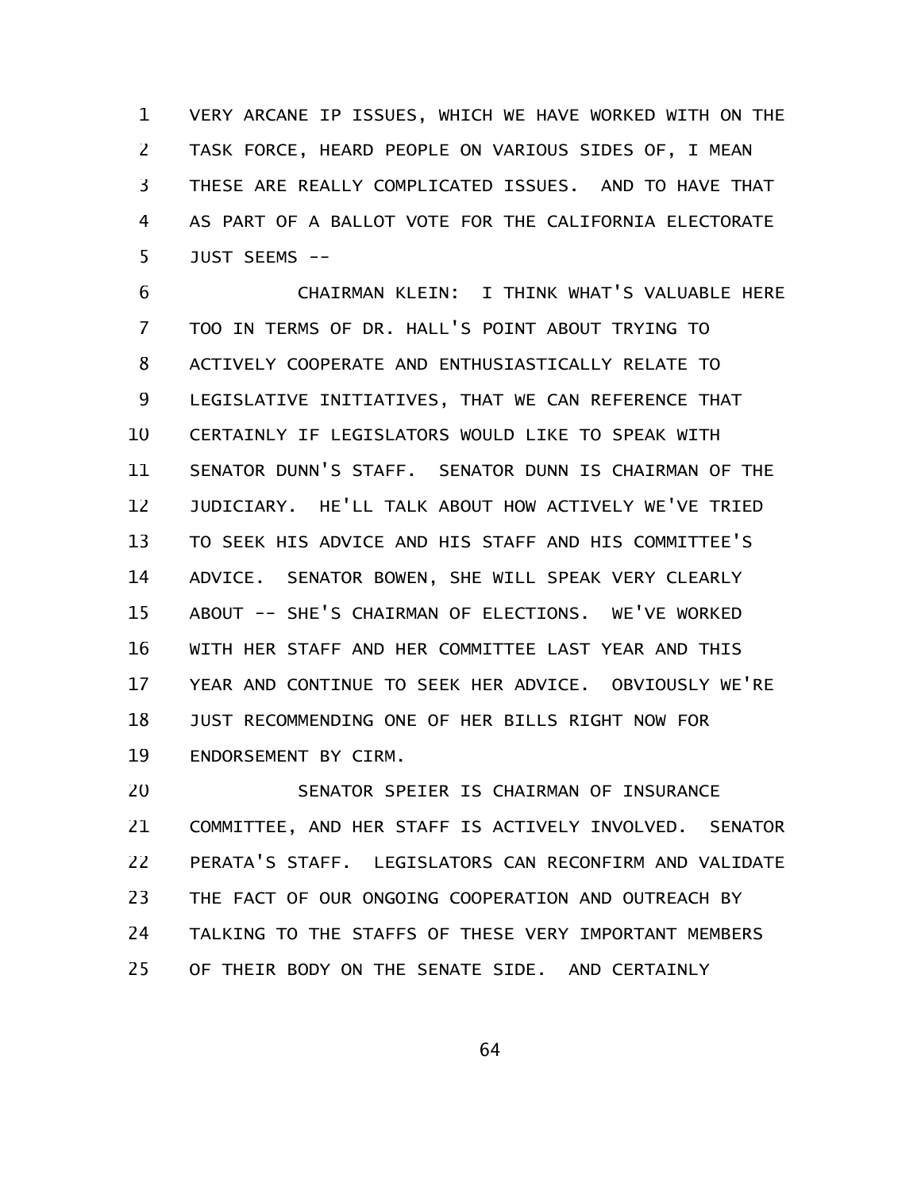VERY ARCANE IP ISSUES, WHICH WE HAVE WORKED WITH ON THE TASK FORCE, HEARD PEOPLE ON VARIOUS SIDES OF, I MEAN THESE ARE REALLY COMPLICATED ISSUES. AND TO HAVE THAT AS PART OF A BALLOT VOTE FOR THE CALIFORNIA ELECTORATE JUST SEEMS --

CHAIRMAN KLEIN: I THINK WHAT'S VALUABLE HERE TOO IN TERMS OF DR. HALL'S POINT ABOUT TRYING TO ACTIVELY COOPERATE AND ENTHUSIASTICALLY RELATE TO LEGISLATIVE INITIATIVES, THAT WE CAN REFERENCE THAT CERTAINLY IF LEGISLATORS WOULD LIKE TO SPEAK WITH SENATOR DUNN'S STAFF. SENATOR DUNN IS CHAIRMAN OF THE JUDICIARY. HE'LL TALK ABOUT HOW ACTIVELY WE'VE TRIED TO SEEK HIS ADVICE AND HIS STAFF AND HIS COMMITTEE'S ADVICE. SENATOR BOWEN, SHE WILL SPEAK VERY CLEARLY ABOUT -- SHE'S CHAIRMAN OF ELECTIONS. WE'VE WORKED WITH HER STAFF AND HER COMMITTEE LAST YEAR AND THIS YEAR AND CONTINUE TO SEEK HER ADVICE. OBVIOUSLY WE'RE JUST RECOMMENDING ONE OF HER BILLS RIGHT NOW FOR ENDORSEMENT BY CIRM.

SENATOR SPEIER IS CHAIRMAN OF INSURANCE COMMITTEE, AND HER STAFF IS ACTIVELY INVOLVED. SENATOR PERATA'S STAFF. LEGISLATORS CAN RECONFIRM AND VALIDATE THE FACT OF OUR ONGOING COOPERATION AND OUTREACH BY TALKING TO THE STAFFS OF THESE VERY IMPORTANT MEMBERS OF THEIR BODY ON THE SENATE SIDE. AND CERTAINLY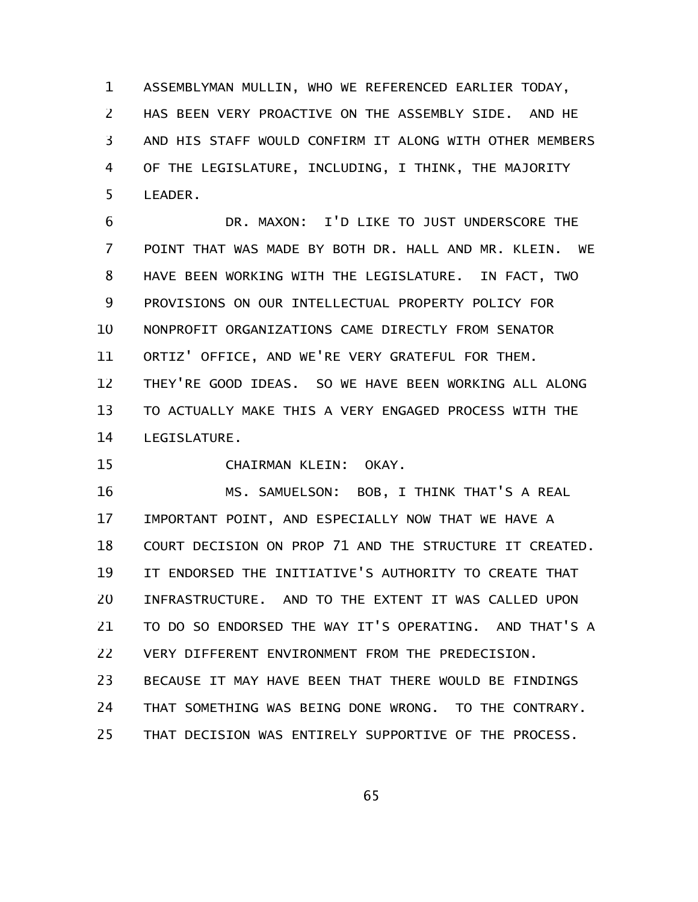ASSEMBLYMAN MULLIN, WHO WE REFERENCED EARLIER TODAY, HAS BEEN VERY PROACTIVE ON THE ASSEMBLY SIDE. AND HE AND HIS STAFF WOULD CONFIRM IT ALONG WITH OTHER MEMBERS OF THE LEGISLATURE, INCLUDING, I THINK, THE MAJORITY LEADER.

DR. MAXON: I'D LIKE TO JUST UNDERSCORE THE POINT THAT WAS MADE BY BOTH DR. HALL AND MR. KLEIN. WE HAVE BEEN WORKING WITH THE LEGISLATURE. IN FACT, TWO PROVISIONS ON OUR INTELLECTUAL PROPERTY POLICY FOR NONPROFIT ORGANIZATIONS CAME DIRECTLY FROM SENATOR ORTIZ' OFFICE, AND WE'RE VERY GRATEFUL FOR THEM. THEY'RE GOOD IDEAS. SO WE HAVE BEEN WORKING ALL ALONG TO ACTUALLY MAKE THIS A VERY ENGAGED PROCESS WITH THE LEGISLATURE.

CHAIRMAN KLEIN: OKAY.

MS. SAMUELSON: BOB, I THINK THAT'S A REAL IMPORTANT POINT, AND ESPECIALLY NOW THAT WE HAVE A COURT DECISION ON PROP 71 AND THE STRUCTURE IT CREATED. IT ENDORSED THE INITIATIVE'S AUTHORITY TO CREATE THAT INFRASTRUCTURE. AND TO THE EXTENT IT WAS CALLED UPON TO DO SO ENDORSED THE WAY IT'S OPERATING. AND THAT'S A VERY DIFFERENT ENVIRONMENT FROM THE PREDECISION. BECAUSE IT MAY HAVE BEEN THAT THERE WOULD BE FINDINGS THAT SOMETHING WAS BEING DONE WRONG. TO THE CONTRARY. THAT DECISION WAS ENTIRELY SUPPORTIVE OF THE PROCESS.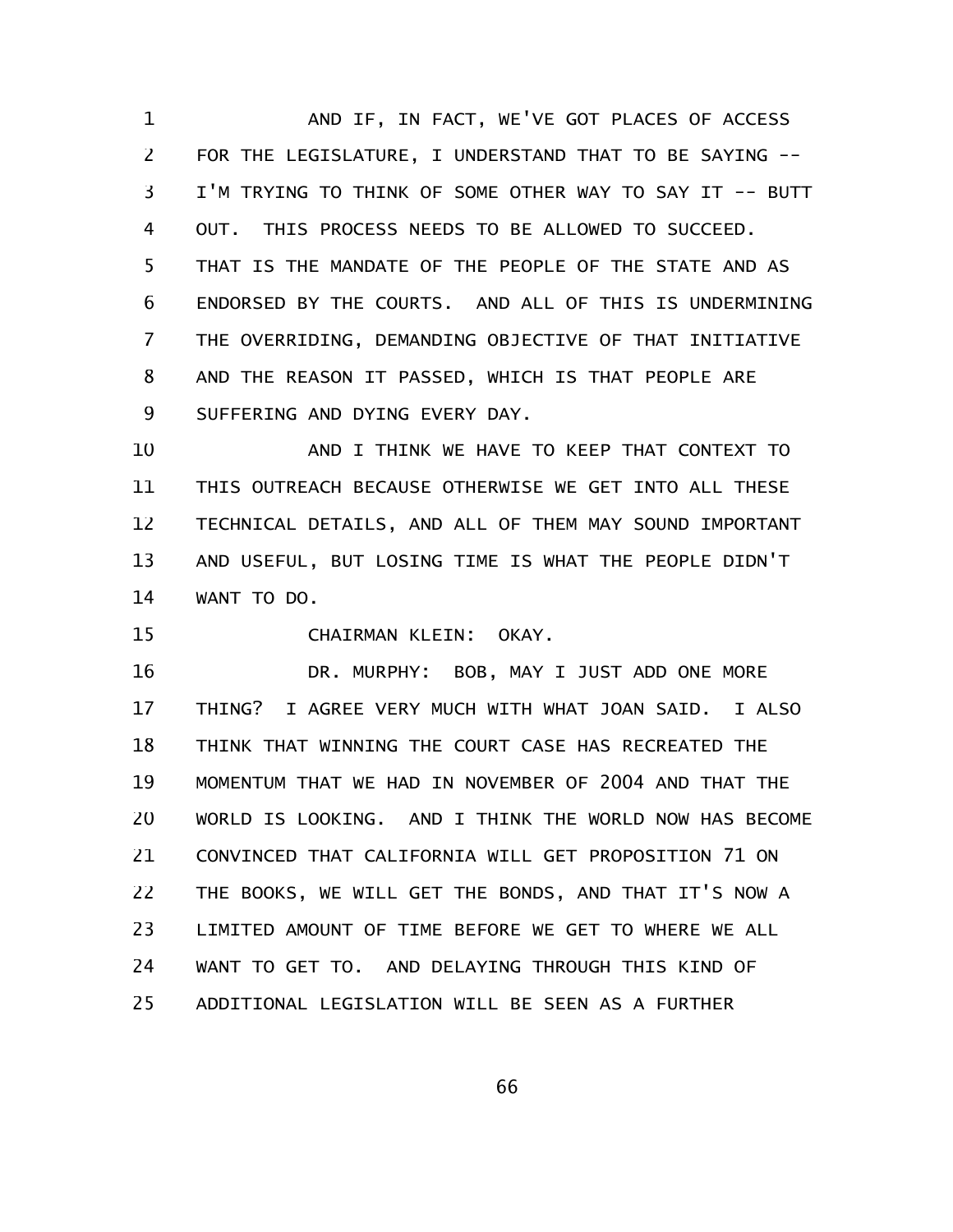AND IF, IN FACT, WE'VE GOT PLACES OF ACCESS FOR THE LEGISLATURE, I UNDERSTAND THAT TO BE SAYING -- I'M TRYING TO THINK OF SOME OTHER WAY TO SAY IT -- BUTT OUT. THIS PROCESS NEEDS TO BE ALLOWED TO SUCCEED. THAT IS THE MANDATE OF THE PEOPLE OF THE STATE AND AS ENDORSED BY THE COURTS. AND ALL OF THIS IS UNDERMINING THE OVERRIDING, DEMANDING OBJECTIVE OF THAT INITIATIVE AND THE REASON IT PASSED, WHICH IS THAT PEOPLE ARE SUFFERING AND DYING EVERY DAY.

AND I THINK WE HAVE TO KEEP THAT CONTEXT TO THIS OUTREACH BECAUSE OTHERWISE WE GET INTO ALL THESE TECHNICAL DETAILS, AND ALL OF THEM MAY SOUND IMPORTANT AND USEFUL, BUT LOSING TIME IS WHAT THE PEOPLE DIDN'T WANT TO DO.

CHAIRMAN KLEIN: OKAY.

DR. MURPHY: BOB, MAY I JUST ADD ONE MORE THING? I AGREE VERY MUCH WITH WHAT JOAN SAID. I ALSO THINK THAT WINNING THE COURT CASE HAS RECREATED THE MOMENTUM THAT WE HAD IN NOVEMBER OF 2004 AND THAT THE WORLD IS LOOKING. AND I THINK THE WORLD NOW HAS BECOME CONVINCED THAT CALIFORNIA WILL GET PROPOSITION 71 ON THE BOOKS, WE WILL GET THE BONDS, AND THAT IT'S NOW A LIMITED AMOUNT OF TIME BEFORE WE GET TO WHERE WE ALL WANT TO GET TO. AND DELAYING THROUGH THIS KIND OF ADDITIONAL LEGISLATION WILL BE SEEN AS A FURTHER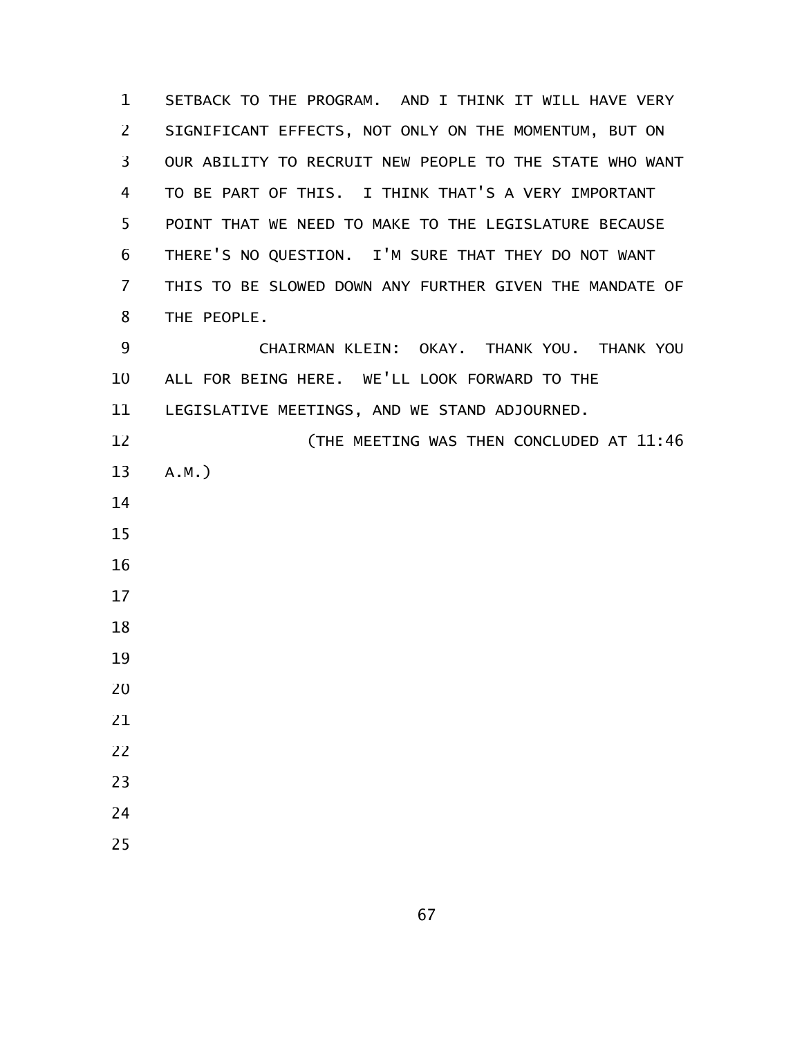SETBACK TO THE PROGRAM. AND I THINK IT WILL HAVE VERY SIGNIFICANT EFFECTS, NOT ONLY ON THE MOMENTUM, BUT ON OUR ABILITY TO RECRUIT NEW PEOPLE TO THE STATE WHO WANT TO BE PART OF THIS. I THINK THAT'S A VERY IMPORTANT POINT THAT WE NEED TO MAKE TO THE LEGISLATURE BECAUSE THERE'S NO QUESTION. I'M SURE THAT THEY DO NOT WANT THIS TO BE SLOWED DOWN ANY FURTHER GIVEN THE MANDATE OF THE PEOPLE.

CHAIRMAN KLEIN: OKAY. THANK YOU. THANK YOU ALL FOR BEING HERE. WE'LL LOOK FORWARD TO THE LEGISLATIVE MEETINGS, AND WE STAND ADJOURNED.

(THE MEETING WAS THEN CONCLUDED AT 11:46 A.M.)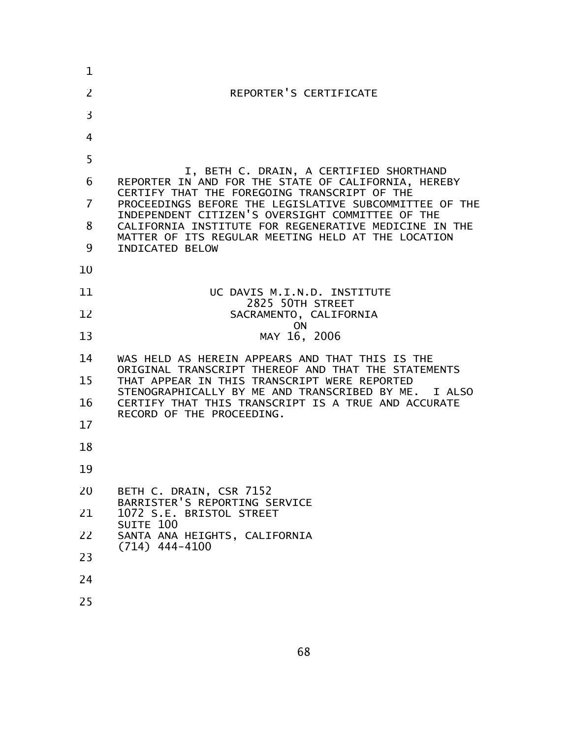# REPORTER'S CERTIFICATE

I, BETH C. DRAIN, A CERTIFIED SHORTHAND REPORTER IN AND FOR THE STATE OF CALIFORNIA, HEREBY CERTIFY THAT THE FOREGOING TRANSCRIPT OF THE PROCEEDINGS BEFORE THE LEGISLATIVE SUBCOMMITTEE OF THE INDEPENDENT CITIZEN'S OVERSIGHT COMMITTEE OF THE CALIFORNIA INSTITUTE FOR REGENERATIVE MEDICINE IN THE MATTER OF ITS REGULAR MEETING HELD AT THE LOCATION INDICATED BELOW

UC DAVIS M.I.N.D. INSTITUTE
2825 50TH STREET
SACRAMENTO, CALIFORNIA
ON
MAY 16, 2006

WAS HELD AS HEREIN APPEARS AND THAT THIS IS THE ORIGINAL TRANSCRIPT THEREOF AND THAT THE STATEMENTS THAT APPEAR IN THIS TRANSCRIPT WERE REPORTED STENOGRAPHICALLY BY ME AND TRANSCRIBED BY ME. I ALSO CERTIFY THAT THIS TRANSCRIPT IS A TRUE AND ACCURATE RECORD OF THE PROCEEDING.

BETH C. DRAIN, CSR 7152
BARRISTER'S REPORTING SERVICE
1072 S.E. BRISTOL STREET
SUITE 100
SANTA ANA HEIGHTS, CALIFORNIA
(714) 444-4100